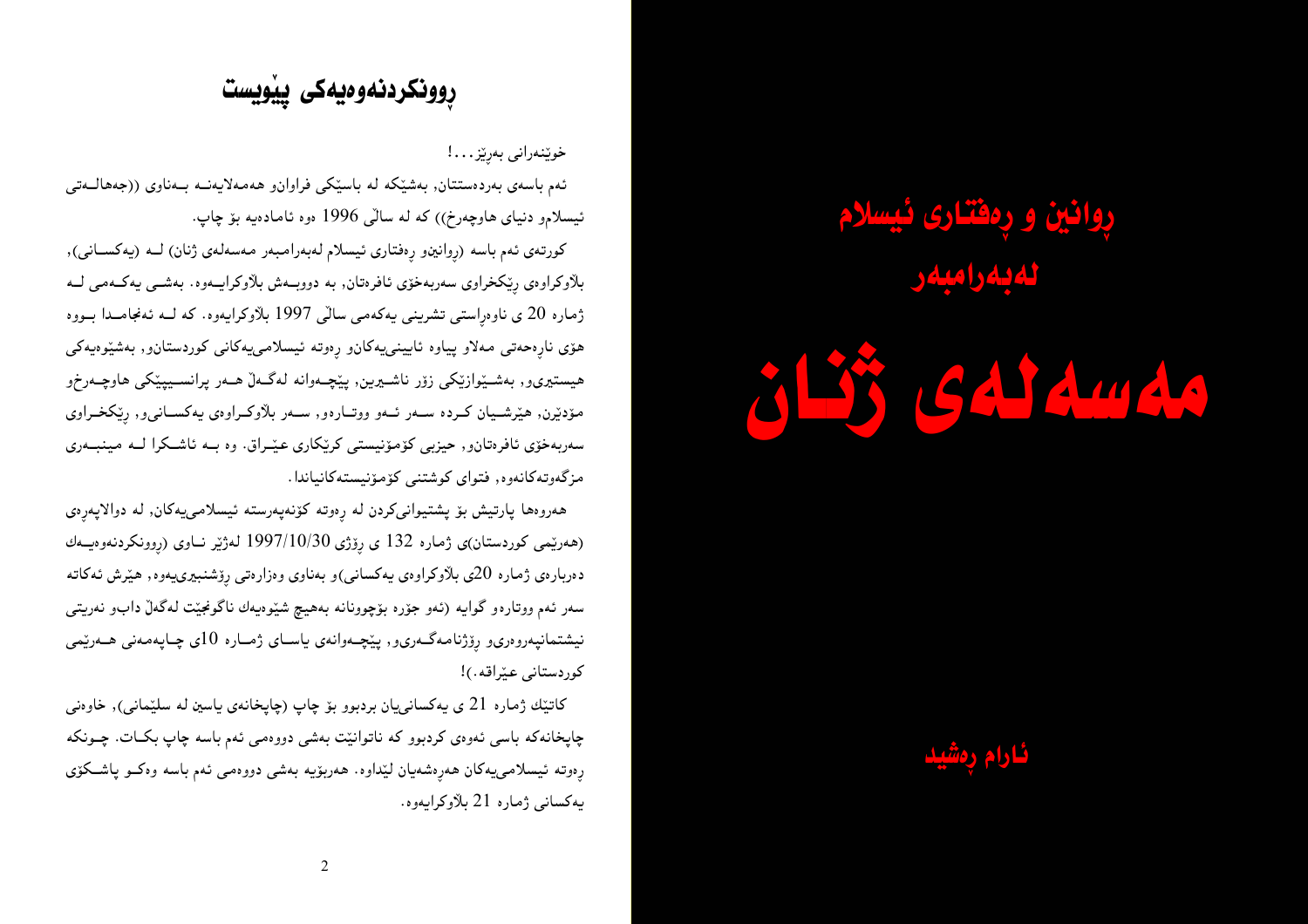# ڕوانین و ڕەفتاری ئیسلام لەبەرامبەر

# مەسەلەی ژنان

## ئارام ڕەشید

## ڕوونکردنەوەیەکی پێویست

خوێنەرانی بەڕێز...!

ئەم باسەی بەردەستتان, بەشێکە لە باسێکی فراوان‌و هەمەلایەنە بەناوی ((جەهالەتی ئیسلام‌و دنیای هاوچەرخ)) کە لە ساڵی 1996 ەوە ئامادەیە بۆ چاپ.

کورتەی ئەم باسە (ڕوانین‌و ڕەفتاری ئیسلام لەبەرامبەر مەسەلەی ژنان) لە (یەکسانی), بلاوکراوەی ڕێکخراوی سەربەخۆی ئافرەتان, بە دووبەش بلاوکرایەوە. بەشی یەکەمی لە ژمارە 20 ی ناوەڕاستی تشرینی یەکەمی ساڵی 1997 بلاوکرایەوە. کە لە ئەنجامدا بووە هۆی نارەحەتی مەلاو پیاوە ئایینی‌یەکان‌و ڕەوتە ئیسلامی‌یەکانی کوردستان‌و, بەشێوەیەکی هیستیری‌و, بەشێوازێکی زۆر ناشیرین, پێچەوانە لەگەڵ هەر پرانسیپێکی هاوچەرخ‌و مۆدێرن, هێرشیان کردە سەر ئەو ووتارەو, سەر بلاوکراوەی یەکسانی‌و, ڕێکخراوی سەربەخۆی ئافرەتان‌و, حیزبی کۆمۆنیستی کرێکاری عێراق. وە بە ئاشکرا لە مینبەری مزگەوتەکانەوە, فتوای کوشتنی کۆمۆنیستەکانیاندا.

هەروەها پارتیش بۆ پشتیوانی‌کردن لە ڕەوتە کۆنەپەرستە ئیسلامی‌یەکان, لە دواڵاپەڕەی (هەرێمی کوردستان)ی ژمارە 132 ی ڕۆژی 1997/10/30 لەژێر ناوی (ڕوونکردنەوەیەك دەربارەی ژمارە 20ی بلاوکراوەی یەکسانی)و بەناوی وەزارەتی ڕۆشنبیری‌یەوە, هێرش ئەکاتە سەر ئەم ووتارەو گوایە (ئەو جۆرە بۆچوونانە بەهیچ شێوەیەك ناگونجێت لەگەڵ داب‌و نەریتی نیشتمانپەروەری‌و ڕۆژنامەگەری‌و, پێچەوانەی یاسای ژمارە 10ی چاپەمەنی هەرێمی کوردستانی عێراقە.)!

کاتێك ژمارە 21 ی یەکسانی‌یان بردبوو بۆ چاپ (چاپخانەی یاسین لە سلێمانی), خاوەنی چاپخانەکە باسی ئەوەی کردبوو کە ناتوانێت بەشی دووەمی ئەم باسە چاپ بکات. چونکە ڕەوتە ئیسلامی‌یەکان هەڕەشەیان لێداوە. هەربۆیە بەشی دووەمی ئەم باسە وەکو پاشکۆی یەکسانی ژمارە 21 بلاوکرایەوە.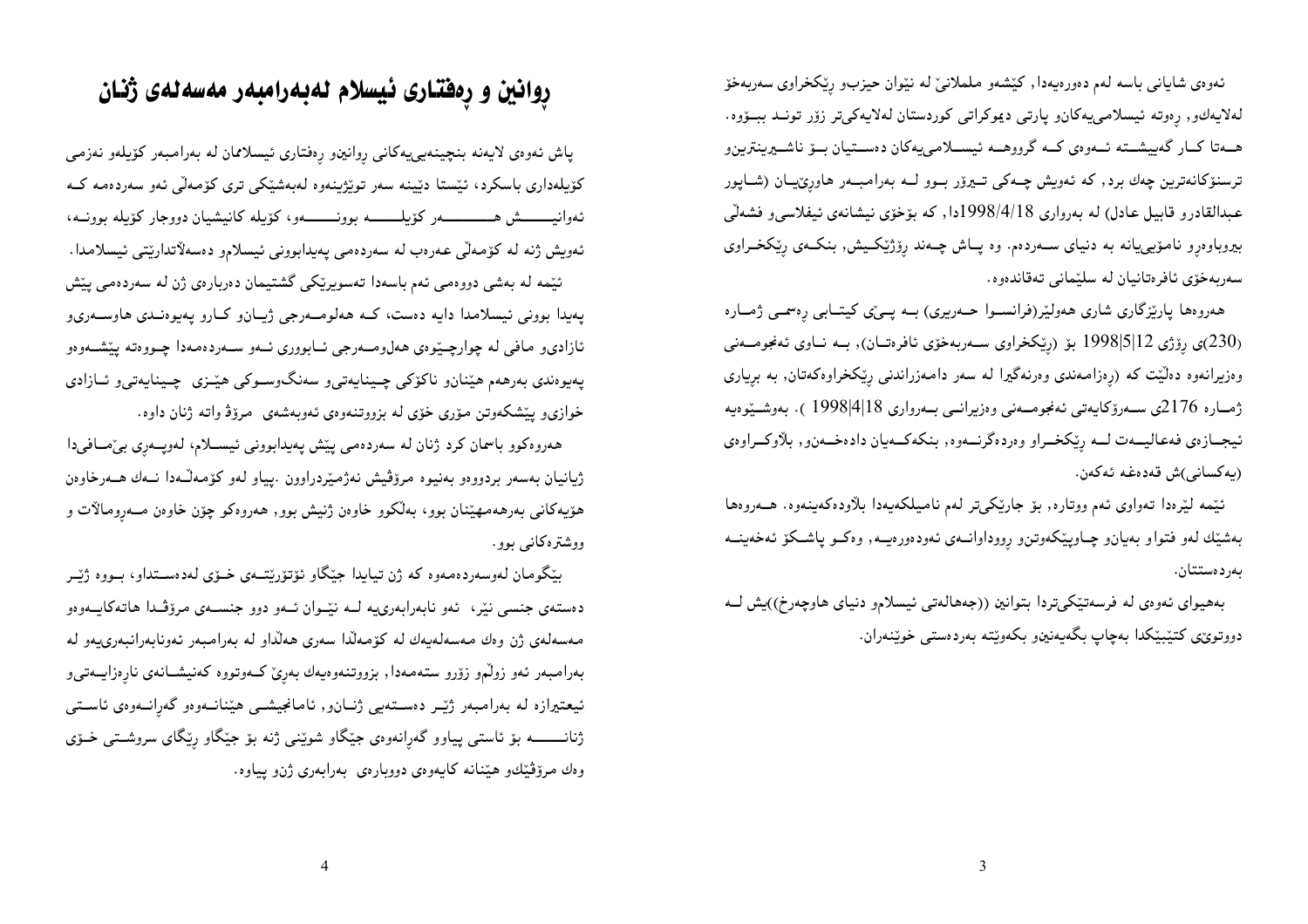ئەوەی شایانی باسە لەم دەورەیەدا, کێشەو ململانێ لە نێوان حیزبو ڕێکخراوی سەربەخۆ لەلایەکو, ڕەوتە ئیسلامییەکانو پارتی دیموکراتی کوردستان لەلایەکیتر زۆر توند ببۆوە. هەتا کار گەیشتە ئەوەی کە گرووهە ئیسلامییەکان دەستیان بۆ ناشیرینترینو ترسنۆکانەترین چەك برد, کە ئەویش چەکی تیرۆر بوو لە بەرامبەر هاوڕێیان (شاپور عبدالقادرو قابیل عادل) لە بەرواری 1998/4/18دا, کە بۆخۆی نیشانەی ئیفلاسیو فشەڵی بیروباوەڕو نامۆییانە بە دنیای سەردەم. وە پاش چەند ڕۆژێکیش, بنکەی ڕێکخراوی سەربەخۆی ئافرەتانیان لە سلێمانی تەقاندەوە.

هەروەها پارێزگاری شاری هەولێر(فرانسوا حەریری) بە پێی کیتابی ڕەسمی ژمارە (230)ی ڕۆژی 1998|5|12 بۆ (ڕێکخراوی سەربەخۆی ئافرەتان), بە ناوی ئەنجومەنی وەزیرانەوە دەڵێت کە (ڕەزامەندی وەرنەگیرا لە سەر دامەزراندنی ڕێکخراوەکەتان, بە بڕیاری ژمارە 2176ی سەرۆکایەتی ئەنجومەنی وەزیرانی بەرواری 1998|4|18 ). بەوشێوەیە ئیجازەی فەعالیەت لە ڕێکخراو وەردەگرنەوە, بنکەکەیان دادەخەنو, بڵاوکراوەی (یەکسانی)ش قەدەغە ئەکەن.

ئێمە لێرەدا تەواوی ئەم ووتارە, بۆ جارێکیتر لەم نامیلکەیەدا بڵاودەکەینەوە. هەروەها بەشێك لەو فتواو بەیانو چاوپێکەوتنو ڕووداوانەی ئەودەورەیە, وەکو پاشکۆ ئەخەینە بەردەستتان.

بەهیوای ئەوەی لە فرسەتێکیتردا بتوانین ((جەهالەتی ئیسلامو دنیای هاوچەرخ))یش لە دووتوێی کتێبێکدا بەچاپ بگەیەنینو بکەوێتە بەردەستی خوێنەران.

# ڕوانین و ڕەفتاری ئیسلام لەبەرامبەر مەسەلەی ژنان

پاش ئەوەی لایەنە بنچینەییەکانی ڕوانینو ڕەفتاری ئیسلامان لە بەرامبەر کۆیلەو نەزمی کۆیلەداری باسکرد, ئێستا دێینە سەر توێژینەوە لەبەشێکی تری کۆمەڵی ئەو سەردەمە کە ئەوانیش هەر کۆیلە بوونەو، کۆیلە کانیشیان دووجار کۆیلە بوونە، ئەویش ژنە لە کۆمەڵی عەرەب لە سەردەمی پەیدابوونی ئیسلامو دەسەڵاتدارێتی ئیسلامدا.

ئێمە لە بەشی دووەمی ئەم باسەدا تەسویرێکی گشتیمان دەربارەی ژن لە سەردەمی پێش پەیدا بوونی ئیسلامدا دایە دەست, کە هەلومەرجی ژیانو کارو پەیوەندی هاوسەریو ئازادیو مافی لە چوارچێوەی هەلومەرجی ئابووری ئەو سەردەمەدا چووەتە پێشەوەو پەیوەندی بەرهەم هێنانو ناکۆکی چینایەتیو سەنگوسوکی هێزی چینایەتیو ئازادی خوازیو پێشکەوتن مۆری خۆی لە بزووتنەوەی ئەوبەشەی مرۆڤ واتە ژنان داوە.

هەروەکوو باسمان کرد ژنان لە سەردەمی پێش پەیدابوونی ئیسلام, لەوپەڕی بێمافیدا ژیانیان بەسەر بردووەو بەنیوە مرۆڤیش نەژمێردراوون .پیاو لەو کۆمەڵەدا نەك هەرخاوەن هۆیەکانی بەرهەمهێنان بوو، بەڵکوو خاوەن ژنیش بوو, هەروەکو چۆن خاوەن مەڕومالات و ووشترەکانی بوو.

بێگومان لەوسەردەمەوە کە ژن تیایدا جێگاو ئۆتۆرێتەی خۆی لەدەستداو، بووە ژێر دەستەی جنسی نێر، ئەو نابەرابەرییە لە نێوان ئەم دوو جنسەی مرۆڤدا هاتەکایەوەو مەسەلەی ژن وەك مەسەلەیەك لە کۆمەڵدا سەری هەڵداو لە بەرامبەر ئەونابەرانبەرییەو لە بەرامبەر ئەو زوڵمو زۆرو ستەمەدا, بزووتنەوەیەك بەڕێ کەوتووە کەنیشانەی ناڕەزایەتیو ئیعتیرازە لە بەرامبەر ژێر دەستەیی ژنانو, ئامانجیشی هێنانەوەو گەڕانەوەی ئاستی ژنانە بۆ ئاستی پیاوو گەڕانەوەی جێگاو شوێنی ژنە بۆ جێگاو ڕێگای سروشتی خۆی وەك مرۆڤێكو هێنانە کایەوەی دووبارەی بەرابەری ژنو پیاوە.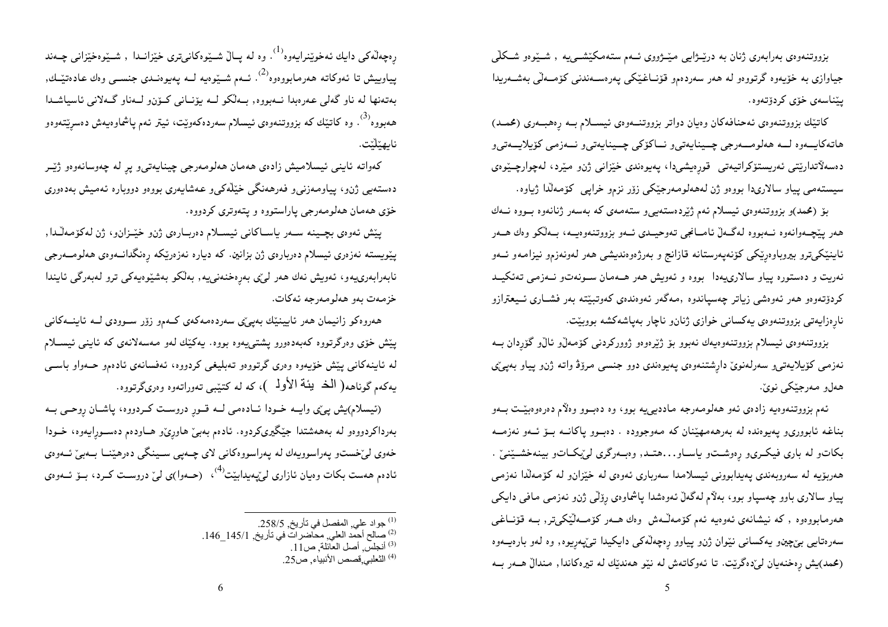بزووتنەوەی بەرابەری ژنان بە درێـژایی مێـژووی ئـەم ستەمکێشـی‌یە , شـێوەو شـكڵی جیاوازی بە خۆیەوە گرتووەو لە هەر سەردەمو قۆنـاغێكی پەرەسـەندنی كۆمـەڵی بەشـەریدا پێناسەی خۆی كردۆتەوە.

كاتێك بزووتنەوەی ئەحنافەكان وەیان دواتر بزووتنـەوەی ئیسـلام بـە ڕابەرایـەتی (محمد) هاتەكایـەوە لـە هەلومـەرجی چـینایەتیو نـاكۆكی چـینایەتیو نـەزمی كۆیلایـەتیو دەسەڵاتدارێتی ئەریستۆكراتیەتی قورەیشی‌دا، پەیوەندی خێزانی ژنو مێرد، لەچوارچێوەی سیستەمی پیاو سالاری‌دا بووەو ژن لەهەلومەرجێكی زۆر نزمو خراپی كۆمەڵدا ژیاوە.

بۆ (محمد)و بزووتنەوەی ئیسلام ئەم ژێردەستەیی‌و ستەمەی كە بەسەر ژنانەوە بـووە نـەك هەر پێچـەوانەوە نـەبووە لەگـەڵ ئامـانجی تەوحیـدی ئـەو بزووتنەوەیـە، بـەڵكو وەك هـەر ئاینێكی‌ترو بیروباوەڕێكی كۆنەپەرستانە قازانج و بەرژەوەندیشی هەر لەونەزمو نیزامەو ئـەو نەریت و دەستورە پیاو سالاری‌یەدا بووە و ئەویش هەر هـەمان سـونەتو نـەزمی تەئكیـد كردۆتەوەو هەر ئەوەشی زیاتر چەسپاندوە ,مەگەر ئەوەندەی كەوتبێتە بەر فشـاری ئـیعترازو ناڕەزایەتی بزووتنەوەی یەكسانی خوازی ژنانو ناچار بەپاشەكشە بووبێت.

بزووتنەوەی ئیسلام بزووتنەوەیەك نەبوو بۆ ژێرەوەو ژووركردنی كۆمەڵو ئاڵو گۆڕدان بـە نەزمی كۆیلایەتی‌و سەرلەنوێ دارشتنەوەی پەیوەندی دوو جنسی مرۆڤ واتە ژنو پیاو بەپێی هەلو مەرجێكی نوێ.

ئەم بزووتنەوەیە زادەی ئەو هەلومەرجە مادیی‌یە بوو، وە دەبـوو وەڵام دەرەوەبێـت بـەو بناغە ئابووری‌و پەیوەندە لە بەرهەمهێنان كە مەوجوودە . دەبـوو پاكانـە بـۆ ئـەو نەزمـە بكاتو لە باری فیكـری‌و ڕەوشـتو یاسـاو...هتـد, وەبـەرگری لێبكـاتو بینەخشـێنێ . هەربۆیە لە سەروبەندی پەیدابوونی ئیسلامدا سەرباری ئەوەی لە خێزانو لە كۆمەڵدا نەزمی پیاو سالاری باوو چەسپاو بوو، بەڵام لەگەڵ ئەوەشدا پاشماوەی ڕۆڵی ژنو نەزمی مافی دایكی هەرمابووەوە , كە نیشانەی ئەوەیە ئەم كۆمەڵـەش وەك هـەر كۆمـەڵێكی‌تر, بـە قۆنـاغی سەرەتایی بێ‌چینو یەكسانی نێوان ژنو پیاوو ڕەچەڵەكی دایكیدا تێپەڕیوە, وە لەو بارەیـەوە (محمد)یش ڕەخنەیان لێدەگرێت. تا ئەوكاتەش لە نێو هەندێك لە تیرەكاندا, منداڵ هـەر بـە ڕەچەڵەكی دایك ئەخوێنرایەوە[1]. وە لە پـاڵ شـێوەكانی‌تری خێزانـدا , شـێوەخێزانی چـەند پیاوییش تا ئەوكاتە هەرمابووەوە[2]. ئـەم شـێوەیە لـە پەیوەنـدی جنسـی وەك عادەتێـك, بەتەنها لە ناو گەلی عەرەبدا نـەبووە, بـەڵكو لـە یۆنـانی كـۆنو لـەناو گـەلانی ئاسیاشـدا هەبووە[3]. وە كاتێك كە بزووتنەوەی ئیسلام سەردەكەوێت، ئیتر ئەم پاشماوەیەش دەسڕێتەوەو نایهێڵێت.

كەواتە ئاینی ئیسلامیش زادەی هەمان هەلومەرجی چینایەتی‌و پڕ لە چەوسانەوەو ژێـر دەستەیی ژنو، پیاومەزنی‌و فەرهەنگی خێڵەكی‌و عەشایەری بووەو دووبارە ئەمیش بەدەوری خۆی هەمان هەلومەرجی پاراستووە و پتەوتری كردووە.

پێش ئەوەی بچـینە سـەر یاسـاكانی ئیسـلام دەربـارەی ژنو خێـزانو، ژن لەكۆمەڵـدا, پێویستە نەزەری ئیسلام دەربارەی ژن بزانین. كە دیارە نەزەرێكە ڕەنگدانـەوەی هەلومـەرجی نابەرابەری‌یەو، ئەویش نەك هەر لێی بەرەخنەنی‌یە, بەڵكو بەشێوەیەكی ترو لەبەرگی ئایندا خزمەت بەو هەلومەرجە ئەكات.

هەروەكو زانیمان هەر ئایینێك بەپێی سەردەمەكەی كـەمو زۆر سـوودی لـە ئاینـەكانی پێش خۆی وەرگرتووە كەبەدەورو پشتی‌یەوە بووە. یەكێك لەو مەسەلانەی كە ئاینی ئیسـلام لە ئاینەكانی پێش خۆیەوە وەری گرتووەو تەبلیغی كردووە، ئەفسانەی ئادەمو حـەواو باسـی یەكەم گوناهە( الخـ يئة الأولـ )، كە لە كتێبی تەوراتەوە وەری‌گرتووە.

(ئیسلام)یش پێی وایـە خـودا ئـادەمی لـە قـوڕ دروسـت كـردووە، پاشـان ڕوحـی بـە بەرداكردووەو لە بەهەشتدا جێگیری‌كردوە. ئادەم بەبێ هاوڕێو هـاودەم دەسـوڕایەوە، خـودا خەوی لێخستو پەراسوویەك لە پەراسووەكانی لای چـەپی سـینگی دەرهێنـا بـەبێ ئـەوەی ئادەم هەست بكات وەیان ئازاری لێپەیدابێت[4]، (حـەوا)ی لێ دروسـت كـرد، بـۆ ئـەوەی

---

[1] جواد علي, المفصل في تأريخ, 258/5.
[2] صالح أحمد العلي, محاضرات في تأريخ, 145/1_146.
[3] أنجلس, أصل العائلة, ص11.
[4] الثعلبي,قصص الأنبياء, ص25.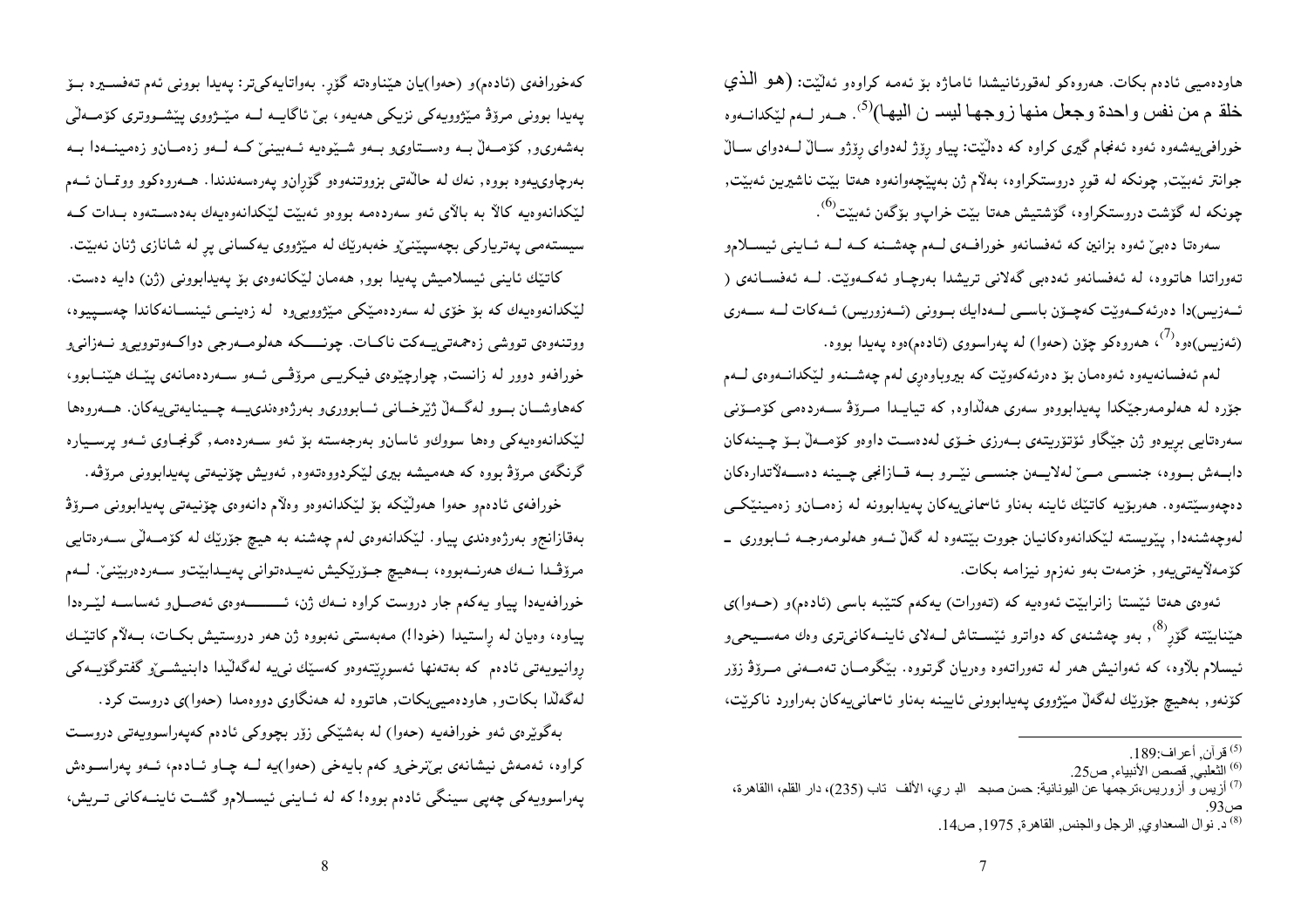هاوده‌میی ئادەم بکات. هەروەکو لەقورئانیشدا ئاماژە بۆ ئەمە کراوەو ئەڵێت: (هو الذي خلق م من نفس واحدة وجعل منها زوجها ليسـ ن اليها)[5]. هەر لەم لێکدانەوە خورافییەشەوە ئەوە ئەنجام گیری کراوە کە دەڵێت: پیاو ڕۆژ ڕۆژ لەدوای ڕۆژو ساڵ لەدوای ساڵ جوانتر ئەبێت, چونکە لە قوڕ دروستکراوە، بەڵام ژن بەپێچەوانەوە هەتا بێت ناشیرین ئەبێت, چونکە لە گۆشت دروستکراوە، گۆشتیش هەتا بێت خراپو بۆگەن ئەبێت[6].

سەرەتا دەبێ ئەوە بزانین کە ئەفسانەو خورافەی لەم چەشنە کە لە ئاینی ئیسلامو تەوراتدا هاتووە، لە ئەفسانەو ئەدەبی گەلانی تریشدا بەرچاو ئەکەوێت. لە ئەفسانەی ( ئەزیس)دا دەرئەکەوێت کەچۆن باسی لەدایک بوونی (ئەزوریس) ئەکات لە سەری (ئەزیس)ەوە[7]، هەروەکو چۆن (حەوا) لە پەراسووی (ئادەم)ەوە پەیدا بووە.

لەم ئەفسانەیەوە ئەوەمان بۆ دەرئەکەوێت کە بیروباوەڕی لەم چەشنەو لێکدانەوەی لەم جۆرە لە هەلومەرجێکدا پەیدابووەو سەری هەڵداوە, کە تیایدا مرۆڤ سەردەمی کۆمۆنی سەرەتایی بڕیوەو ژن جێگاو ئۆتۆریتەی بەرزی خۆی لەدەست داوەو کۆمەڵ بۆ چینەکان دابەش بووە، جنسی مێ لەلایەن جنسی نێرو بە قازانجی چینە دەسەڵاتدارەکان دەچەوسێتەوە. هەربۆیە کاتێك ئاینە بەناو ئاسمانییەکان پەیدابوونە لە زەمانو زەمینێکی لەوچەشنەدا, پێویستە لێکدانەوەکانیان جووت بێتەوە لە گەڵ ئەو هەلومەرجە ئابووری ـ کۆمەڵایەتییەو, خزمەت بەو نەزمو نیزامە بکات.

ئەوەی هەتا ئێستا زانرابێت ئەوەیە کە (تەورات) یەکەم کتێبە باسی (ئادەم)و (حەوا)ی هێنابێتە گۆڕ[8], بەو چەشنەی کە دواترو ئێستاش لەلای ئاینەکانیتری وەك مەسیحیو ئیسلام بڵاوە، کە ئەوانیش هەر لە تەوراتەوە وەریان گرتووە. بێگومان تەمەنی مرۆڤ زۆر کۆنەو, بەهیچ جۆرێك لەگەڵ مێژووی پەیدابوونی ئایینە بەناو ئاسمانییەکان بەراورد ناکرێت، کەخورافەی (ئادەم)و (حەوا)یان هێناوەتە گۆڕ. بەواتایەکیتر: پەیدا بوونی ئەم تەفسیرە بۆ پەیدا بوونی مرۆڤ مێژوویەکی نزیکی هەیەو, بێ ئاگایە لە مێژووی پێشووتری کۆمەڵی بەشەریو, کۆمەڵ بە وەستاویو بەو شێوەیە ئەبینێ کە لەو زەمانو زەمینەدا بە بەرچاوییەوە بووە, نەك لە حاڵەتی بزووتنەوەو گۆڕانو پەرەسەندندا. هەروەکوو ووتمان ئەم لێکدانەوەیە کالاّ بە باڵای ئەو سەردەمە بووەو ئەبێت لێکدانەوەیەك بەدەستەوە بدات کە سیستەمی پەتریارکی بچەسپێنێو خەبەرێك لە مێژووی یەکسانی پڕ لە شانازی ژنان نەبێت.

کاتێك ئاینی ئیسلامیش پەیدا بوو, هەمان لێکانەوەی بۆ پەیدابوونی (ژن) دایە دەست. لێکدانەوەیەك کە بۆ خۆی لە سەردەمێکی مێژوویی‌ دا لە زەینی ئینسانەکاندا چەسپیوە، ووتنەوەی تووشی زەحمەتییەکات ناکات. چونکە هەلومەرجی دواکەوتوویی‌و نەزانی‌و خورافەو دوور لە زانست, چوارچێوەی فیکریی مرۆڤی ئەو سەردەمانەی پێك هێنابوو، کەهاوشان بوو لەگەڵ ژێرخانی ئابووریو بەرژەوەندییە چینایەتییەکان. هەروەها لێکدانەوەیەکی وەها سووكو ئاسانو بەرجەستە بۆ ئەو سەردەمە, گونجاوی ئەو پرسیارە گرنگەی مرۆڤ بووە کە هەمیشە بیری لێکردووەتەوە, ئەویش چۆنیەتی پەیدابوونی مرۆڤە.

خورافەی ئادەمو حەوا هەوڵێکە بۆ لێکدانەوەو وەڵام دانەوەی چۆنیەتی پەیدابوونی مرۆڤ بەقازانجو بەرژەوەندی پیاو. لێکدانەوەی لەم چەشنە بە هیچ جۆرێك لە کۆمەڵی سەرەتایی مرۆڤدا نەك هەرنەبووە، بەهیچ جۆرێکیش نەیدەتوانی پەیدابێتو سەردەربینێ. لەم خورافەیەدا پیاو یەکەم جار دروست کراوە نەك ژن، ئەوەی ئەصلو ئەساسە لێرەدا پیاوە، وەیان لە ڕاستیدا (خودا!) مەبەستی نەبووە ژن هەر دروستیش بکات، بەڵام کاتێك ڕوانیویەتی ئادەم کە بەتەنها ئەسوڕێتەوەو کەسێك نییە لەگەڵیدا دابنیشێ گفتوگۆیەکی لەگەڵدا بکاتو, هاوده‌میی‌بکات, هاتووە لە هەنگاوی دووەمدا (حەوا)ی دروست کرد.

بەگوێرەی ئەو خورافەیە (حەوا) لە بەشێکی زۆر بچووکی ئادەم کەپەراسوویەتی دروست کراوە، ئەمەش نیشانەی بێنرخیو کەم بایەخی (حەوا)یە لە چاو ئادەم، ئەو پەراسووەش پەراسوویەکی چەپی سینگی ئادەم بووە! کە لە ئاینی ئیسلامو گشت ئاینەکانی تریش،

---

[5] قرآن, أعراف:189.

[6] الثعلبي, قصص الأنبياء, ص25.

[7] أزيس و أزوريس،ترجمها عن اليونانية: حسن صبحي البكري، الألف كتاب (235)، دار القلم، االقاهرة، ص93.

[8] د. نوال السعداوي, الرجل والجنس, القاهرة, 1975, ص14.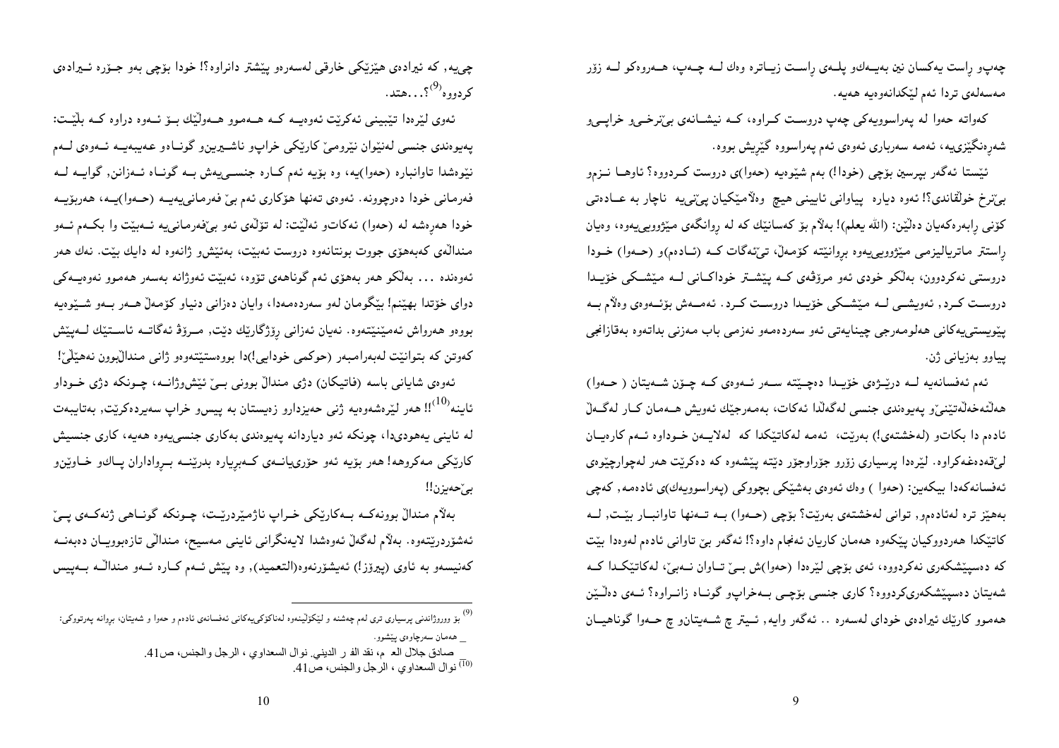چەپو ڕاست یەکسان نین بەیەکو پلەی ڕاست زیاترە وەك لە چەپ، هەروەکو لە زۆر مەسەلەی تردا ئەم لێکدانەوەیە هەیە.

کەواتە حەوا لە پەراسوویەکی چەپ دروست کراوە، کە نیشانەی بێترخیو خراپیو شەڕەنگێزییە، ئەمە سەرباری ئەوەی ئەم پەراسووە گێڕیش بووە.

ئێستا ئەگەر بپرسین بۆچی (خودا!) بەم شێوەیە (حەوا)ی دروست کردووە؟ ئاوها نەزمو بێترخ خولقاندی؟! ئەوە دیارە پیاوانی ئایینی هیچ وەڵامێکیان پێنییە ناچار بە عادەتی کۆنی ڕابەرەکەیان دەڵێن: (الله یعلم)! بەڵام بۆ کەسانێك کە لە ڕوانگەی مێژوویییەوە، وەیان ڕاستتر ماتریالیزمی مێژوویییەوە بڕوانێتە کۆمەڵ، تێئەگات کە (ئادەم)و (حەوا) خودا دروستی نەکردوون، بەڵکو خودی ئەو مرۆڤەی کە پێشتر خوداکانی لە مێشکی خۆیدا دروست کرد، ئەویشی لە مێشکی خۆیدا دروست کرد. ئەمەش بۆئەوەی وەڵام بە پێویستییەکانی هەلومەرجی چینایەتی ئەو سەردەمەو نەزمی باب مەزنی بداتەوە بەقازانجی پیاوو بەزیانی ژن.

ئەم ئەفسانەیە لە درێژەی خۆیدا دەچێتە سەر ئەوەی کە چۆن شەیتان ( حەوا) هەڵئەخەڵەتێنێو پەیوەندی جنسی لەگەڵدا ئەکات، بەمەرجێك ئەویش هەمان کار لەگەڵ ئادەم دا بکاتو (لەخشتەی!) بەرێت، ئەمە لەکاتێکدا کە لەلایەن خوداوە ئەم کارەیان لێقەدەغەکراوە. لێرەدا پرسیاری زۆرو جۆراوجۆر دێتە پێشەوە کە دەکرێت هەر لەچوارچێوەی ئەفسانەکەدا بیکەین: (حەوا ) وەك ئەوەی بەشێکی بچووکی (پەراسوویەك)ی ئادەمە, کەچی بەهێز ترە لەئادەمو, توانی لەخشتەی بەرێت؟ بۆچی (حەوا) بە تەنها تاوانبار بێت, لە کاتێکدا هەردووکیان پێکەوە هەمان کاریان ئەنجام داوە؟! ئەگەر بێ تاوانی ئادەم لەوەدا بێت کە دەسپێشکەری نەکردووە، ئەی بۆچی لێرەدا (حەوا)ش بێ تاوان نەبێ، لەکاتێکدا کە شەیتان دەسپێشکەریکردووە؟ کاری جنسی بۆچی بەخراپو گوناه زانراوە؟ ئەی دەڵێن هەموو کارێك ئیرادەی خودای لەسەرە .. ئەگەر وایە, ئیتر چ شەیتانو چ حەوا گوناهیان چییە, کە ئیرادەی هێزێکی خارقی لەسەرەو پێشتر دانراوە؟! خودا بۆچی بەو جۆرە ئیرادەی کردووە[9]؟...هتد.

ئەوی لێرەدا تێبینی ئەکرێت ئەوەیە کە هەموو هەوڵێك بۆ ئەوە دراوە کە بڵێت: پەیوەندی جنسی لەنێوان نێرومێ کارێکی خراپو ناشیرینو گوناەو عەیبەیە ئەوەی لەم نێوەشدا تاوانبارە (حەوا)یە، وە بۆیە ئەم کارە جنسییەش بە گوناە ئەزانن, گوایە لە فەرمانی خودا دەرچوونە. ئەوەی تەنها هۆکاری ئەم بێ فەرمانییەیە (حەوا)یە، هەربۆیە خودا هەڕەشە لە (حەوا) ئەکاتو ئەڵێت: لە تۆڵەی ئەو بێفەرمانییە ئەبێت وا بکەم ئەو منداڵەی کەبەهۆی جووت بوونتانەوە دروست ئەبێت، بەئێشو ژانەوە لە دایك بێت. نەك هەر ئەوەندە ... بەڵکو هەر بەهۆی ئەم گوناهەی تۆوە، ئەبێت ئەوژانە بەسەر هەموو نەوەیەکی دوای خۆتدا بهێنم! بێگومان لەو سەردەمەدا، وایان دەزانی دنیاو کۆمەڵ هەر بەو شێوەیە بووەو هەرواش ئەمێنێتەوە. نەیان ئەزانی ڕۆژگارێك دێت, مرۆڤ ئەگاتە ئاستێك لەپێش کەوتن کە بتوانێت لەبەرامبەر (حوکمی خودایی!)دا بووەستێتەوەو ژانی منداڵبوون نەهێڵێ!

ئەوەی شایانی باسە (فاتیکان) دژی منداڵ بوونی بێ ئێشوژانە، چونکە دژی خوداو ئاینە[10]!! هەر لێرەشەوەیە ژنی حەیزدارو زەیستان بە پیسو خراپ سەیردەکرێت, بەتایبەت لە ئاینی یەهودیدا، چونکە ئەو دیاردانە پەیوەندی بەکاری جنسییەوە هەیە، کاری جنسیش کارێکی مەکروهە! هەر بۆیە ئەو حۆرییانەی کەبڕیارە بدرێنە بڕواداران پاكو خاوێنو بێحەیزن!!

بەڵام منداڵ بوونەکە بەکارێکی خراپ ناژمێردرێت، چونکە گوناهی ژنەکەی پێ ئەشۆردرێتەوە. بەڵام لەگەڵ ئەوەشدا لایەنگرانی ئاینی مەسیح، منداڵی تازەبوویان دەبەنە کەنیسەو بە ئاوی (پیرۆز!) ئەیشۆرنەوە(التعمید), وە پێش ئەم کارە ئەو منداڵە بەپیس

[9] بۆ ووردوژاندنی پرسیاری تری لەم چەشنە و لێکۆڵینەوە لەناکۆکییەکانی ئەفسانەی ئادەم و حەوا و شەیتان، بڕوانە پەرتووکی: _ هەمان سەرچاوەی پێشوو.
صادق جلال العـ م، نقد الفـ ر الديني. نوال السعداوي ، الرجل والجنس، ص41.

[10] نوال السعداوي ، الرجل والجنس، ص41.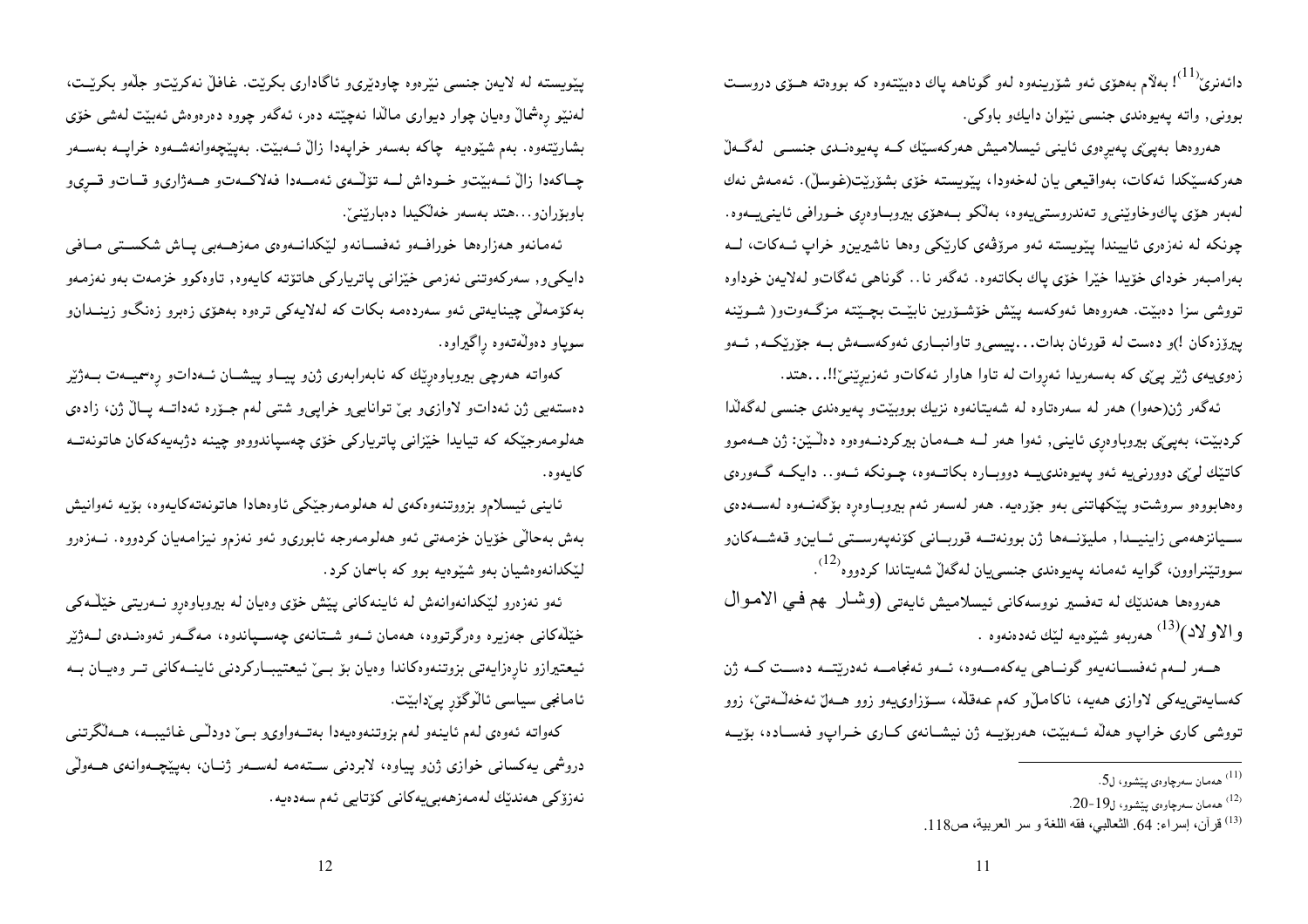دائەنرێ[11]! بەڵام بەهۆی ئەو شۆڕینەوە لەو گوناهە پاك دەبێتەوە كە بووەتە هۆی دروست بوونی، واتە پەیوەندی جنسی نێوان دایكو باوكی.

هەروەها بەپێی پەیڕەوی ئاینی ئیسلامیش هەركەسێك كە پەیوەندی جنسی لەگەڵ هەركەسێكدا ئەكات، بەواقیعی یان لەخەودا، پێویستە خۆی بشۆڕێت(غوسڵ). ئەمەش نەك لەبەر هۆی پاكوخاوێنیو تەندروستی‌یەوە، بەڵكو بەهۆی بیروباوەڕی خورافی ئاینی‌یەوە. چونكە لە نەزەری ئاییندا پێویستە ئەو مرۆڤەی كارێكی وەها ناشیرینو خراپ ئەكات، لە بەرامبەر خودای خۆیدا خێرا خۆی پاك بكاتەوە. ئەگەر نا.. گوناهی ئەگاتو لەلایەن خوداوە تووشی سزا دەبێت. هەروەها ئەوكەسە پێش خۆشۆرین نابێت بچێتە مزگەوتو( شوێنە پیرۆزەكان !)و دەست لە قورئان بدات...پیسیو تاوانباری ئەوكەسەش بە جۆرێكە, ئەو زەوی‌یەی ژێر پێی كە بەسەریدا ئەڕوات لە تاوا هاوار ئەكاتو ئەزیرێنێ!!...هتد.

ئەگەر ژن(حەوا) هەر لە سەرەتاوە لە شەیتانەوە نزیك بووبێتو پەیوەندی جنسی لەگەڵدا كردبێت، بەپێی بیروباوەڕی ئاینی, ئەوا هەر لە هەمان بیركردنەوەوە دەڵێن: ژن هەموو كاتێك لێی دوورنی‌یە ئەو پەیوەندی‌یە دووبارە بكاتەوە، چونكە ئەو.. دایكە گەورەی وەهابووەو سروشتو پێكهاتنی بەو جۆرەیە. هەر لەسەر ئەم بیروباوەڕە بۆگەنەوە لەسەدەی سیانزەهەمی زاینیدا، ملیۆنەها ژن بوونەتە قوربانی كۆنەپەرستی ئاینو قەشەكانو سووتێنراوون، گوایە ئەمانە پەیوەندی جنسی‌یان لەگەڵ شەیتاندا كردووە[12].

هەروەها هەندێك لە تەفسیر نووسەكانی ئیسلامیش ئایەتی (وشار هم في الاموال والاولاد)[13] هەربەو شێوەیە لێك ئەدەنەوە .

هەر لەم ئەفسانەیەو گوناهی یەكەمەوە، ئەو ئەنجامە ئەدرێتە دەست كە ژن كەسایەتی‌یەكی لاوازی هەیە، ناكامڵو كەم عەقڵە، سۆزاوی‌یەو زوو هەڵ ئەخەڵەتێ، زوو تووشی كاری خراپو هەڵە ئەبێت، هەربۆیە ژن نیشانەی كاری خراپو فەسادە، بۆیە پێویستە لە لایەن جنسی نێرەوە چاودێریو ئاگاداری بكرێت. غافڵ نەكرێتو جڵەو بكرێت، لەنێو ڕەشماڵ وەیان چوار دیواری ماڵدا نەچێتە دەر، ئەگەر چووە دەرەوەش ئەبێت لەشی خۆی بشارێتەوە. بەم شێوەیە چاكە بەسەر خراپەدا زاڵ ئەبێت. بەپێچەوانەشەوە خراپە بەسەر چاكەدا زاڵ ئەبێتو خوداش لە تۆڵەی ئەمەدا فەلاكەتو هەژاریو قاتو قڕیو باوبۆرانو...هتد بەسەر خەڵكیدا دەبارێنێ.

ئەمانەو هەزارەها خورافەو ئەفسانەو لێكدانەوەی مەزهەبی پاش شكستی مافی دایكیو, سەركەوتنی نەزمی خێزانی پاتریاركی هاتۆتە كایەوە, تاوەكوو خزمەت بەو نەزمەو بەكۆمەڵی چینایەتی ئەو سەردەمە بكات كە لەلایەكی ترەوە بەهۆی زەبرو زەنگو زینداننو سوپاو دەوڵەتەوە ڕاگیراوە.

كەواتە هەرچی بیروباوەڕێك كە نابەرابەری ژنو پیاو پیشان ئەداتو ڕەسمیەت بەژێر دەستەیی ژن ئەداتو لاوازیو بێ توانایيو خراپيو شتی لەم جۆرە ئەداتە پاڵ ژن، زادەی هەلومەرجێكە كە تیایدا خێزانی پاتریاركی خۆی چەسپاندووەو چینە دژبەیەكەكان هاتونەتە كایەوە.

ئاینی ئیسلامو بزووتنەوەكەی لە هەلومەرجێكی ئاوەهادا هاتونەتەكایەوە، بۆیە ئەوانیش بەش بەحاڵی خۆیان خزمەتی ئەو هەلومەرجە ئابوریو ئەو نەزمو نیزامەیان كردووە. نەزەرو لێكدانەوەشیان بەو شێوەیە بوو كە باسمان كرد.

ئەو نەزەرو لێكدانەوانەش لە ئاینەكانی پێش خۆی وەیان لە بیروباوەڕو نەریتی خێڵەكی خێڵەكانی جەزیرە وەرگرتووە، هەمان ئەو شتانەی چەسپاندوە، مەگەر ئەوەندەی لەژێر ئیعتیرازو ناڕەزایەتی بزوتنەوەكاندا وەیان بۆ بێ ئیعتیباركردنی ئاینەكانی تر وەیان بە ئامانجی سیاسی ئاڵوگۆڕ پێ دابێت.

كەواتە ئەوەی لەم ئاینەو لەم بزوتنەوەیەدا بەتەواوی بێ دوودڵی غائیبە، هەڵگرتنی دروشمی یەكسانی خوازی ژنو پیاوە، لابردنی ستەمە لەسەر ژنان، بەپێچەوانەی هەوڵی نەزۆكی هەندێك لەمەزهەبی‌یەكانی كۆتایی ئەم سەدەیە.

---

[11] هەمان سەرچاوەی پێشوو، ل5.

[12] هەمان سەرچاوەی پێشوو، ل19-20.

[13] قرآن، إسراء: 64. الثعالبي، فقه اللغة و سر العربية، ص118.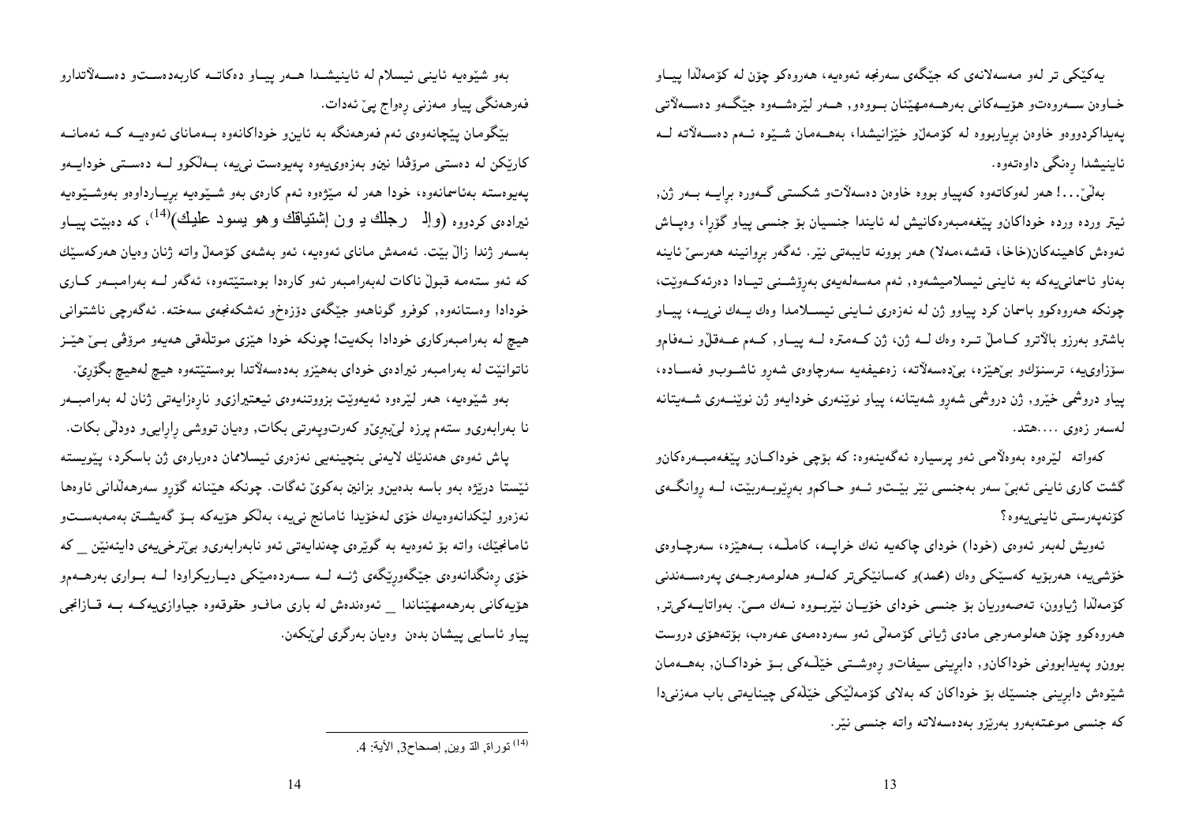یەکێکی تر لەو مەسەلانەی کە جێگەی سەرنجە ئەوەیە، هەروەکو چۆن لە کۆمەڵدا پیاو خاوەن سەروەتو هۆیەکانی بەرهەمهێنان بووەو, هەر لێرەشەوە جێگەو دەسەلاتی پەیداکردووەو خاوەن بڕیاربووە لە کۆمەڵو خێزانیشدا، بەهەمان شێوە ئەم دەسەلاتە لە ئاینیشدا ڕەنگی داوەتەوە.

بەڵێ...! هەر لەوکاتەوە کەپیاو بووە خاوەن دەسەلاتو شکستی گەورە برایە بەر ژن, ئیتر وردە وردە خوداکانو پێغەمبەرەکانیش لە ئایندا جنسیان بۆ جنسی پیاو گۆڕا، وەپاش ئەوەش کاهینەکان(خاخا، قەشە،مەلا) هەر بوونە تایبەتی نێر. ئەگەر بڕوانینە هەرسێ ئاینە بەناو ئاسمانی‌یەکە بە ئاینی ئیسلامیشەوە, ئەم مەسەلەیەی بەرۆشنی تیادا دەرئەکەوێت، چونکە هەروەکوو باسمان کرد پیاوو ژن لە نەزەری ئاینی ئیسلامدا وەك یەك نی‌یە، پیاو باشترو بەرزو بالآترو کامڵ ترە وەك لە ژن، ژن کەمترە لە پیاو, کەم عەقڵو نەفامو سۆزاوی‌یە، ترسنۆكو بێهێزە، بێدەسەلاتە، زەعیفەیە سەرچاوەی شەڕو ئاشوبو فەسادە، پیاو دروشمی خێرو, ژن دروشمی شەڕو شەیتانە، پیاو نوێنەری خوداو ژن نوێنەری شەیتانە لەسەر زەوی ....هتد.

کەواتە لێرەوە بەوەڵامی ئەو پرسیارە ئەگەینەوە: کە بۆچی خوداکانو پێغەمبەرەکانو گشت کاری ئاینی ئەبێ سەر بەجنسی نێر بێتو ئەو حاکمو بەڕێوبەربێت، لە ڕوانگەی کۆنەپەرستی ئاینی‌یەوە؟

ئەویش لەبەر ئەوەی (خودا) خودای چاکەیە نەك خراپە، کامڵە، بەهێزە، سەرچاوەی خۆشی‌یە، هەربۆیە کەسێکی وەك (محمد)و کەسانێکی‌تر کەلەو هەلومەرجەی پەرەسەندنی کۆمەڵدا ژیاوون، تەصەوریان بۆ جنسی خودای خۆیان نێربووە نەك مێ. بەواتایەکی‌تر, هەروەکوو چۆن هەلومەرجی مادی ژیانی کۆمەڵی ئەو سەردەمەی عەرەب، بۆتەهۆی دروست بوونو پەیدابوونی خوداکانو, دابڕینی سیفاتو ڕەوشتی خێڵەکی بۆ خوداکان, بەهەمان شێوەش دابڕینی جنسێك بۆ خوداکان کە بەلای کۆمەڵێکی خێڵەکی چینایەتی باب مەزنی‌دا کە جنسی موعتەبەرو بەڕێزو بەدەسەلاتە واتە جنسی نێر.

بەو شێوەیە ئاینی ئیسلام لە ئاینیشدا هەر پیاو دەکاتە کاربەدەستو دەسەلاتدارو فەرهەنگی پیاو مەزنی ڕەواج پێ ئەدات.

بێگومان پێچانەوەی ئەم فەرهەنگە بە ئاینو خوداکانەوە بەمانای ئەوەیە کە ئەمانە کارێکن لە دەستی مرۆڤدا نین‌و بەزەوی‌یەوە پەیوەست نی‌یە، بەڵکوو لە دەستی خوداپەو پەیوەستە بەئاسمانەوە، خودا هەر لە مێژەوە ئەم کارەی بەو شێوەیە بڕیارداوەو بەوشێوەیە ئیرادەی کردووە (وإلى رجلك يـ ون إشتياقك وهو يسود عليك)[14]، کە دەبێت پیاو بەسەر ژندا زاڵ بێت. ئەمەش مانای ئەوەیە، ئەو بەشەی کۆمەڵ واتە ژنان وەیان هەرکەسێك کە ئەو ستەمە قبوڵ ناکات لەبەرامبەر ئەو کارەدا بوەستێتەوە، ئەگەر لە بەرامبەر کاری خودادا وەستانەوە, کوفرو گوناهەو جێگەی دۆزەخو ئەشکەنجەی سەختە. ئەگەرچی ناشتوانی هیچ لە بەرامبەرکاری خودادا بکەیت! چونکە خودا هێزی موتڵەقی هەیەو مرۆڤی بێ هێز ناتوانێت لە بەرامبەر ئیرادەی خودای بەهێزو بەدەسەلاتدا بوەستێتەوە هیچ لەهیچ بگۆڕێ.

بەو شێوەیە، هەر لێرەوە ئەیەوێت بزووتنەوەی ئیعتیرازی‌و نارەزایەتی ژنان لە بەرامبەر نا بەرابەری‌و ستەم پرزە لێبڕی‌و کەرت‌وپەرتی بکات, وەیان تووشی ڕاڕایی‌و دوودڵی بکات.

پاش ئەوەی هەندێك لایەنی بنچینەیی نەزەری ئیسلاممان دەربارەی ژن باسکرد، پێویستە ئێستا درێژە بەو باسە بدەین‌و بزانین بەکوێ ئەگات. چونکە هێنانە گۆڕو سەرهەڵدانی ئاوەها نەزەرو لێکدانەوەیەك خۆی لەخۆیدا ئامانج نی‌یە، بەڵکو هۆیەکە بۆ گەیشتن بەمەبەستو ئامانجێك، واتە بۆ ئەوەیە بە گوێرەی چەندایەتی ئەو نابەرابەری‌و بێ‌ترخی‌یەی دایئەنێن _ کە خۆی ڕەنگدانەوەی جێگەوڕێگەی ژنە لە سەردەمێکی دیاریکراودا لە بواری بەرهەمو هۆیەکانی بەرهەمهێناندا _ ئەوەندەش لە باری مافو حقوقەوە جیاوازی‌یەکە بە قازانجی پیاو ئاسایی پیشان بدەن وەیان بەرگری لێبکەن.

---

[14] توراة, الـ وين, إصحاح3, الآية: 4.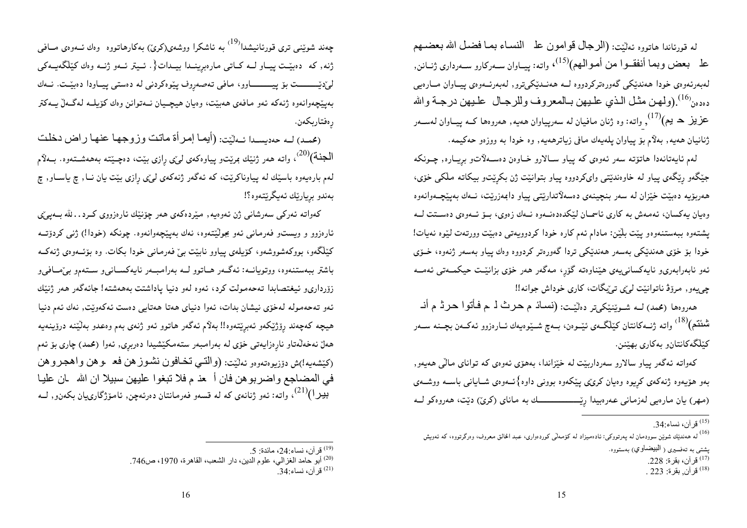له قورئاندا هاتووه ئەڵێت: (الرجال قوامون على النساء بما فضل الله بعضهم على بعض وبما أنفقوا من أموالهم)[15]، واته: پیاوان سەرکارو سەرداری ژنانن, لەبەرئەوەی خودا هەندێکی گەورەترکردووه لە هەندێکیترو, لەبەرئەوەی پیاوان مارەیی دەدەن[16].(ولهن مثل الذي عليهن بالمعروف وللرجال عليهن درجة والله عزيز حكيم)[17], واته: وە ژنان مافیان لە سەرپیاوان هەیە, هەروەها کە پیاوان لەسەر ژنانیان هەیە, بەڵام بۆ پیاوان پلەیەك مافی زیاترهەیە, وە خودا بە ووزەو حەکیمە.

لەم ئایەتانەدا هاتۆتە سەر ئەوەی کە پیاو سالارو خاوەن دەسەڵاتو بڕیارە, چونکە جێگەو ڕێگەی پیاو لە خاوەندێتی وایکردووە پیاو بتوانێت ژن بکڕێتو بیکاتە ملکی خۆی، هەربۆیە دەبێت خێزان لە سەر بنچینەی دەسەڵاتدارێتی پیاو دابمەزرێت، نەك بەپێچەوانەوە وەیان یەکسان، ئەمەش بە کاری ئاسمان لێکدەدەنەوە نەك زەوی، بۆ ئەوەی دەستت لە پشتەوە ببەستنەوەو پێت بڵێن: مادام ئەم کارە خودا کردوویەتی دەبێت وورتەت لێوە نەیات! خودا بۆ خۆی هەندێکی بەسەر هەندێکی تردا گەورەتر کردووە وەك پیاو بەسەر ژنەوە، خۆی ئەو نابەرابەریو نایەکسانییەی هێناوەتە گۆڕ، مەگەر هەر خۆی بزانێت حیکمەتی ئەمە چییەو, مرۆڤ ناتوانێت لێی تێبگات، کاری خوداش جوانە!!

هەروەها (محمد) لە شوێنێکیتر دەڵێت: (نسائكم حرث لكم فأتوا حرثكم أنى شئتم)[18] واتە ژنەکانتان کێڵگەی ئێوەن، بەچ شێوەیەك ئارەزوو ئەکەن بچنە سەر کێڵگەکانتانو بەکاری بهێنن.

کەواتە ئەگەر پیاو سالارو سەرداربێت لە خێزاندا، بەهۆی ئەوەی کە توانای ماڵی هەیەو, بەو هۆیەوە ژنەکەی کڕیوە وەیان کرێی پێکەوە بوونی داوە}ئەوەی شایانی باسە ووشەی (مهر) یان مارەیی لەزمانی عەرەبیدا ڕێـــــــــك بە مانای (کرێ) دێت، هەروەکو لە چەند شوێنێ تری قورئانیشدا[19] بە ئاشکرا ووشەی(کرێ) بەکارهاتووە وەك ئەوەی مافی ژنە, کە دەبێت پیاو لە کاتی مارەبڕیندا بیدات{. ئیتر ئەو ژنە وەك کێڵگەیەکی لێدێـــــت بۆ پیـــــاوو، مافی تەصەڕوف پێوەکردنی لە دەستی پیاودا دەبێت. نەك بەپێچەوانەوە ژنەکە ئەو مافەی هەبێت، وەیان هیچیان نەتوانن وەك کۆیلە لەگەڵ یەکتر ڕەفتاربکەن.

(محمد) لە حەدیسدا ئەڵێت: (أيما إمرأة ماتت وزوجها عنها راض دخلت الجنة)[20]، واتە هەر ژنێك بمرێتو پیاوەکەی لێی ڕازی بێت، دەچێتە بەهەشتەوە. بەڵام لەم بارەیەوە باسێك لە پیاوناکرێت، کە ئەگەر ژنەکەی لێی ڕازی بێت یان نا, چ یاساو, چ بەندو بڕیارێك ئەیگرێتەوە؟!

کەواتە ئەرکی سەرشانی ژن ئەوەیە, مێردەکەی هەر چۆنێك ئارەزووی کرد.. بەپێی ئارەزوو و ویستو فەرمانی ئەو بجولێتەوە، نەك بەپێچەوانەوە. چونکە (خودا!) ژنی کردۆتە کێڵگەو, بووکەشووشەو، کۆیلەی پیاوو نابێت بێ فەرمانی خودا بکات. وە بۆئەوەی ژنەکە باشتر ببەستنەوە، ووتویانە: ئەگەر هاتوو لە بەرامبەر نایەکسانیو ستەمو بێمافیو زۆرداریو ئیغتصابدا تەحەمولت کرد، ئەوە لەو دنیا پاداشتت بەهەشتە! جائەگەر هەر ژنێك ئەو تەحەموله لەخۆی نیشان بدات، ئەوا دنیای هەتا هەتایی دەست ئەکەوێت, نەك ئەم دنیا هیچە کەچەند ڕۆژێکەو ئەبڕێتەوە!! بەڵام ئەگەر هاتوو ئەو ژنەی بەم وەعدو بەڵێنە درۆینەیە هەڵ نەخەڵەتاو ناڕەزایەتی خۆی لە بەرامبەر ستەمکێشیدا دەربڕی, ئەوا (محمد) چاری بۆ ئەم (کێشەیە!)ش دۆزیوەتەوەو ئەڵێت: (واللتي تخافون نشوزهن فعظوهن واهجروهن في المضاجع واضربوهن فان أطعنكم فلا تبغوا عليهن سبيلا ان الله كان عليا كبيرا)[21]، واتە: ئەو ژنانەی کە لە قسەو فەرمانتان دەرئەچن, ئامۆژگارییان بکەنو, لە

---

[15] قرآن، نساء:34.

[16] لە هەندێك شوێن سوودمان لە پەرتووکی: ئادەمیزاد لە کۆمەڵی کوردەواری، عبد الخالق معروف، وەرگرتووە، کە ئەویش پشتی بە تەفسیری ( البيضاوي) بەستووە.

[17] قرآن، بقرة: 228.

[18] قرآن, بقرة: 223 .

[19] قرآن، نساء:24، مائدة: 5.

[20] أبو حامد الغزالي، علوم الدين، دار الشعب، القاهرة، 1970، ص746.

[21] قرآن، نساء:34.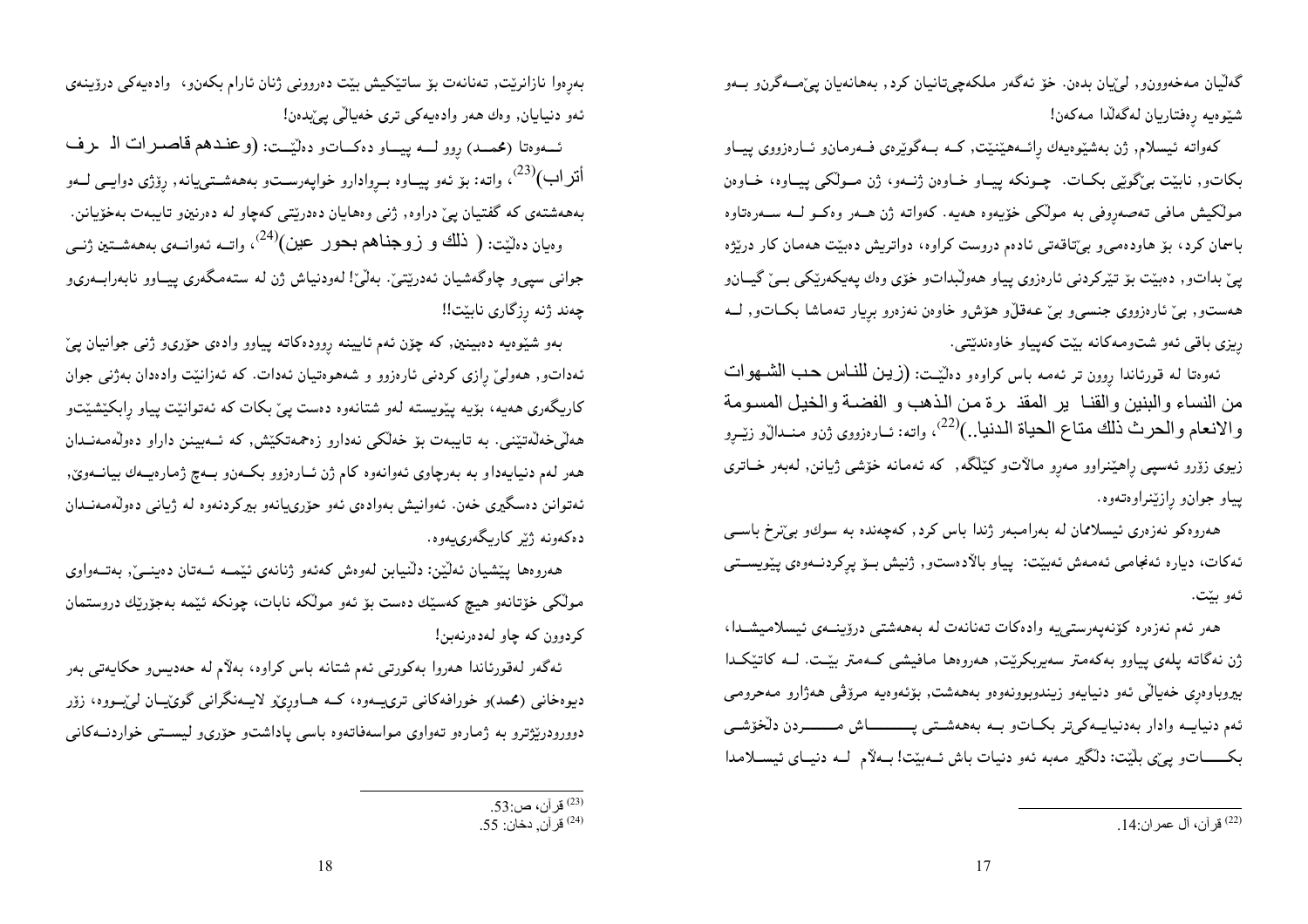گەڵیان مەخەوونو, لیّیان بدەن. خۆ ئەگەر ملکەچیتانیان کرد, بەهانەیان پیٚمەگرنو بەو شێوەیە ڕەفتاریان لەگەڵدا مەکەن!

کەواتە ئیسلام, ژن بەشێوەیەك ڕائەهێنێت, کە بەگوێرەی فەرمانو ئارەزووی پیاو بکاتو, نابێت بێگوێی بکات. چونکە پیاو خاوەن ژنەو, ژن مولکی پیاوە, خاوەن مولکیش مافی تەصەڕوفی بە مولکی خۆیەوە هەیە. کەواتە ژن هەر وەکو لە سەرەتاوە باسمان کرد، بۆ هاودەمیو بێتاقەتی ئادەم دروست کراوە، دواتریش دەبێت هەمان کار درێژە پیٚ بداتو, دەبێت بۆ تێرکردنی ئارەزوی پیاو هەوڵبداتو خۆی وەك پەیکەرێکی بێ گیانو هەستو, بێ ئارەزووی جنسیو بێ عەقڵو هۆشو خاوەن نەزەرو بڕیار تەماشا بکاتو, لە ڕیزی باقی ئەو شتومەکانە بێت کەپیاو خاوەندێتی.

ئەوەتا لە قورئاندا ڕوون تر ئەمە باس کراوەو دەڵێت: (زين للناس حب الشهوات من النساء والبنين والقنا ير المقن رة من الذهب و الفضة والخيل المسومة والانعام والحرث ذلك متاع الحياة الدنيا..)[22]، واتە: ئارەزووی ژنو منداڵو زێڕو زیوی زۆرو ئەسپی ڕاهێنراوو مەڕو ماڵاتو کێڵگە, کە ئەمانە خۆشی ژیانن, لەبەر خاتری پیاو جوانو ڕازێنراوەتەوە.

هەروەکو نەزەری ئیسلاممان لە بەرامبەر ژندا باس کرد, کەچەندە بە سوكو بێنرخ باسی ئەکات، دیارە ئەنجامی ئەمەش ئەبێت: پیاو باڵادەستو, ژنیش بۆ پڕکردنەوەی پێویستی ئەو بێت.

هەر ئەم نەزەرە کۆنەپەرستییە وادەکات تەنانەت لە بەهەشتی درۆینەی ئیسلامیشدا، ژن نەگاتە پلەی پیاوو بەکەمتر سەیربکرێت, هەروەها مافیشی کەمتر بێت. لە کاتێکدا بیروباوەڕی خەیاڵی ئەو دنیایەو زیندوبوونەوەو بەهەشت, بۆئەوەیە مرۆڤی هەژارو مەحرومی ئەم دنیایە وادار بەدنیایەکیتر بکاتو بە بەهەشتی پاش مردن دڵخۆشی بکاتو پیٚی بڵێت: دڵگیر مەبە ئەو دنیات باش ئەبێت! بەڵام لە دنیای ئیسلامدا بەڕەوا نازانرێت, تەنانەت بۆ ساتێکیش بێت دەروونی ژنان ئارام بکەنو، وادەیەکی درۆینەی ئەو دنیایان, وەك هەر وادەیەکی تری خەیاڵی پیٚبدەن!

ئەوەتا (محمد) ڕوو لە پیاو دەکاتو دەڵێت: (وعندهم قاصرات الـ ـرف أتراب)[23]، واتە: بۆ ئەو پیاوە بەڕوادارو خواپەرستو بەهەشتییانە, ڕۆژی دوایی لەو بەهەشتەی کە گفتیان پیٚ دراوە, ژنی وەهایان دەدرێتی کەچاو لە دەرنێنو تایبەت بەخۆیانن.

وەیان دەڵێت: ( ذلك و زوجناهم بحور عين)[24]، واتە ئەوانەی بەهەشتین ژنی جوانی سپیو چاوگەشیان ئەدرێتیٚ. بەڵیٚ! لەودنیاش ژن لە ستەمگەری پیاوو نابەرابەریو چەند ژنە ڕزگاری نابێت!!

بەو شێوەیە دەبینین, کە چۆن ئەم ئایینە ڕوودەکاتە پیاوو وادەی حۆریو ژنی جوانیان پیٚ ئەداتو، هەوڵیٚ ڕازی کردنی ئارەزوو و شەهوەتیان ئەدات. کە ئەزانێت وادەدان بەژنی جوان کاریگەری هەیە، بۆیە پێویستە لەو شتانەوە دەست پیٚ بکات کە ئەتوانێت پیاو ڕابکێشێتو هەڵیخەڵەتێنی. بە تایبەت بۆ خەڵکی نەدارو زەحمەتکێش, کە ئەبینن داراو دەوڵەمەندان هەر لەم دنیایەداو بە بەرچاوی ئەوانەوە کام ژن ئارەزوو بکەنو بەچ ژمارەیەك بیانەوێ, ئەتوانن دەسگیری خەن. ئەوانیش بەوادەی ئەو حۆرییانەو بیرکردنەوە لە ژیانی دەوڵەمەندان دەکەونە ژێر کاریگەرییەوە.

هەروەها پێشیان ئەڵێن: دڵنیابن لەوەش کەئەو ژنانەی ئێمە ئەتان دەینیٚ, بەتەواوی مولکی خۆتانەو هیچ کەسێك دەست بۆ ئەو مولکە نابات، چونکە ئێمە بەجۆرێك دروستمان کردوون کە چاو لەدەرنەبن!

ئەگەر لەقورئاندا هەروا بەکورتی ئەم شتانە باس کراوە، بەڵام لە حەدیسو حکایەتی بەر دیوەخانی (محمد)و خورافەکانی تریپەوە، کە هاوڕێو لایەنگرانی گوێیان لیٚبووە، زۆر دوورودرێژترو بە ژمارەو تەواوی موواسەفاتەوە باسی پاداشتو حۆریو لیستی خواردنەکانی

---

[22] قرآن، آل عمران:14.

[23] قرآن، ص:53.

[24] قرآن, دخان: 55.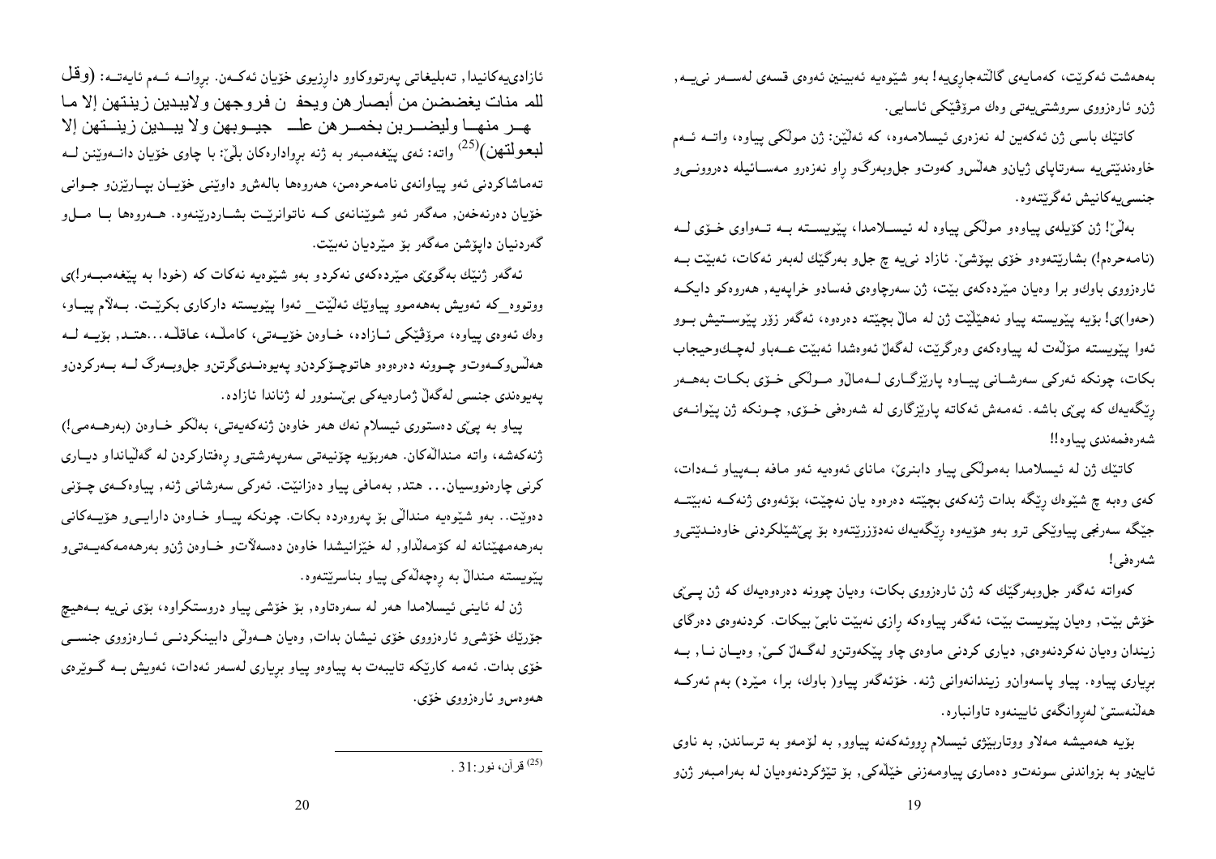بەهەشت ئەکرێت، کەمایەی گاڵتەجارییە! بەو شێوەیە ئەبینین ئەوەی قسەی لەسەر نییە, ژنو ئارەزووی سروشتییەتی وەك مرۆڤێكی ئاسایی.

کاتێك باسی ژن ئەکەین لە نەزەری ئیسلامەوە، کە ئەڵێن: ژن موڵکی پیاوە، واتە ئەم خاوەندێتییە سەرتاپای ژیانو هەڵسو کەوتو جلوبەرگو ڕاو نەزەرو مەسائیلە دەروونیو جنسییەکانیش ئەگرێتەوە.

بەڵێ! ژن کۆیلەی پیاوەو موڵکی پیاوە لە ئیسلامدا، پێویستە بە تەواوی خۆی لە (نامەحرەم!) بشارێتەوەو خۆی بپۆشێ. ئازاد نییە چ جلو بەرگێك لەبەر ئەکات، ئەبێت بە ئارەزووی باوكو برا وەیان مێردەکەی بێت، ژن سەرچاوەی فەسادو خراپەیە, هەروەکو دایکە (حەوا)ی! بۆیە پێویستە پیاو نەهێڵێت ژن لە ماڵ بچێتە دەرەوە، ئەگەر زۆر پێویستیش بوو ئەوا پێویستە مۆڵەت لە پیاوەکەی وەرگرێت، لەگەڵ ئەوەشدا ئەبێت عەباو لەچكوحیجاب بکات، چونکە ئەرکی سەرشانی پیاوە پارێزگاری لەماڵو موڵکی خۆی بکات بەهەر ڕێگەیەك کە پێی باشە. ئەمەش ئەکاتە پارێزگاری لە شەرەفی خۆی, چونکە ژن پێوانەی شەرەفمەندی پیاوە!!

کاتێك ژن لە ئیسلامدا بەموڵکی پیاو دابنرێ، مانای ئەوەیە ئەو مافە بەپیاو ئەدات، کەی وەبە چ شێوەك ڕێگە بدات ژنەکەی بچێتە دەرەوە یان نەچێت، بۆئەوەی ژنەکە نەبێتە جێگە سەرنجی پیاوێکی ترو بەو هۆیەوە ڕێگەیەك نەدۆزرێتەوە بۆ پێشێلکردنی خاوەندێتیو شەرەفی!

کەواتە ئەگەر جلوبەرگێك کە ژن ئارەزووی بکات، وەیان چوونە دەرەوەیەك کە ژن پێی خۆش بێت, وەیان پێویست بێت, ئەگەر پیاوەکە ڕازی نەبێت نابێ بیکات. کردنەوەی دەرگای زیندان وەیان نەکردنەوەی, دیاری کردنی ماوەی چاو پێکەوتنو لەگەڵ کێ, وەیان نا, بە بڕیاری پیاوە. پیاو پاسەوانو زیندانەوانی ژنە. خۆئەگەر پیاو( باوك، برا، مێرد) بەم ئەرکە هەڵنەستێ لەڕوانگەی ئایینەوە تاوانبارە.

بۆیە هەمیشە مەلاو ووتاربێژی ئیسلام ڕووئەکەنە پیاوو, بە لۆمەو بە ترساندن, بە ناوی ئایینو بە بزواندنی سونەتو دەماری پیاوەمەزنی خێڵەکی, بۆ تیژکردنەوەیان لە بەرامبەر ژنو ئازادییەکانیدا, تەبلیغاتی پەرتووکاوو دارزیوی خۆیان ئەکەن. بڕوانە ئەم ئایەتە: (وقل للمؤمنات يغضضن من أبصارهن ويحفظن فروجهن ولايبدين زينتهن إلا ما ظهر منها وليضربن بخمرهن على جيوبهن ولا يبدين زينتهن إلا لبعولتهن)[25] واتە: ئەی پێغەمبەر بە ژنە بڕوادارەکان بڵێ: با چاوی خۆیان دانەوێنن لە تەماشاکردنی ئەو پیاوانەی نامەحرەمن، هەروەها باڵەشو داوێنی خۆیان بپارێزنو جوانی خۆیان دەرنەخەن, مەگەر ئەو شوێنانەی کە ناتوانرێت بشاردرێنەوە. هەروەها با ملو گەردنیان داپۆشن مەگەر بۆ مێردیان نەبێت.

ئەگەر ژنێك بەگوێی مێردەکەی نەکردو بەو شێوەیە نەکات کە (خودا بە پێغەمبەر)ی ووتووە_ کە ئەویش بەهەمموو پیاوێك ئەڵێت_ ئەوا پێویستە دارکاری بکرێت. بەڵام پیاو، وەك ئەوەی پیاوە، مرۆڤێکی ئازادە، خاوەن خۆیەتی، کامڵە، عاقڵە...هتد, بۆیە لە هەڵسوکەوتو چوونە دەرەوەو هاتوچۆکردنو پەیوەندیگرتنو جلوبەرگ لە بەرکردنو پەیوەندی جنسی لەگەڵ ژمارەیەکی بێسنوور لە ژناندا ئازادە.

پیاو بە پێی دەستووری ئیسلام نەك هەر خاوەن ژنەکەیەتی، بەڵکو خاوەن (بەرهەمی!) ژنەکەشە، واتە منداڵەکان. هەربۆیە چۆنیەتی سەرپەرشتیو ڕەفتارکردن لە گەڵیاندا و دیاری کرنی چارەنووسیان... هتد, بەمافی پیاو دەزانێت. ئەرکی سەرشانی ژنە, پیاوەکەی چۆنی دەوێت.. بەو شێوەیە منداڵی بۆ پەروەردە بکات. چونکە پیاو خاوەن دارایی و هۆیەکانی بەرهەمهێنانە لە کۆمەڵداو, لە خێزانیشدا خاوەن دەسەڵاتو خاوەن ژنو بەرهەمەکەیەتیو پێویستە منداڵ بە ڕەچەڵەکی پیاو بناسرێتەوە.

ژن لە ئاینی ئیسلامدا هەر لە سەرەتاوە, بۆ خۆشی پیاو دروستکراوە، بۆی نییە بەهیچ جۆرێك خۆشیو ئارەزووی خۆی نیشان بدات, وەیان هەوڵی دابینکردنی ئارەزووی جنسی خۆی بدات. ئەمە کارێکە تایبەت بە پیاوەو پیاو بڕیاری لەسەر ئەدات، ئەویش بە گوێرەی هەوەسو ئارەزووی خۆی.

---

[25] قرآن، نور:31 .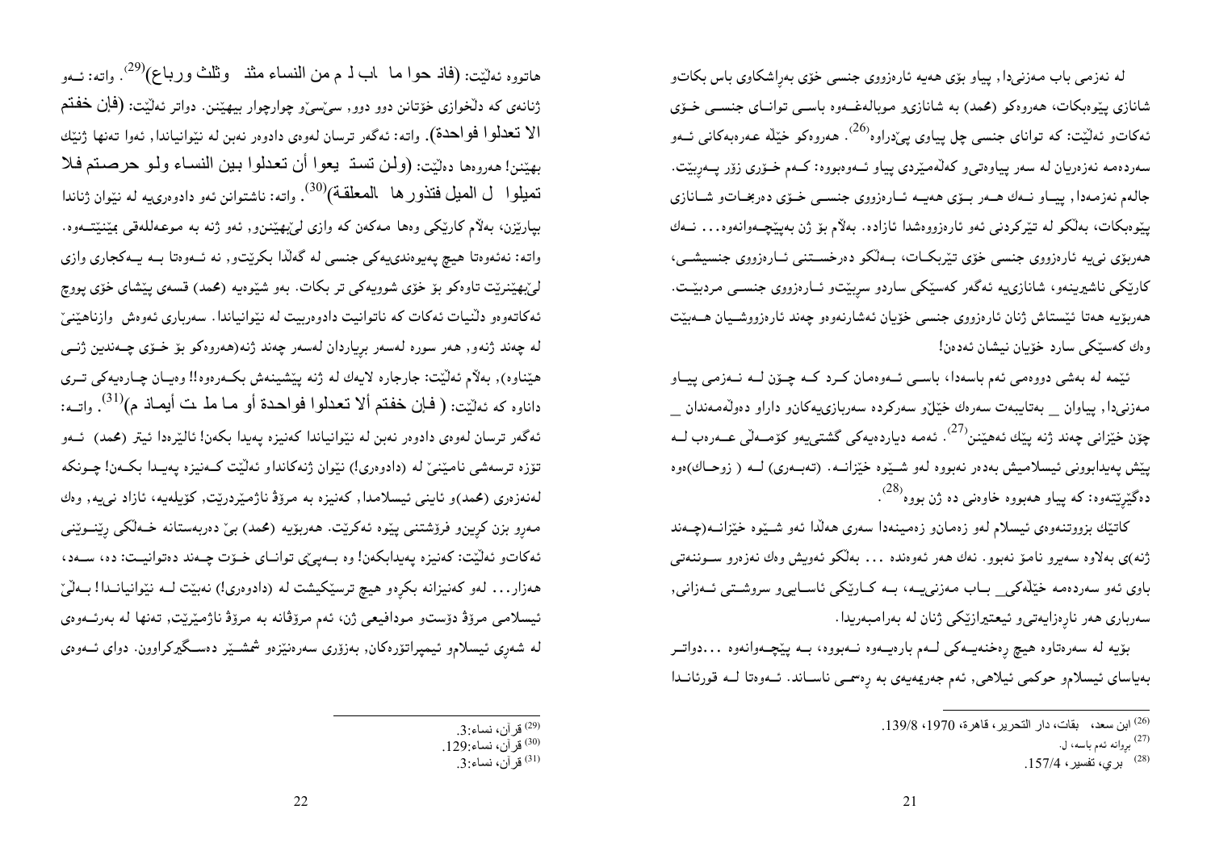له نەزمی باب مەزنیدا, پیاو بۆی هەیە ئارەزووی جنسی خۆی بەراشكاوی باس بكاتو شانازی پێوەبكات، هەروەكو (محمد) بە شانازیو موبالەغـەوە باسـی توانـای جنسـی خـۆی ئەكاتو ئەڵێت: كە توانای جنسی چل پیاوی پێدراوە[26]. هەروەكو خێڵە عەرەبەكانی ئـەو سەردەمە نەزەریان لە سەر پیاوەتیو كەڵەمێردی پیاو ئـەوەبووە: كـەم خـۆری زۆر پـەرێنێت. جالەم نەزمەدا, پیـاو نـەك هـەر بـۆی هەیـە ئـارەزووی جنسـی خـۆی دەربخـاتو شـانازی پێوەبكات، بەڵكو لە تێركردنی ئەو ئارەزووەشدا ئازادە. بەڵام بۆ ژن بەپێچـەوانەوە... نـەك هەربۆی نییە ئارەزووی جنسی خۆی تێربكـات، بـەڵكو دەرخسـتنی ئـارەزووی جنسیشـی، كارێكی ناشیرینەو، شانازییە ئەگەر كەسێكی ساردو سڕبێتو ئـارەزووی جنسـی مردبێـت. هەربۆیە هەتا ئێستاش ژنان ئارەزووی جنسی خۆیان ئەشارنەوەو چەند ئارەزووشـیان هـەبێت وەك كەسێكی سارد خۆیان نیشان ئەدەن!

ئێمە لە بەشی دووەمی ئەم باسەدا، باسـی ئـەوەمان كـرد كـە چـۆن لـە نـەزمی پیـاو مەزنیدا, پیاوان _ بەتایبەت سەرەك خێڵو سەركردە سەربازییەكانو داراو دەوڵەمەندان _ چۆن خێزانی چەند ژنە پێك ئەهێنن[27]. ئەمە دیاردەیەكی گشتییەو كۆمـەڵی عـەرەب لـە پێش پەیدابوونی ئیسلامیش بەدەر نەبووە لەو شـێوە خێزانـە. (تەبـەری) لـە ( زوحـاك)ەوە دەگێڕێتەوە: كە پیاو هەبووە خاوەنی دە ژن بووە[28].

كاتێك بزووتنەوەی ئیسلام لەو زەمانو زەمینەدا سەری هەڵدا ئەو شـێوە خێزانـە(چـەند ژنە)ی بەلاوە سەیرو نامۆ نەبوو. نەك هەر ئەوەندە ... بەڵكو ئەویش وەك نەزەرو سـوننەتی باوی ئەو سەردەمە خێڵەكی_ بـاب مەزنییـە، بـە كـارێكی ئاسـاییو سروشـتی ئـەزانی, سەرباری هەر نارەزایەتیو ئیعتیرازێكی ژنان لە بەرامبەریدا.

بۆیە لە سەرەتاوە هیچ رەخنەیـەكی لـەم بارەیـەوە نـەبووە، بـە پێچـەوانەوە ...دواتـر بەیاسای ئیسلامو حوكمی ئیلاهی, ئەم جەریمەیەی بە رەسمـی ناسـاند. ئـەوەتا لـە قورئانـدا

هاتووە ئەڵێت: (فانكحوا ما طاب لكم من النساء مثنى وثلث ورباع)[29]. واتە: ئـەو ژنانەی كە دڵخوازی خۆتانن دوو دوو, سێ‌سێو چوارچوار بیهێنن. دواتر ئەڵێت: (فإن خفتم الا تعدلوا فواحدة). واتە: ئەگەر ترسان لەوەی دادوەر نەبن لە نێوانیاندا, ئەوا تەنها ژنێك بهێنن! هەروەها دەڵێت: (ولن تستطيعوا أن تعدلوا بين النساء ولو حرصتم فلا تميلوا كل الميل فتذورها كالمعلقة)[30]. واتە: ناشتوانن ئەو دادوەرییە لە نێوان ژناندا بپارێزن، بەڵام كارێكی وەها مەكەن كە وازی لێبهێننو, ئەو ژنە بە موعەللەقی بمێنێتـەوە. واتە: نەئەوەتا هیچ پەیوەندییەكی جنسی لە گەڵدا بكرێتو, نە ئـەوەتا بـە یـەكجاری وازی لێبهێنرێت تاوەكو بۆ خۆی شوویەكی تر بكات. بەو شێوەیە (محمد) قسەی پێشای خۆی پووچ ئەكاتەوەو دڵنیات ئەكات كە ناتوانیت دادوەربیت لە نێوانیاندا. سەرباری ئەوەش وازناهێنێ لە چەند ژنەو, هەر سورە لەسەر بڕیاردان لەسەر چەند ژنە(هەروەكو بۆ خـۆی چـەندین ژنـی هێناوە), بەڵام ئەڵێت: جارجارە لایەك لە ژنە پێشینەش بكـەرەوە!! وەیـان چـارەیەكی تـری داناوە كە ئەڵێت: ( فإن خفتم ألا تعدلوا فواحدة أو ما ملكت أيمانكم)[31]. واتـە: ئەگەر ترسان لەوەی دادوەر نەبن لە نێوانیاندا كەنیزە پەیدا بكەن! ئالێرەدا ئیتر (محمد) ئـەو تۆزە ترسەشی نامێنێ لە (دادوەری!) نێوان ژنەكانداو ئەڵێت كـەنیزە پەیـدا بكـەن! چـونكە لەنەزەری (محمد)و ئاینی ئیسلامدا, كەنیزە بە مرۆڤ ناژمێردرێت, كۆیلەیە، ئازاد نییە, وەك مەڕو بزن كڕینو فرۆشتنی پێوە ئەكرێت. هەربۆیە (محمد) بێ دەربەستانە خـەڵكی ڕێنـوێنی ئەكاتو ئەڵێت: كەنیزە پەیدابكەن! وە بـەپێی توانـای خـۆت چـەند دەتوانیـت: دە، سـەد، هەزار... لەو كەنیزانە بكڕەو هیچ ترسێكیشت لە (دادوەری!) نەبێت لـە نێوانیانـدا! بـەڵێ ئیسلامی مرۆڤ دۆستو مودافیعی ژن، ئەم مرۆڤانە بە مرۆڤ ناژمێرێت, تەنها لە بەرئـەوەی لە شەڕی ئیسلامو ئیمپراتۆرەكان, بەزۆری سەرەنێزەو شمشـێر دەسـگیركراوون. دوای ئـەوەی

---

[26] ابن سعد، طبقات، دار التحرير، قاهرة، 1970، 139/8.
[27] بروانە ئەم باسە، ل.
[28] طبري، تفسير، 157/4.
[29] قرآن، نساء:3.
[30] قرآن، نساء:129.
[31] قرآن، نساء:3.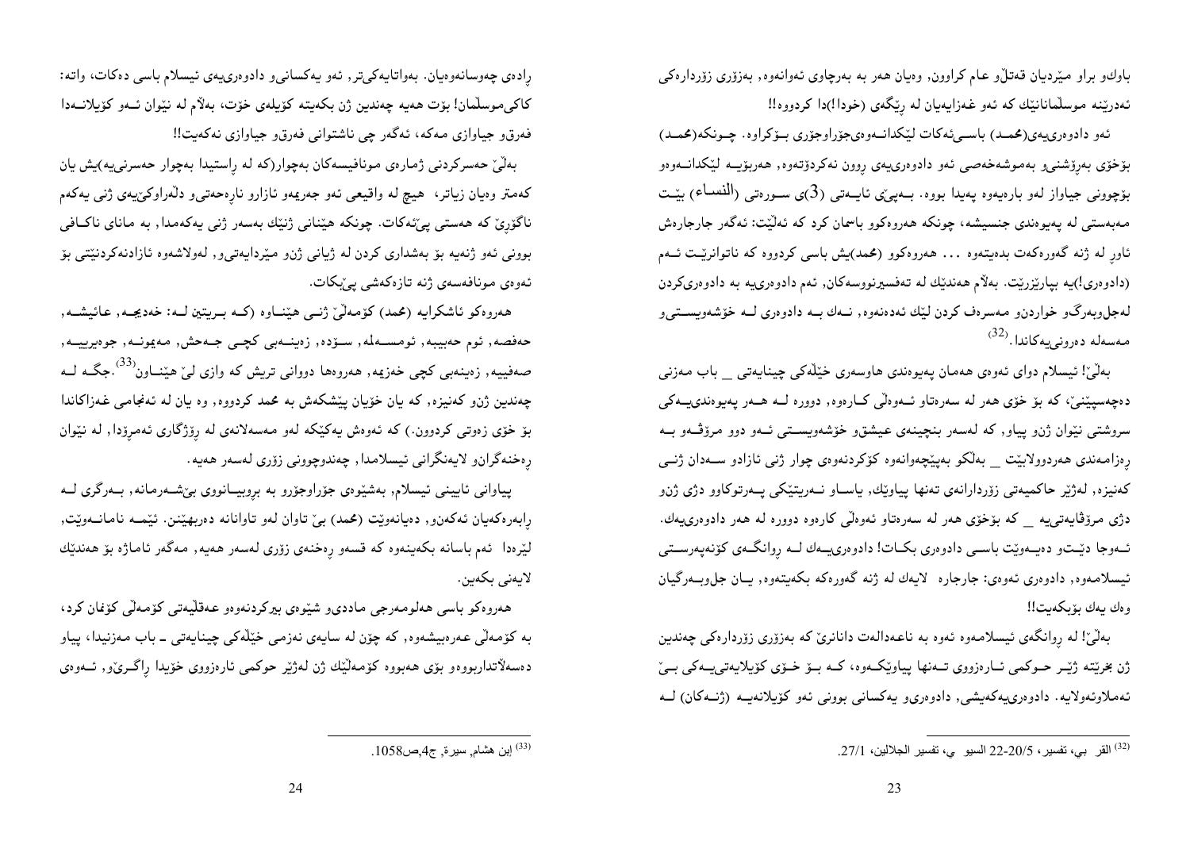باوكو براو مێردیان قەتڵو عام كراوون, وەیان هەر بە بەرچاوی ئەوانەوە, بەزۆری زۆردارەكی ئەدرێنە موسڵمانانێك كە ئەو غەزایەیان لە ڕێگەی (خودا!)دا كردووە!!

ئەو دادوەرییەی(محمد) باسـیئەكات لێكدانـەوەیجۆراوجۆری بـۆكراوە. چـونكە(محمد) بۆخۆی بەڕۆشنیو بەموشەخەصی ئەو دادوەرییەی ڕوون نەكردۆتەوە, هەربۆیـە لێكدانـەوەو بۆچوونی جیاواز لەو بارەیەوە پەیدا بووە. بـەپێی ئایـەتی (3)ی سـورەتی (النساء) بێـت مەبەستی لە پەیوەندی جنسیشە، چونكە هەروەكوو باسمان كرد كە ئەڵێت: ئەگەر جارجارەش ئاوڕ لە ژنە گەورەكەت بدەیتەوە ... هەروەكوو (محمد)یش باسی كردووە كە ناتوانرێـت ئـەم (دادوەری!)یە بپارێزرێت. بەڵام هەندێك لە تەفسیرنووسەكان, ئەم دادوەرییە بە دادوەریكردن لەجلوبەرگو خواردنو مەسرەف كردن لێك ئەدەنەوە, نـەك بـە دادوەری لـە خۆشەویسـتیو مەسەلە دەروونییەكاندا.[32]

بەڵێ! ئیسلام دوای ئەوەی هەمان پەیوەندی هاوسەری خێڵەكی چینایەتی _ باب مەزنی دەچەسپێنێ، كە بۆ خۆی هەر لە سەرەتاو ئـەوەڵی كـارەوە, دوورە لـە هـەر پەیوەندییـەكی سروشتی نێوان ژنو پیاو, كە لەسەر بنچینەی عیشقو خۆشەویسـتی ئـەو دوو مرۆڤـەو بـە ڕەزامەندی هەردوولایێت _ بەڵكو بەپێچەوانەوە كۆكردنەوەی چوار ژنی ئازادو سـەدان ژنـی كەنیزە, لەژێر حاكمیەتی زۆردارانەی تەنها پیاوێك, یاسـاو نـەریتێكی پـەرتوكاوو دژی ژنو دژی مرۆڤایەتییە _ كە بۆخۆی هەر لە سەرەتاو ئەوەڵی كارەوە دوورە لە هەر دادوەرییەك. ئـەوجا دێـتو دەیـەوێت باسـی دادوەری بكـات! دادوەرییـەك لـە ڕوانگـەی كۆنەپەرسـتی ئیسلامەوە, دادوەری ئەوەی: جارجارە لایەك لە ژنە گەورەكە بكەیتەوە, یـان جلوبـەرگیان وەك یەك بۆبكەیت!!

بەڵێ! لە ڕوانگەی ئیسلامەوە ئەوە بە ناعەدالەت دانانرێ كە بەزۆری زۆردارەكی چەندین ژن بخرێتە ژێـر حـوكمی ئـارەزووی تـەنها پیاوێكـەوە, كـە بـۆ خـۆی كۆیلایەتییـەكی بـێ ئەملاوئەولایە. دادوەرییەكەیشی, دادوەریو یەكسانی بوونی ئەو كۆیلانەیـە (ژنـەكان) لـە

ڕادەی چەوسانەوەیان. بەواتایەكیتر, ئەو یەكسانیو دادوەرییەی ئیسلام باسی دەكات، واتە: كاكیموسڵمان! بۆت هەیە چەندین ژن بكەیتە كۆیلەی خۆت، بەڵام لە نێوان ئـەو كۆیلانـەدا فەرقو جیاوازی مەكە، ئەگەر چی ناشتوانی فەرقو جیاوازی نەكەیت!!

بەڵێ حەسركردنی ژمارەی مونافیسەكان بەچوار(كە لە ڕاستیدا بەچوار حەسرنییە)یش یان كەمتر وەیان زیاتر، هیچ لە واقیعی ئەو جەریمەو ئازارو نارەحەتیو دڵەراوكێیەی ژنی یەكەم ناگۆڕێ كە هەستی پێئەكات. چونكە هێنانی ژنێك بەسەر ژنی یەكەمدا, بە مانای ناكـافی بوونی ئەو ژنەیە بۆ بەشداری كردن لە ژیانی ژنو مێردایەتیو, لەولاشەوە ئازادنەكردنێتی بۆ ئەوەی مونافەسەی ژنە تازەكەشی پێبكات.

هەروەكو ئاشكرایە (محمد) كۆمەڵێ ژنـی هێنـاوە (كـە بـریتین لـە: خەدیجـە, عائیشـە, حەفصە, ئوم حەبیبە, ئومسـەلمە, سـۆدە, زەینـەبی كچـی جـەحش, مەیمونـە, جوەیرییـە, صەفییە, زەینەبی كچی خەزیمە, هەروەها دووانی تریش لە وازی لێ هێنـاون[33]. جگـە لـە چەندین ژنو كەنیزە, كە یان خۆیان پێشكەش بە محمد كردووە, وە یان لە ئەنجامی غەزاكاندا بۆ خۆی زەوتی كردوون.) كە ئەوەش یەكێكە لەو مەسەلانەی لە ڕۆژگاری ئەمڕۆدا, لە نێوان ڕەخنەگرانو لایەنگرانی ئیسلامدا, چەندوچوونی زۆری لەسەر هەیە.

پیاوانی ئایینی ئیسلام, بەشێوەی جۆراوجۆرو بە بروبیـانووی بێشـەرمانە, بـەرگری لـە ڕابەرەكەیان ئەكەنو, دەیانەوێت (محمد) بێ تاوان لەو تاوانانە دەربهێنن. ئێمـە نامانـەوێت, لێرەدا ئەم باسانە بكەینەوە كە قسەو ڕەخنەی زۆری لەسەر هەیە, مەگەر ئاماژە بۆ هەندێك لایەنی بكەین.

هەروەكو باسی هەلومەرجی ماددیو شێوەی بیركردنەوەو عەقڵیەتی كۆمەڵی كۆنمان كرد، بە كۆمەڵی عەرەبیشەوە, كە چۆن لە سایەی نەزمی خێڵەكی چینایەتی ـ باب مەزنیدا، پیاو دەسەڵاتداربووەو بۆی هەبووە كۆمەڵێك ژن لەژێر حوكمی ئارەزووی خۆیدا ڕاگـرێ, ئـەوەی

---

[32] القر بي، تفسير، 5/20-22 السيو ي، تفسير الجلالين، 1/27.

[33] إبن هشام, سيرة, ج4,ص1058.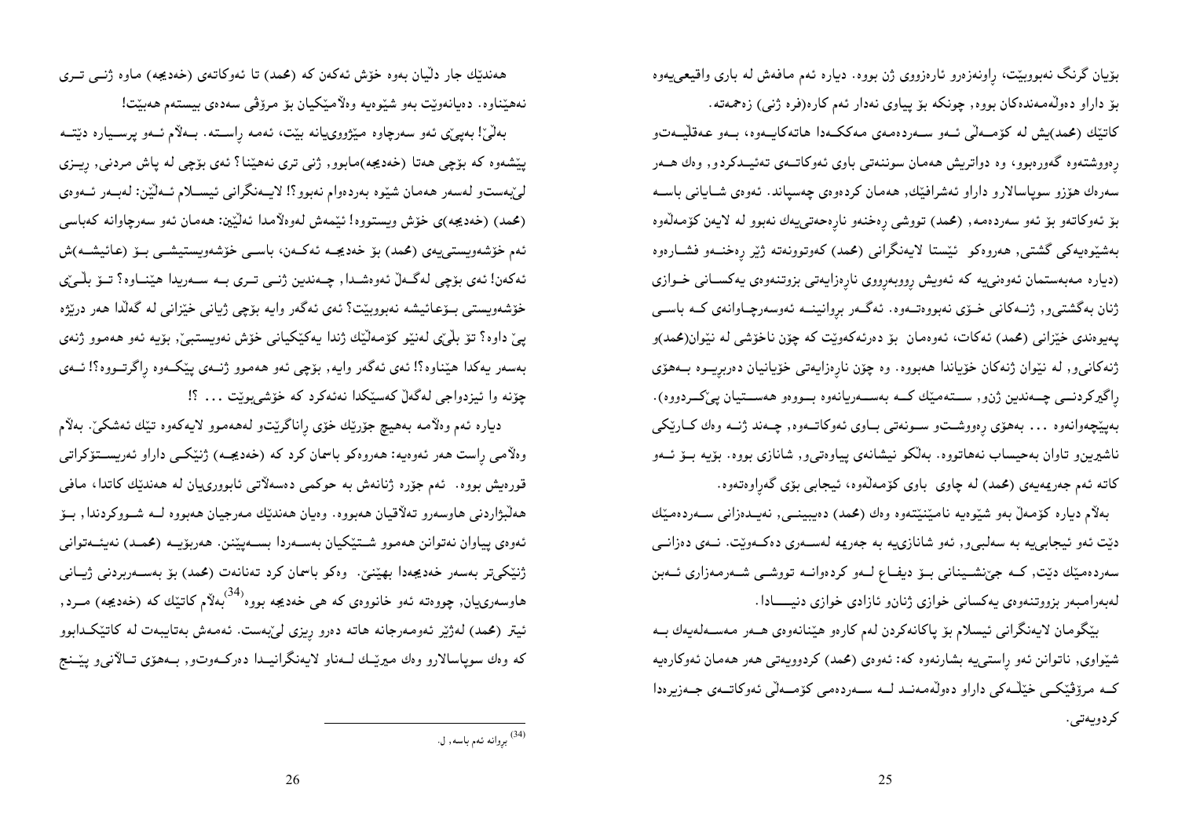بۆیان گرنگ نەبووبێت، ڕاونەزەرو ئارەزووی ژن بووە. دیارە ئەم مافەش لە باری واقیعیەوە بۆ داراو دەوڵەمەندەکان بووە, چونکە بۆ پیاوی نەدار ئەم کارە(فرە ژنی) زەحمەتە.

کاتێك (محمد)یش لە کۆمەڵی ئەو سەردەمەی مەککەدا هاتەکایەوە، بەو عەقڵیەتەو ڕەووشتەوە گەورەبوو، وە دواتریش هەمان سوننەتی باوی ئەوکاتەی تەئیدکردو, وەك هەر سەرەك هۆزو سوپاسالارو داراو ئەشرافێك, هەمان کردەوەی چەسپاند. ئەوەی شایانی باسە بۆ ئەوکاتەو بۆ ئەو سەردەمە, (محمد) تووشی ڕەخنەو نارەحەتییەك نەبوو لە لایەن کۆمەڵەوە بەشێوەیەکی گشتی, هەروەکو ئێستا لایەنگرانی (محمد) کەوتوونەتە ژێر ڕەخنەو فشارەوە (دیارە مەبەستمان ئەوەنییە کە ئەویش ڕووبەڕووی نارەزایەتی بزووتنەوەی یەکسانی خوازی ژنان بەگشتی‌و, ژنەکانی خۆی نەبووەتەوە. ئەگەر بڕوانینە ئەوسەرچاوانەی کە باسی پەیوەندی خێزانی (محمد) ئەکات، ئەوەمان بۆ دەرئەکەوێت کە چۆن ناخۆشی لە نێوان(محمد)و ژنەکانی‌و, لە نێوان ژنەکان خۆیاندا هەبووە. وە چۆن نارەزایەتی خۆیانیان دەربڕیوە بەهۆی ڕاگیرکردنی چەندین ژن‌و, ستەمێك کە بەسەریانەوە بووەو هەستیان پێ‌کردووە). بەپێچەوانەوە ... بەهۆی ڕەووشت‌و سوننەتی باوی ئەوکاتەوە, چەند ژنە وەك کارێکی ناشیرین‌و تاوان بەحیساب نەهاتووە. بەڵکو نیشانەی پیاوەتی‌و, شانازی بووە. بۆیە بۆ ئەو کاتە ئەم جەریمەیەی (محمد) لە چاوی باوی کۆمەڵەوە، ئیجابی بۆی گەڕاوەتەوە.

بەڵام دیارە کۆمەڵ بەو شێوەیە نامێنێتەوە وەك (محمد) دەیبینی, نەیدەزانی سەردەمێك دێت ئەو ئیجابی‌یە بە سەلبی‌و, ئەو شانازی‌یە بە جەریمە لەسەری دەکەوێت. نەی دەزانی سەردەمێك دێت، کە جێنشینانی بۆ دیفاع لەو کردەوانە تووشی شەرمەزاری ئەبن لەبەرامبەر بزووتنەوەی یەکسانی خوازی ژنان‌و ئازادی خوازی دنیادا.

بێگومان لایەنگرانی ئیسلام لەم کارەو هێنانەوەی هەر مەسەلەیەك بە شێواوی, ناتوانن ئەو ڕاستی‌یە بشارنەوە کە: ئەوەی (محمد) کردوویەتی هەر هەمان ئەوکارەیە کە مرۆڤێکی خێڵەکی داراو دەوڵەمەند لە سەردەمی کۆمەڵی ئەوکاتەی جەزیرەدا کردویەتی.

هەندێك جار دڵیان بەوە خۆش ئەکەن کە (محمد) تا ئەوکاتەی (خەدیجە) ماوە ژنی تری نەهێناوە. دەیانەوێت بەو شێوەیە وەڵامێکیان بۆ مرۆڤی سەدەی بیستەم هەبێت!

بەڵێ! بەپێی ئەو سەرچاوە مێژووییانە بێت، ئەمە ڕاستە. بەڵام ئەو پرسیارە دێتە پێشەوە کە بۆچی هەتا (خەدیجە)مابوو, ژنی تری نەهێنا؟ ئەی بۆچی لە پاش مردنی, ڕیزی لێ‌بەست‌و لەسەر هەمان شێوە بەردەوام نەبوو؟! لایەنگرانی ئیسلام ئەڵێن: لەبەر ئەوەی (محمد) (خەدیجە)ی خۆش ویستووە! ئێمەش لەوەڵامدا ئەڵێین: هەمان ئەو سەرچاوانە کەباسی ئەم خۆشەویستی‌یەی (محمد) بۆ خەدیجە ئەکەن، باسی خۆشەویستیشی بۆ (عائیشە)ش ئەکەن! ئەی بۆچی لەگەڵ ئەوەشدا, چەندین ژنی تری بە سەریدا هێناوە؟ تۆ بڵێی خۆشەویستی بۆعائیشە نەبووبێت؟ ئەی ئەگەر وایە بۆچی ژیانی خێزانی لە گەڵدا هەر درێژە پێ داوە؟ تۆ بڵێی لەنێو کۆمەڵێك ژندا یەکێکیانی خۆش نەویستبێ, بۆیە ئەو هەموو ژنەی بەسەر یەکدا هێناوە؟! ئەی ئەگەر وایە, بۆچی ئەو هەموو ژنەی پێکەوە ڕاگرتووە؟! ئەی چۆنە وا ئیزدواجی لەگەڵ کەسێکدا نەئەکرد کە خۆشی‌بوێت ... ؟!

دیارە ئەم وەڵامە بەهیچ جۆرێك خۆی ڕاناگرێت‌و لەهەموو لایەکەوە تێك ئەشکێ. بەڵام وەڵامی ڕاست هەر ئەوەیە: هەروەکو باسمان کرد کە (خەدیجە) ژنێکی داراو ئەریستۆکراتی قورەیش بووە. ئەم جۆرە ژنانەش بە حوکمی دەسەڵاتی ئابووری‌یان لە هەندێك کاتدا، مافی هەڵبژاردنی هاوسەرو تەلاقیان هەبووە. وەیان هەندێك مەرجیان هەبووە لە شووکردندا, بۆ ئەوەی پیاوان نەتوانن هەموو شتێکیان بەسەردا بسەپێنن. هەربۆیە (محمد) نەیئەتوانی ژنێکی‌تر بەسەر خەدیجەدا بهێنێ. وەکو باسمان کرد تەنانەت (محمد) بۆ بەسەربردنی ژیانی هاوسەری‌یان, چووەتە ئەو خانووەی کە هی خەدیجە بووە[34] بەڵام کاتێك کە (خەدیجە) مرد, ئیتر (محمد) لەژێر ئەومەرجانە هاتە دەرو ڕیزی لێ‌بەست. ئەمەش بەتایبەت لە کاتێکدابوو کە وەك سوپاسالارو وەك میرێك لەناو لایەنگرانیدا دەرکەوت‌و, بەهۆی تالانی‌و پێنج

---

[34] بڕوانە ئەم باسە, ل.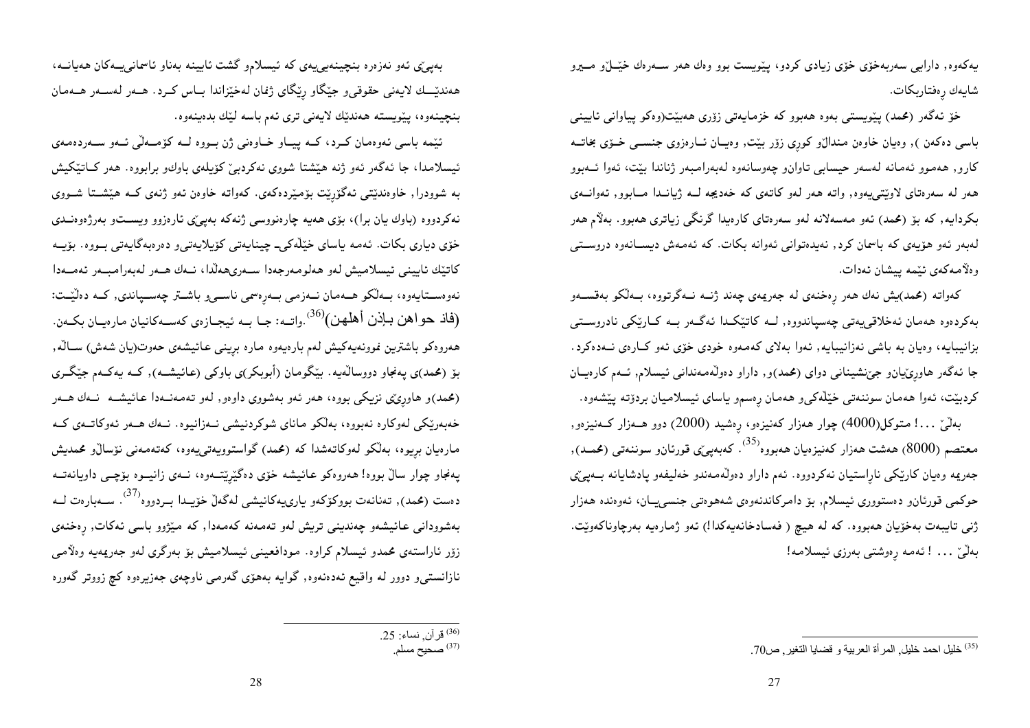یەکەوە, دارایی سەربەخۆی خۆی زیادی کردو، پێویست بوو وەك هەر سەرەك خێڵ و میرو شایەك ڕەفتاربکات.

خۆ ئەگەر (محمد) پێویستی بەوە هەبوو کە خزمایەتی زۆری هەبێت(وەکو پیاوانی ئایینی باسی دەکەن ), وەیان خاوەن منداڵ و کوڕی زۆر بێت, وەیان ئارەزوی جنسی خۆی بخاتە کارو, هەمووی ئەمانە لەسەر حیسابی تاوان و چەوسانەوە لەبەرامبەر ژناندا بێت، ئەوا ئەبوو هەر لە سەرەتای لاوێتی‌یەوە, واتە هەر لەو کاتەی کە خەدیجە لە ژیاندا مابوو, ئەوانەی بکردایە, کە بۆ (محمد) ئەو مەسەلانە لەو سەرەتای کارەیدا گرنگی زیاتری هەبوو. بەلاّم هەر لەبەر ئەو هۆیەی کە باسمان کرد, نەیدەتوانی ئەوانە بکات. کە ئەمەش دیسانەوە دروستی وەلاّمەکەی ئێمە پیشان ئەدات.

کەواتە (محمد)یش نەك هەر ڕەخنەی لە جەریمەی چەند ژنە نەگرتووە، بەڵکو بەقسەو بەکردەوە هەمان ئەخلاقی‌یەتی چەسپاندووە, لە کاتێکدا ئەگەر بە کارێکی نادروستی بزانیبایە، وەیان بە باشی نەزانیبایە، ئەوا بەلای کەمەوە خودی خۆی ئەو کارەی نەدەکرد. جا ئەگەر هاوڕێیان و جێنشینانی دوای (محمد)و, داراو دەوڵەمەندانی ئیسلام, ئەم کارەیان کردبێت، ئەوا هەمان سوننەتی خێڵەکی و هەمان ڕەسم و یاسای ئیسلامیان بردۆتە پێشەوە.

بەڵێ ...! متوکل(4000) چوار هەزار کەنیزەو, ڕەشید (2000) دوو هەزار کەنیزەو, معتصم (8000) هەشت هەزار کەنیزەیان هەبووە[35]. کەبەپێی قورئان و سوننەتی (محمد), جەریمە وەیان کارێکی ناڕاستیان نەکردووە. ئەم داراو دەوڵەمەندو خەلیفەو پادشایانە بەپێی حوکمی قورئان و دەستووری ئیسلام, بۆ دامرکاندنەوەی شەهوەتی جنسی‌یان، ئەوەندە هەزار ژنی تایبەت بەخۆیان هەبووە. کە لە هیچ ( فەسادخانەیەکدا!) ئەو ژمارەیە بەرچاوناکەوێت. بەڵێ ... ! ئەمە ڕەوشتی بەرزی ئیسلامە!

[35] خليل احمد خليل, المرأة العربية و قضايا التغير, ص70.

بەپێی ئەو نەزەرە بنچینەیی‌یەی کە ئیسلام و گشت ئایینە بەناو ئاسمانی‌یەکان هەیانە، هەندێك لایەنی حقوقی و جێگاو ڕێگای ژنمان لەخێزاندا باس کرد. هەر لەسەر هەمان بنچینەوە، پێویستە هەندێك لایەنی تری ئەم باسە لێك بدەینەوە.

ئێمە باسی ئەوەمان کرد، کە پیاو خاوەن ژن بووە لە کۆمەڵی ئەو سەردەمەی ئیسلامدا، جا ئەگەر ئەو ژنە هێشتا شووی نەکردبێ کۆیلەی باوك و براوبوو. هەر کاتێکیش بە شوودرا, خاوەندێتی ئەگۆڕێت بۆمێردەکەی. کەواتە خاوەن ئەو ژنەی کە هێشتا شووی نەکردووە (باوك یان برا)، بۆی هەیە چارەنووسی ژنەکە بەپێی ئارەزوو ویستو بەرژەوەندی خۆی دیاری بکات. ئەمە یاسای خێڵەکی۔ چینایەتی کۆیلایەتی و دەرەبەگایەتی بووە. بۆیە کاتێك ئایینی ئیسلامیش لەو هەلومەرجەدا سەریهەڵدا، نەك هەر لەبەرامبەر ئەمەدا نەوەستایەوە، بەڵکو هەمان نەزمی بەرەسمی ناسی و باشتر چەسپاندی, کە دەڵێت: (فاذ حواهن باذن أهلهن)[36].واتە: جا بە ئیجازەی کەسەکانیان مارەیان بکەن. هەروەکو باشترین نموونەیەکیش لەم بارەیەوە مارە بڕینی عائیشەی حەوت(یان شەش) ساڵە, بۆ (محمد)ی پەنجاو دووساڵەیە. بێگومان (أبوبکر)ی باوکی (عائیشە), کە یەکەم جێگری (محمد)و هاوڕێی نزیکی بووە، هەر ئەو بەشووی داوەو, لەو تەمەنەدا عائیشە نەك هەر خەبەرێکی لەوکارە نەبووە، بەڵکو مانای شوکردنیشی نەزانیوە. نەك هەر ئەوکاتەی کە مارەیان بڕیوە، بەڵکو لەوکاتەشدا کە (محمد) گواستوویەتی‌یەوە، کەتەمەنی نۆساڵ و محمدیش پەنجاو چوار ساڵ بووە! هەروەکو عائیشە خۆی دەگێڕێتەوە، نەی زانیوە بۆچی داویانەتە دەست (محمد), تەنانەت بووکۆکەو یاری‌یەکانیشی لەگەڵ خۆیدا بردووە[37]. سەبارەت لە بەشوودانی عائیشەو چەندینی تریش لەو تەمەنە کەمەدا, کە مێژوو باسی ئەکات, ڕەخنەی زۆر ئاراستەی محمدو ئیسلام کراوە. مودافعینی ئیسلامیش بۆ بەرگری لەو جەریمەیە وەلاّمی نازانستی و دوور لە واقیع ئەدەنەوە, گوایە بەهۆی گەرمی ناوچەی جەزیرەوە کچ زووتر گەورە

[36] قرآن, نساء: 25.

[37] صحيح مسلم.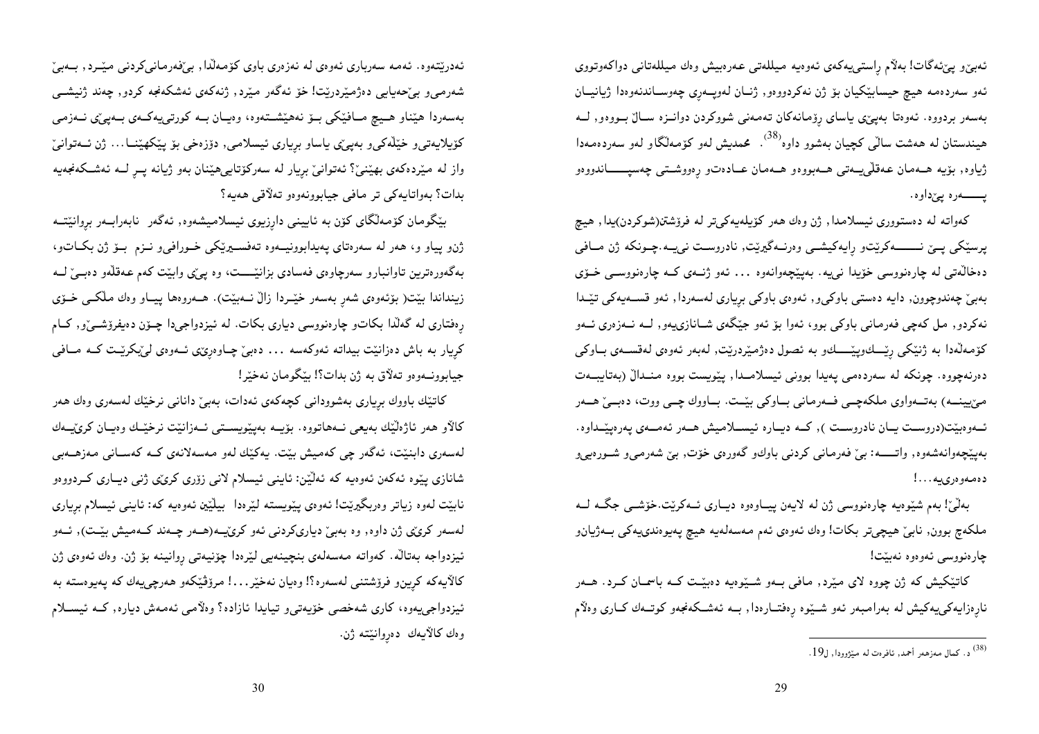ئەبێ و پێئەگات! بەڵام ڕاستی‌یەکەی ئەوەیە میللەتی عەرەبیش وەك میللەتانی دواکەوتووی ئەو سەردەمە هیچ حیسابێکیان بۆ ژن نەکردووەو, ژنـان لەوپـەڕی چەوسـاندنەوەدا ژیانیـان بەسەر بردووە. ئەوەتا بەپێی یاسای ڕۆمانەکان تەمەنی شووکردن دوانـزە سـاڵ بـووەو, لـە هیندستان لە هەشت ساڵی کچیان بەشوو داوە[38]. محمدیش لەو کۆمەڵگاو لەو سەردەمەدا ژیاوە, بۆیە هـەمان عەقڵی‌یـەتی هـەبووەو هـەمان عـادەتو ڕەووشـتی چەسپـــــاندووەو پــــەرە پێداوە.

کەواتە لە دەستووری ئیسلامدا, ژن وەك هەر کۆیلەیەکی‌تر لە فرۆشتن(شوکردن)یدا, هیچ پرسێکی پـێ نــــــەکرێتو ڕایەکیشـی وەرنـەگیرێت, نادروسـت نی‌یـە.چـونکە ژن مـافی دەخاڵەتی لە چارەنووسی خۆیدا نی‌یە. بەپێچەوانەوە ... ئەو ژنـەی کـە چارەنووسـی خـۆی بەبێ چەندوچوون, دایە دەستی باوکی‌و, ئەوەی باوکی بڕیاری لەسەردا, ئەو قسـەیەکی تێـدا نەکردو, مل کەچی فەرمانی باوکی بوو, ئەوا بۆ ئەو جێگەی شـانازی‌یەو, لـە نـەزەری ئـەو کۆمەڵەدا بە ژنێکی ڕێـــكوپێـــــكو بە ئصول دەژمێردرێت, لەبەر ئەوەی لەقسـەی بـاوکی دەرنەچووە. چونکە لە سەردەمی پەیدا بوونی ئیسلامـدا, پێویست بووە منـداڵ (بەتایبـەت مێیینــە) بەتــەواوی ملکەچـی فــەرمانی بــاوکی بێـت. بــاووك چـی ووت, دەبــێ هــەر ئــەوەبێت(دروسـت یـان نادروسـت ), کـە دیـارە ئیسـلامیش هـەر ئەمـەی پەرەپێـداوە. بەپێچەوانەشەوە, واتـــە: بێ فەرمانی کردنی باوك‌و گەورەی خۆت, بێ شەرمی‌و شـوڕەیی‌و دەمەوەری‌یە...!

بەڵێ! بەم شێوەیە چارەنووسی ژن لە لایەن پیـاوەوە دیـاری ئـەکرێت.خۆشـی جگـە لـە ملکەچ بوون, نابێ هیچی‌تر بکات! وەك ئەوەی ئەم مەسەلەیە هیچ پەیوەندی‌یەکی بـەژیان‌و چارەنووسی ئەوەوە نەبێت!

کاتێکیش کە ژن چووە لای مێرد, مافی بـەو شـێوەیە دەبێـت کـە باسمـان کـرد. هـەر ناڕەزایەکی‌یەکیش لە بەرامبەر ئەو شـێوە ڕەفتـارەدا, بـە ئەشـکەنجەو کوتـەك کـاری وەڵام ئەدرێتەوە. ئەمە سەرباری ئەوەی لە نەزەری باوی کۆمەڵدا, بێفەرمانی‌کردنی مێـرد, بـەبێ شەرمی‌و بێحەیایی دەژمێردرێت! خۆ ئەگەر مێرد, ژنەکەی ئەشکەنجە کردو, چەند ژنیشـی بەسەردا هێناو هـیچ مـافێکی بـۆ نەهێشـتەوە, وەیـان بـە کورتی‌یەکـەی بـەپێی نـەزمی کۆیلایەتی‌و خێڵەکی‌و بەپێی یاساو بڕیاری ئیسلامی, دۆزەخی بۆ پێکهێنـا... ژن ئـەتوانێ واز لە مێردەکەی بهێنێ؟ ئەتوانێ بڕیار لە سەرکۆتایی‌هێنان بەو ژیانە پـڕ لـە ئەشـکەنجەیە بدات؟ بەواتایەکی تر مافی جیابوونەوەو تەڵاقی هەیە؟

بێگومان کۆمەڵگای کۆن بە ئایینی داڕزیوی ئیسلامیشەوە, ئەگەر نابەرابـەر ڕوانێتـە ژن‌و پیاو و، هەر لە سەرەتای پەیدابوونیـەوە تەفسـیرێکی خـورافی‌و نـزم بـۆ ژن بکـات‌و، بەگەورەترین تاوانبارو سەرچاوەی فەسادی بزانێــــت, وە پێی وابێت کەم عەقڵەو دەبـێ لـە زینداندا بێت( بۆئەوەی شەڕ بەسەر خێـردا زاڵ نـەبێت). هـەروەها پیـاو وەك ملکـی خـۆی ڕەفتاری لە گەڵدا بکات‌و چارەنووسی دیاری بکات. لە ئیزدواجی‌دا چـۆن دەیفرۆشـێ‌و, کـام کڕیار بە باش دەزانێت بیداتە ئەوکەسە ... دەبێ چـاوەڕێی ئـەوەی لێبکرێـت کـە مـافی جیابوونــەوەو تەڵاق بە ژن بدات؟! بێگومان نەخێر!

کاتێك باووك بڕیاری بەشوودانی کچەکەی ئەدات، بەبێ دانانی نرخێك لەسەری وەك هەر کاڵاو هەر ئاژەڵێك بەیعی نـەهاتووە. بۆیـە بەپێویسـتی ئـەزانێت نرخێـك وەیـان کرێیـەك لەسەری دابنێت، ئەگەر چی کەمیش بێت. یەکێك لەو مەسەلانەی کـە کەسـانی مەزهـەبی شانازی پێوە ئەکەن ئەوەیە کە ئەڵێن: ئایینی ئیسلام لانی زۆری کرێی ژنی دیـاری کـردووەو نابێت لەوە زیاتر وەربگیرێت! ئەوەی پێویستە لێرەدا بیڵێین ئەوەیە کە: ئایینی ئیسلام بڕیاری لەسەر کرێی ژن داوە, وە بەبێ دیاری‌کردنی ئەو کرێیـە(هـەر چـەند کـەمیش بێـت), ئـەو ئیزدواجە بەتاڵە. کەواتە مەسەلەی بنچینەیی لێرەدا چۆنیەتی ڕوانینە بۆ ژن. وەك ئەوەی ژن کاڵایەکە کڕین‌و فرۆشتنی لەسەرە؟! وەیان نەخێر...! مرۆڤێکەو هەرچی‌یەك کە پەیوەستە بە ئیزدواجی‌یەوە، کاری شەخصی خۆیەتی‌و تیایدا ئازادە؟ وەڵامی ئەمەش دیارە, کـە ئیسـلام وەك کاڵایەك دەڕوانێتە ژن.

---

[38] د. کمال مەزهەر أحمد, ئافرەت لە مێژوودا, ل19.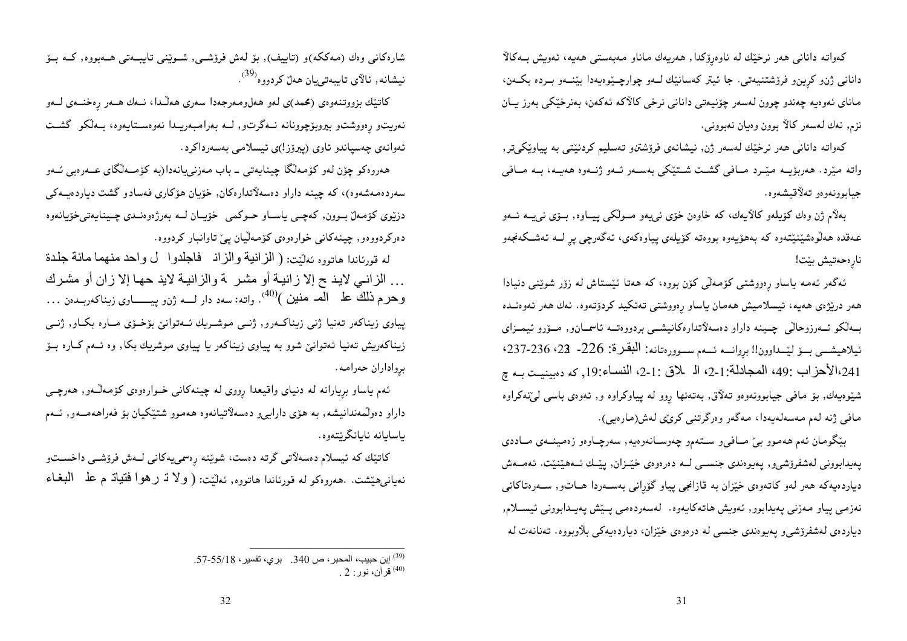کەواتە دانانی هەر نرخێك لە ناوەرۆکدا, هەریەك ماناو مەبەستی هەیە، ئەویش بەکالاّ دانانی ژنو کڕینو فرۆشتنیەتی. جا ئیتر کەسانێك لەو چوارچێوەیەدا بێنەو بردە بکەن، مانای ئەوەیە چەندو چوون لەسەر چۆنیەتی دانانی نرخی کالاّکە ئەکەن، بەنرخێکی بەرز یان نزم, نەك لەسەر کالاّ بوون وەیان نەبوونی.

کەواتە دانانی هەر نرخێك لەسەر ژن, نیشانەی فرۆشتنو تەسلیم کردنێتی بە پیاوێکیتر, واتە مێرد. هەربۆیە مێرد مافی گشت شتێکی بەسەر ئەو ژنەوە هەیە، بە مافی جیابوونەوەو تەلاّقیشەوە.

بەلاّم ژن وەك کۆیلەو کالاّیەك، کە خاوەن خۆی نیەو مولّکی پیاوە, بۆی نیە ئەو عەقدە هەلّوەشێنێتەوە کە بەهۆیەوە بووەتە کۆیلەی پیاوەکەی، ئەگەرچی پڕ لە ئەشکەنجەو نارەحەتیش بێت!

ئەگەر ئەمە یاساو ڕەووشتی کۆمەلّی کۆن بووە، کە هەتا ئێستاش لە زۆر شوێنی دنیادا هەر درێژەی هەیە، ئیسلامیش هەمان یاساو ڕەووشتی تەئکید کردۆتەوە. نەك هەر ئەوەندە بەلّکو ئەرزوحالّی چینە داراو دەسەلاّتدارەکانیشی بردووەتە ئاسمانو, مۆرو ئیمزای ئیلاهیشی بۆ لێداوون!! بڕوانە ئەم سوورەتانە: البقرة: 226- 228، 236، 237-237، 241،الأحزاب :49، المجادلة:1-2، الطلاق :1-2، النساء:19, کە دەبینیت بە چ شێوەیەك, بۆ مافی جیابوونەوەو تەلاّق, بەتەنها ڕوو لە پیاوکراوە و, ئەوەی باسی لێنەکراوە مافی ژنە لەم مەسەلەیەدا، مەگەر وەرگرتنی کرێی لەش(مارەیی).

بێگومان ئەم هەمموو بێ مافیو ستەمو چەوسانەوەیە, سەرچاوەو زەمینەی ماددی پەیدابوونی لەشفرۆشیو, پەیوەندی جنسی لە دەرەوەی خێزان, پێك ئەهێنێت. ئەمەش دیاردەیەکە هەر لەو کاتەوەی خێزان بە قازانجی پیاو گۆڕانی بەسەردا هاتو, سەرەتاکانی نەزمی پیاو مەزنی پەیدابوو, ئەویش هاتەکایەوە. لەسەردەمی پێش پەیدابوونی ئیسلام, دیاردەی لەشفرۆشیو پەیوەندی جنسی لە دەرەوەی خێزان، دیاردەیەکی بلاوبووە. تەنانەت لە

شارەکانی وەك (مەککە)و (تاییف), بۆ لەش فرۆشی, شوێنی تایبەتی هەبووە, کە بۆ نیشانە, ئالاّی تایبەتییان هەلّ کردووە[39].

کاتێك بزووتنەوەی (محمد)ی لەو هەلومەرجەدا سەری هەلّدا، نەك هەر ڕەخنەی لەو نەریتو ڕەووشتو بیروبۆچوونانە نەگرتو, لە بەرامبەریدا نەوەستایەوە, بەلّکو گشت ئەوانەی چەسپاندو ناوی (پیرۆز!)ی ئیسلامی بەسەرداکرد.

هەروەکو چۆن لەو کۆمەلّگا چینایەتی ـ باب مەزنیەیانەدا(بە کۆمەلّگای عەرەبی ئەو سەردەمەشەوە)، کە چینە داراو دەسەلاّتدارەکان, خۆیان هۆکاری فەسادو گشت دیاردەیەکی دزێوی کۆمەلّ بوون, کەچی یاساو حوکمی خۆیان لە بەرژەوەندی چینایەتیخۆیانەوە دەرکردووەو, چینەکانی خوارەوەی کۆمەلّیان پێ تاوانبار کردووە.

لە قورئاندا هاتووە ئەلّێت: ( الزانية والزان فاجلدوا ل واحد منهما مائة جلدة ... الزاني لاينـ ح إلا زانية أو مشر ة والزانية لاينـ حها إلا زان أو مشرك وحرم ذلك عل الم منين )[40]. واتە: سەد دار لە ژنو پیاوی زیناکەربدەن ... پیاوی زیناکەر تەنیا ژنی زیناکەرو, ژنی موشریك ئەتوانێ بۆخۆی مارە بکاو, ژنی زیناکەریش تەنیا ئەتوانێ شوو بە پیاوی زیناکەر یا پیاوی موشریك بکا, وە ئەم کارە بۆ برواداران حەرامە.

ئەم یاساو بڕیارانە لە دنیای واقیعدا ڕووی لە چینەکانی خوارەوەی کۆمەلّەو, هەرچی داراو دەولّەمەندانیشە, بە هۆی دارایی و دەسەلاّتیانەوە هەمموو شتێکیان بۆ فەراهەمەو, ئەم یاسایانە نایانگرێتەوە.

کاتێك کە ئیسلام دەسەلاّتی گرتە دەست، شوێنە ڕەسمیەکانی لەش فرۆشی داخستو نەیانیهێشت. .هەروەکو لە قورئاندا هاتووە, ئەلّێت: ( ولا ت رهوا فتياتـ م عل البغاء

---

[39] إبن حبيب، المحبر، ص 340. بري، تفسير، 18/55-57.

[40] قرآن، نور: 2 .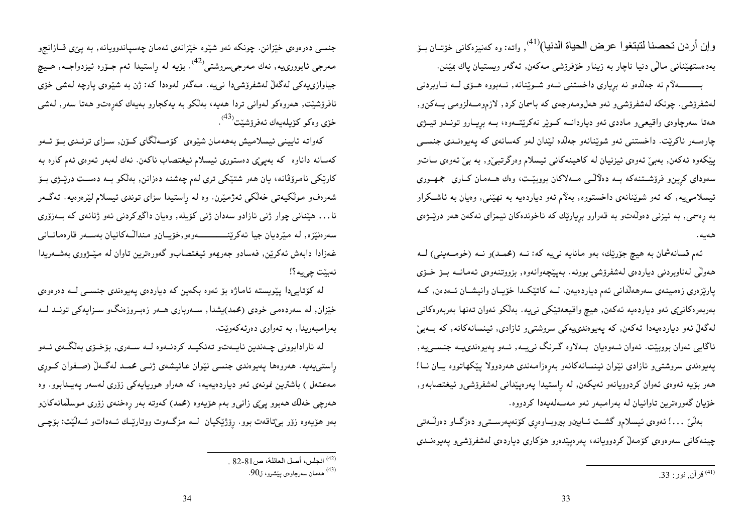وإن أردن تحصنا لتبتغوا عرض الحياة الدنيا)[41], واتە: وە کەنیزەکانی خۆتــان بــۆ بەدەستهێنانی ماڵی دنیا ناچار بە زیناو خۆفرۆشی مەکەن, ئەگەر ویستیان پاك بمێنن.

بـــــەڵام نە جەڵادو نە بڕیاری داخستنی ئــەو شــوێنانە, نــەبووە هــۆی لــە نــاوبردنی لەشفرۆشی. چونکە لەشفرۆشیو ئەو هەلومەرجەی کە باسمان کرد, لازمومــەلزومی یــەکن, هەتا سەرچاوەی واقیعیو ماددی ئەو دیاردانــە کــوێر نەکرێتــەوە, بــە بڕیــارو تونــدو تیــژی چارەسەر ناکرێت. داخستنی ئەو شوێنانەو جەڵادە لێدان لەو کەسانەی کە پەیوەنــدی جنســی پێکەوە ئەکەن, بەبێ ئەوەی ئیزنیان لە کاهینەکانی ئیسلام وەرگرتبێ, بە بێ ئەوەی ساتو سەودای کڕینو فرۆشــتنەکە بــە دەلاڵــی مــەلاکان بووبێــت، وەك هــەمان کــاری جمهــوری ئیسلامییە, کە ئەو شوێنانەی داخستووە, بەڵام ئەو دیاردەیە بە نهێنی, وەیان بە ئاشــکراو بە ڕەسمی, بە ئیزنی دەوڵەتو بە قەرارو بڕیارێك کە ئاخوندەکان ئیمزای ئەکەن هەر درێــژەی هەیە.

ئەم قسانەشمان بە هیچ جۆرێك, بەو مانایە نییە کە: نــە (محمــد)و نــە (خومــەینی) لــە هەوڵی لەناوبردنی دیاردەی لەشفرۆشی بوونە. بەپێچەوانەوە, بزووتنەوەی ئەمانــە بــۆ خــۆی پارێزەری زەمینەی سەرهەڵدانی ئەم دیاردەیەن. لــە کاتێکــدا خۆیــان وانیشــان ئــەدەن, کــە بەربەرەکانیێ ئەو دیاردەیە ئەکەن, هیچ واقیعەتێکی نییە. بەڵکو ئەوان تەنها بەربەرەکانی لەگەڵ ئەو دیاردەیەدا ئەکەن, کە پەیوەندییەکی سروشتیو ئازادی, ئینسانەکانە, کە بــەبێ ئاگایی ئەوان بووبێت. ئەوان ئــەوەیان بــەلاوە گــرنگ نییــە, ئــەو پەیوەندییــە جنســییە, پەیوەندی سروشتیو ئازادی نێوان ئینسانەکانەو بەرەزامەندی هەردوولا پێکهاتووە یــان نــا! هەر بۆیە ئەوەی ئەوان کردوویانەو ئەیکەن, لە ڕاستیدا پەرەپێدانی لەشفرۆشیو ئیغتصابەو, خۆیان گەورەترین تاوانیان لە بەرامبەر ئەو مەسەلەیەدا کردووە.

بەڵێ ...! ئەوەی ئیسلامو گشــت ئــایینو بیروبــاوەڕی کۆنەپەرســتیو دەزگــاو دەوڵــەتی چینەکانی سەرەوەی کۆمەڵ کردوویانە، پەرەپێدەرو هۆکاری دیاردەی لەشفرۆشیو پەیوەنــدی جنسی دەرەوەی خێزانن. چونکە ئەو شێوە خێزانەی ئەمان چەسپاندوویانە, بە پێی قــازانجو مەرجی ئابووریییە, نەك مەرجیسروشتی[42]. بۆیە لە ڕاستیدا ئەم جــۆرە ئیزدواجــە, هــیچ جیاوازییەکی لەگەڵ لەشفرۆشیدا نییە. مەگەر لەوەدا کە: ژن بە شێوەی پارچە لەشی خۆی نافرۆشێت, هەروەکو لەوانی تردا هەیە, بەڵکو بە یەکجارو بەیەك کەرەتو هەتا سەر, لەشی خۆی وەکو کۆیلەیەك ئەفرۆشێت[43].

کەواتە ئایینی ئیسلامیش بەهەمان شێوەی کۆمــەڵگای کــۆن, ســزای تونــدی بــۆ ئــەو کەسانە داناوە کە بەپێی دەستوری ئیسلام ئیغتصاب ناکەن. نەك لەبەر ئەوەی ئەم کارە بە کارێکی نامرۆڤانە، یان هەر شتێکی تری لەم چەشنە دەزانن, بەڵکو بــە دەســت درێــژی بــۆ شەرەفو موڵکیەتی خەڵکی ئەژمێرن. وە لە ڕاستیدا سزای توندی ئیسلام لێرەوەیە. ئەگــەر نا... هێنانی چوار ژنی ئازادو سەدان ژنی کۆیلە, وەیان داگیرکردنی ئەو ژنانەی کە بــەزۆری سەرەنێزە, لە مێردیان جیا ئەکرێنـــــــــەوەو,خۆیــانو منداڵــەکانیان بەســەر قارەمانــانی غەزادا دابەش ئەکرێن, فەسادو جەریمەو ئیغتصابو گەورەترین تاوان لە مێــژووی بەشــەریدا نەبێت چییە؟!

لە کۆتاییدا پێویستە ئاماژە بۆ ئەوە بکەین کە دیاردەی پەیوەندی جنســی لــە دەرەوەی خێزان, لە سەردەمی خودی (محمد)یشدا, ســەرباری هــەر زەبــروزەنگو ســزایەکی تونــد لــە بەرامبەریدا, بە تەواوی دەرئەکەوێت.

لە ئارادابوونی چــەندین ئایــەتو تەئکیــد کردنــەوە لــە ســەری, بۆخــۆی بەڵگــەی ئــەو ڕاستییەیە. هەروەها پەیوەندی جنسی نێوان عائیشەی ژنــی محمــد لەگــەڵ (صــفوان کــوڕی مەعتەل ) باشترین نمونەی ئەو دیاردەیەیە، کە هەراو هوریایەکی زۆری لەسەر پەیــدابوو. وە هەرچی خەڵك هەبوو پێی زانیو بەم هۆیەوە (محمد) کەوتە بەر ڕەخنەی زۆری موسڵمانەکانو بەو هۆیەوە زۆر بێتاقەت بوو. ڕۆژێکیان لــە مزگــەوت ووتارێــك ئــەداتو ئــەڵێت: بۆچــی

---

[41] قرآن, نور: 33.

[42] انجلس، أصل العائلة، ص81-82 .

[43] هەمان سەرچاوەی پێشوو، ل90.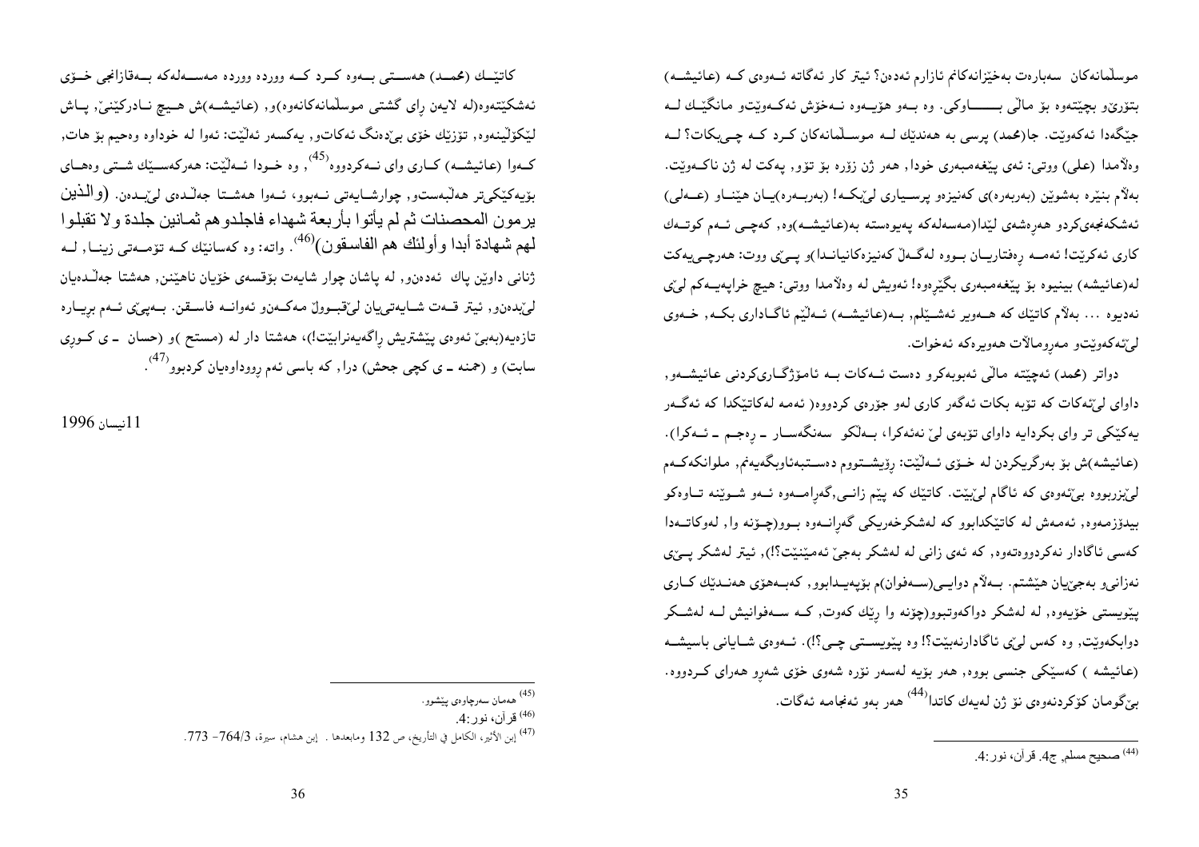موسڵمانەکان سەبارەت بەخێزانەکانم ئازارم ئەدەن؟ ئیتر کار ئەگاتە ئەوەی کە (عائیشە) بتۆرێو بچێتەوە بۆ ماڵی باوکی. وە بەو هۆیەوە نەخۆش ئەکەوێتو مانگێک لە جێگەدا ئەکەوێت. جا(محمد) پرسی بە هەندێک لە موسڵمانەکان کرد کە چی بکات؟ لە وەڵامدا (علی) ووتی: ئەی پێغەمبەری خودا, هەر ژن زۆرە بۆ تۆو, پەکت لە ژن ناکەوێت. بەڵام بنێرە بەشوێن (بەربەرە)ی کەنیزەو پرسیاری لێبکە! (بەربەرە)یان هێناو (علی) ئەشکەنجەی کردو هەڕەشەی لێدا(مەسەلەکە پەیوەستە بە(عائیشە)وە, کەچی ئەم کوتەک کاری ئەکرێت! ئەمە ڕەفتاریان بووە لەگەڵ کەنیزەکانیاندا)و پێی ووت: هەرچی یەکت لە(عائیشە) بینیوە بۆ پێغەمبەری بگێڕەوە! ئەویش لە وەڵامدا ووتی: هیچ خراپەیەکم لێی نەدیوە ... بەڵام کاتێک کە هەویر ئەشێلم, بە(عائیشە) ئەڵێم ئاگاداری بکە, خەوی لێئەکەوێتو مەڕومالاَت هەویرەکە ئەخوات.

دواتر (محمد) ئەچێتە ماڵی ئەبوبەکرو دەست ئەکات بە ئامۆژگاریکردنی عائیشەو, داوای لێئەکات کە تۆبە بکات ئەگەر کاری لەو جۆرەی کردووە( ئەمە لەکاتێکدا کە ئەگەر یەکێکی تر وای بکردایە داوای تۆبەی لێ نەئەکرا, بەڵکو سەنگەسار ـ ڕەجم ـ ئەکرا). (عائیشە)ش بۆ بەرگریکردن لە خۆی ئەڵێت: ڕۆیشتووم دەستبەئاوبگەیەنم, ملوانکەکەم لێبزربووە بێئەوەی کە ئاگام لێبێت. کاتێک کە پێم زانی,گەڕامەوە ئەو شوێنە تاوەکو بیدۆزمەوە, ئەمەش لە کاتێکدابوو کە لەشکرخەریکی گەڕانەوە بوو(چۆنە وا, لەوکاتەدا کەسی ئاگادار نەکردووەتەوە, کە ئەی زانی لە لەشکر بەجێ ئەمێنێت؟!), ئیتر لەشکر پێی نەزانیو بەجێیان هێشتم. بەڵام دوایی(سەفوان)م بۆپەیدابوو, کەبەهۆی هەندێک کاری پێویستی خۆیەوە, لە لەشکر دواکەوتبوو(چۆنە وا ڕێك کەوت, کە سەفوانیش لە لەشکر دوابکەوێت, وە کەس لێی ئاگادارنەبێت؟! وە پێویستی چی بوو؟!). ئەوەی شایانی باسیشە (عائیشە ) کەسێکی جنسی بووە, هەر بۆیە لەسەر نۆرە شەوی خۆی شەڕو هەرای کردووە. بێگومان کۆکردنەوەی نۆ ژن لەیەك کاتدا[44] هەر بەو ئەنجامە ئەگات.

[44] صحیح مسلم, ج4. قرآن، نور:4.

کاتێك (محمد) هەستی بەوە کرد کە وورده وورده مەسەلەکە بەقازانجی خۆی ئەشکێتەوە(لە لایەن ڕای گشتی موسڵمانەکانەوە)و, (عائیشە)ش هیچ نادرکێنێ, پاش لێکۆڵینەوە, تۆزێك خۆی بێدەنگ ئەکاتو, یەکسەر ئەڵێت: ئەوا لە خوداوە وەحیم بۆ هات, کەوا (عائیشە) کاری وای نەکردووە[45], وە خودا ئەڵێت: هەرکەسێك شتی وەهای بۆیەکێکیتر هەڵبەستو, چوارشایەتی نەبوو, ئەوا هەشتا جەڵدەی لێبدەن. (والذين يرمون المحصنات ثم لم يأتوا بأربعة شهداء فاجلدوهم ثمانين جلدة ولا تقبلوا لهم شهادة أبدا وأولئك هم الفاسقون)[46]. واتە: وە کەسانێك کە تۆمەتی زینا, لە ژنانی داوێن پاك ئەدەنو, لە پاشان چوار شایەت بۆقسەی خۆیان ناهێنن, هەشتا جەڵدەیان لێبدەنو, ئیتر قەت شایەتییان لێقبوڵ مەکەنو ئەوانە فاسقن. بەپێی ئەم بڕیارە تازەیە(بەبێ ئەوەی پێشتریش ڕاگەیەنرابێت!), هەشتا دار لە (مستح )و (حسان ـ ی کوڕی سابت) و (حمنە ـ ی کچی جحش) درا, کە باسی ئەم ڕووداوەیان کردبوو[47].

11نیسان 1996

[45] هەمان سەرچاوەی پێشوو.

[46] قرآن، نور:4.

[47] إبن الأثير، الكامل في التأريخ، ص 132 ومابعدها . إبن هشام، سيرة، 764/3- 773.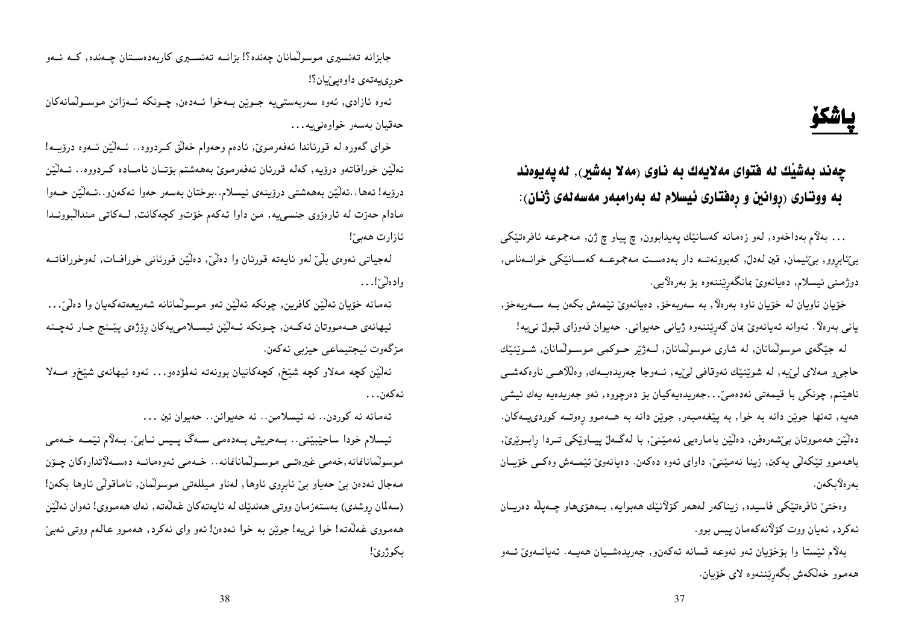# پاشكۆ

## چەند بەشێك لە فتوای مەلایەك بە ناوی (مەلا بەشیر), لەپەیوەند بە ووتاری (ڕوانین و ڕەفتاری ئیسلام لە بەرامبەر مەسەلەی ژنان):

... بەلاّم بەداخەوە, لەو زەمانە کەسانێك پەیدابوون, چ پیاو چ ژن, مەجموعە ئافرەتێکی بێئابروو, بێئیمان, قین لەدڵ, کەبوونەتە دار بەدەست مەجموعە کەسانێکی خوانەناس, دوژمنی ئیسلام, دەیانەوێ بمانگەڕێننەوە بۆ بەرەلاّیی.

خۆیان ناویان لە خۆیان ناوە بەرەلاّ, بە سەربەخۆ, دەیانەوێ ئێمەش بکەن بە سەربەخۆ, یانی بەرەلاّ. ئەوانە ئەیانەوێ بمان گەڕێننەوە ژیانی حەیوانی. حەیوان فەوزای قبوڵ نی‌یە!

لە جێگەی موسوڵمانان, لە شاری موسوڵمانان, لەژێر حوکمی موسوڵمانان, شوێنێك حاجی‌و مەلای لێیە, لە شوێنێك ئەوقافی لێیە, ئەوجا جەریدەیەك, وەڵلاهی ناوەکەشی ناهێنم, چونکی با قیمەتی نەدەمێ...جەریدەیەکیان بۆ دەرچووە, ئەو جەریدەیە یەك ئیشی هەیە, تەنها جوێن دانە بە خوا, بە پێغەمبەر, جوێن دانە بە هەموو ڕەوتە کوردی‌یەکان. دەڵێن هەمووتان بێ‌شەرەفن, دەڵێن بامارەیی نەمێنێ, با لەگەڵ پیاوێکی تردا ڕابوێرێ, باهەموو تێکەڵی یەکبن, زینا نەمێنێ, داوای ئەوە دەکەن. دەیانەوێ ئێمەش وەکی خۆیان بەرەلاّبکەن.

وەختێ ئافرەتێکی فاسیدە, زیناکەر لەهەر کۆڵانێك هەبوایە, بەهۆیەوە چەپڵە دەریان ئەکرد, ئەیان ووت کۆڵانەکەمان پیس بوو.

بەلاّم ئێستا وا بۆخۆیان ئەو نەوعە قسانە ئەکەن‌و, جەریدەشیان هەیە. ئەیانەوێ ئەو هەموو خەڵکەش بگەڕێننەوە لای خۆیان.

جابزانە تەئسیری موسوڵمانان چەندە؟! بزانە تەئسیری کاربەدەستان چەندە, کە ئەو حوری‌یەتەی داوەپێیان؟!

ئەوە ئازادی, ئەوە سەربەستی‌یە جوێن بەخوا ئەدەن, چونکە ئەزانن موسوڵمانەکان حەقیان بەسەر خاوەنی‌یە...

خوای گەورە لە قورئاندا ئەفەرموێ, ئادەم وحەوام خەلق کردووە.. ئەڵێن ئەوە درۆیە! ئەڵێن خورافاتەو درۆیە, کەلە قورئان ئەفەرموێ بەهەشتم بۆتان ئامادە کردووە.. ئەڵێن درۆیە! ئەها..ئەڵێن بەهەشتی درۆینەی ئیسلام..بوختان بەسەر حەوا ئەکەن‌و..ئەڵێن حەوا مادام حەزت لە ئارەزوی جنسی‌یە, من داوا ئەکەم خۆت‌و کچەکانت, لەکاتی منداڵبووندا ئازارت هەبێ!

لەجیاتی ئەوەی بڵێ لەو ئایەتە قورئان وا دەڵێ, دەڵێن قورئانی خورافات, لەوخورافاتە وادەڵێ!...

ئەمانە خۆیان ئەڵێن کافرین, چونکە ئەڵێن ئەو موسوڵمانانە شەریعەتەکەیان وا دەڵێ... ئیهانەی هەمووتان ئەکەن, چونکە ئەڵێن ئیسلامی‌یەکان ڕۆژەی پێنج جار ئەچنە مزگەوت ئیجتیماعی حیزبی ئەکەن.

ئەڵێن کچە مەلاو کچە شێخ, کچەکانیان بوونەتە ئەملۆدەو... ئەوە ئیهانەی شێخ‌و مەلا ئەکەن...

ئەمانە نە کوردن.. نە ئیسلامن.. نە حەیوانن.. حەیوان نین ...

ئیسلام خودا ساحێبێتی.. بەحریش بەدەمی سەگ پیس نابێ. بەلاّم ئێمە خەمی موسوڵمانانمانە,خەمی غیرەتی موسوڵمانانمانە.. خەمی ئەوەمانە دەسەلاّتدارەکان چۆن مەجال ئەدەن بێ حەیاو بێ ئابڕوی ئاوها, لەناو میللەتی موسوڵمان, ناماقوڵی ئاوها بکەن! (سەلمان ڕوشدی) بەستەزمان ووتی هەندێك لە ئایەتەکان غەڵەتە, نەك هەمووی! ئەوان ئەڵێن هەمووی غەڵەتە! خوا نی‌یە! جوێن بە خوا ئەدەن! ئەو وای نەکرد, هەموو عالەم ووتی ئەبێ بکوژرێ!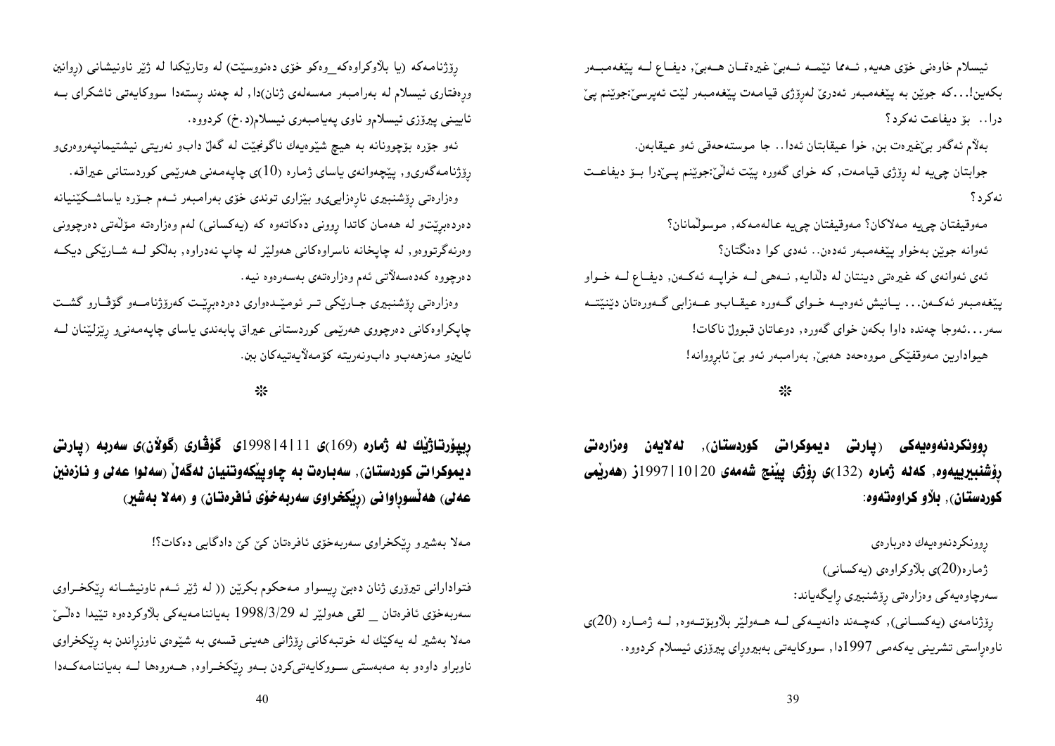ئیسلام خاوەنی خۆی هەیە, ئەمما ئێمە ئەبێ غیرەتمان هەبێ, دیفاع لە پێغەمبەر بکەین!...کە جوێن بە پێغەمبەر ئەدرێ لەرۆژی قیامەت پێغەمبەر لێت ئەپرسێ:جوێنم پێ درا.. بۆ دیفاعت نەکرد؟

بەڵام ئەگەر بێغیرەت بن, خوا عیقابتان ئەدا.. جا موستەحەقی ئەو عیقابەن.

جوابتان چییە لە رۆژی قیامەت, کە خوای گەورە پێت ئەڵێ:جوێنم پێدرا بۆ دیفاعت نەکرد؟

مەوقیفتان چییە مەلاکان؟ مەوقیفتان چییە عالەمەکە, موسوڵمانان؟

ئەوانە جوێن بەخواو پێغەمبەر ئەدەن.. ئەدی کوا دەنگتان؟

ئەی ئەوانەی کە غیرەتی دینتان لە دڵدایە, نەهی لە خراپە ئەکەن, دیفاع لە خواو پێغەمبەر ئەکەن... یانیش ئەوەیە خوای گەورە عیقابو عەزابی گەورەتان دێنێتە سەر...ئەوجا چەندە داوا بکەن خوای گەورە, دوعاتان قبووڵ ناکات!

هیواداریین مەوقفێکی مووەحەد هەبێ, بەرامبەر ئەو بێ ئابڕووانە!

※

## ڕوونکردنەوەیەکی (پارتی دیموکراتی کوردستان), لەلایەن وەزارەتی رۆشنبیرییەوە, کەلە ژمارە (132)ی رۆژی پێنج شەممەی 20|10|1997ز (هەرێمی کوردستان), بڵاو کراوەتەوە:

ڕوونکردنەوەیەك دەربارەی

ژمارە(20)ی بڵاوکراوەی (یەکسانی)

سەرچاوەیەکی وەزارەتی رۆشنبیری ڕایگەیاند:

رۆژنامەی (یەکسانی), کەچەند دانەیەکی لە هەولێر بڵاوبۆتەوە, لە ژمارە (20)ی ناوەڕاستی تشرینی یەکەمی 1997دا, سووکایەتی بەبیروڕای پیرۆزی ئیسلام کردووە.

رۆژنامەکە (یا بڵاوکراوەکە_وەکو خۆی دەنووسێت) لە وتارێکدا لە ژێر ناونیشانی (ڕوانین وڕەفتاری ئیسلام لە بەرامبەر مەسەلەی ژنان)دا, لە چەند ڕستەدا سووکایەتی ئاشکرای بە ئایینی پیرۆزی ئیسلامو ناوی پەیامبەری ئیسلام(د.خ) کردووە.

ئەو جۆرە بۆچوونانە بە هیچ شێوەیەك ناگونجێت لە گەڵ دابو نەریتی نیشتیمانپەروەریو رۆژنامەگەریو, پێچەوانەی یاسای ژمارە (10)ی چاپەمەنی هەرێمی کوردستانی عیراقە.

وەزارەتی رۆشنبیری ناڕەزاییو بێزاری توندی خۆی بەرامبەر ئەم جۆرە یاساشکێنیانە دەردەبڕێتو لە هەمان کاتدا ڕوونی دەکاتەوە کە (یەکسانی) لەم وەزارەتە مۆڵەتی دەرچوونی وەرنەگرتووەو, لە چاپخانە ناسراوەکانی هەولێر لە چاپ نەدراوە, بەڵکو لە شارێکی دیکە دەرچووە کەدەسەڵاتی ئەم وەزارەتەی بەسەرەوە نییە.

وەزارەتی رۆشنبیری جارێکی تر ئومێدەواری دەردەبڕێت کەرۆژنامەو گۆڤارو گشت چاپکراوەکانی دەرچووی هەرێمی کوردستانی عیراق پابەندی یاسای چاپەمەنیو ڕێزلێنان لە ئاینو مەزهەبو دابونەریتە کۆمەڵایەتیەکان بن.

※

## ڕیپۆرتاژێك لە ژمارە (169)ی 11|4|1998ی گۆڤاری (گوڵان)ی سەربە (پارتی دیموکراتی کوردستان), سەبارەت بە چاوپێکەوتنیان لەگەڵ (سەلوا عەلی و نازەنین عەلی) هەڵسووڕاوانی (ڕێکخراوی سەربەخۆی ئافرەتان) و (مەلا بەشیر)

مەلا بەشیرو ڕێکخراوی سەربەخۆی ئافرەتان کێ کێ دادگایی دەکات؟!

فتوادارانی تیرۆری ژنان دەبێ ڕیسواو مەحکوم بکرێن (( لە ژێر ئەم ناونیشانە ڕێکخراوی سەربەخۆی ئافرەتان _ لقی هەولێر لە 1998/3/29 بەیاننامەیەکی بڵاوکردەوە تێیدا دەڵێ مەلا بەشیر لە یەکێك لە خوتبەکانی ڕۆژانی هەینی قسەی بە شێوەی ناوزڕاندن بە ڕێکخراوی ناوبراو داوەو بە مەبەستی سووکایەتیکردن بەو ڕێکخراوە, هەروەها لە بەیاننامەکەدا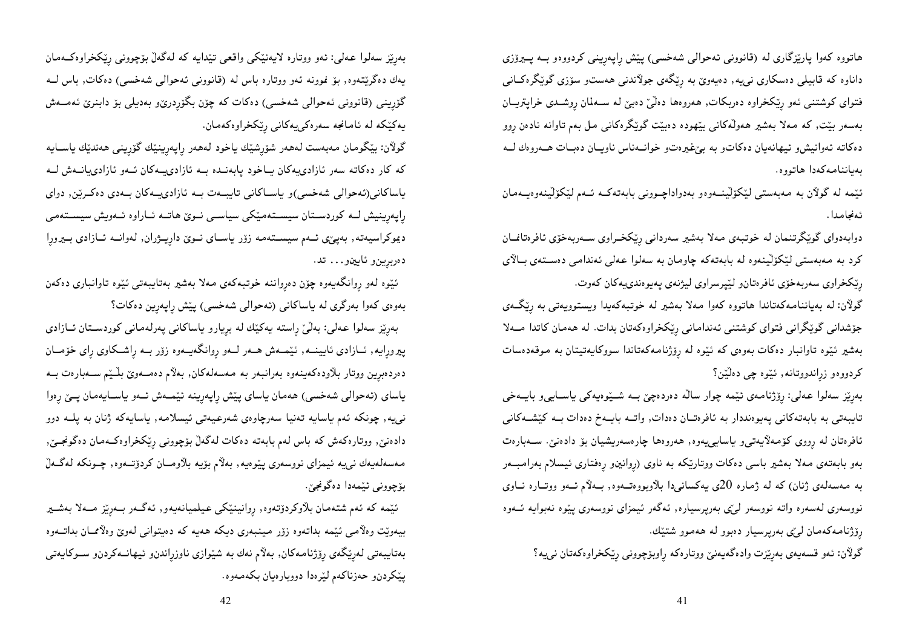هاتووە کەوا پارێزگاری لە (قانوونی ئەحوالی شەخسی) پێش ڕاپەڕینی کردووەو بە پیرۆزی داناوە کە قابیلی دەسکاری نییە, دەیەوێ بە ڕێگەی جوڵاندنی هەستو سۆزی گوێگرەکانی فتوای کوشتنی ئەو ڕێکخراوە دەربکات, هەروەها دەڵێ دەبێ لە سەلمان ڕوشدی خراپتریان بەسەر بێت, کە مەلا بەشیر هەوڵەکانی بێهودە دەبێت گوێگرەکانی مل بەم تاوانە نادەن ڕوو دەکاتە ئەوانیشو ئیهانەیان دەکاتو بە بێغیرەتو خوانەناس ناویان دەبات هەروەك لە بەیاننامەکەدا هاتووە.

ئێمە لە گوڵان بە مەبەستی لێکۆڵینەوەو بەدواداچوونی بابەتەکە ئەم لێکۆڵینەوەیەمان ئەنجامدا.

دوابەدوای گوێگرتنمان لە خوتبەی مەلا بەشیر سەردانی ڕێکخراوی سەربەخۆی ئافرەتانمان کرد بە مەبەستی لێکۆڵینەوە لە بابەتەکە چاومان بە سەلوا عەلی ئەندامی دەستەی باڵای ڕێکخراوی سەربەخۆی ئافرەتانو لێپرسراوی لیژنەی پەیوەندییەکان کەوت.

گوڵان: لە بەیاننامەکەتاندا هاتووە کەوا مەلا بەشیر لە خوتبەکەیدا ویستوویەتی بە ڕێگەی جۆشدانی گوێگرانی فتوای کوشتنی ئەندامانی ڕێکخراوەکەتان بدات. لە هەمان کاتدا مەلا بەشیر ئێوە تاوانبار دەکات بەوەی کە ئێوە لە ڕۆژنامەکەتاندا سووکایەتیتان بە موقەدەسات کردووەو زراندووتانە, ئێوە چی دەڵێن؟

بەڕێز سەلوا عەلی: ڕۆژنامەی ئێمە چوار ساڵە دەردەچێ بە شێوەیەکی یاساییو بایەخی تایبەتی بە بابەتەکانی پەیوەندار بە ئافرەتان دەدات, واتە بایەخ دەدات بە کێشەکانی ئافرەتان لە ڕووی کۆمەڵایەتیو یاساییەوە, هەروەها چارەسەریشیان بۆ دادەنێ. سەبارەت بەو بابەتەی مەلا بەشیر باسی دەکات ووتارێکە بە ناوی (ڕوانینو ڕەفتاری ئیسلام بەرامبەر بە مەسەلەی ژنان) کە لە ژمارە 20ی یەکسانیدا بڵاوبووەتەوە, بەڵام ئەو ووتارە ناوی نووسەری لەسەرە واتە نووسەر لێی بەرپرسیارە, ئەگەر ئیمزای نووسەری پێوە نەبوایە ئەوە ڕۆژنامەکەمان لێی بەرپرسیار دەبوو لە هەموو شتێك.

گوڵان: ئەو قسەیەی بەڕێزت وادەگەیەنێ ووتارەکە ڕاوبۆچوونی ڕێکخراوەکەتان نییە؟

بەڕێز سەلوا عەلی: ئەو ووتارە لایەنێکی واقعی تێدایە کە لەگەڵ بۆچوونی ڕێکخراوەکەمان یەك دەگرێتەوە, بۆ نموونە ئەو ووتارە باس لە (قانوونی ئەحوالی شەخسی) دەکات, باس لە گۆڕینی (قانوونی ئەحوالی شەخسی) دەکات کە چۆن بگۆڕدرێو بەدیلی بۆ دابنرێ ئەمەش یەکێکە لە ئامانجە سەرەکییەکانی ڕێکخراوەکەمان.

گوڵان: بێگومان مەبەست لەهەر شۆڕشێك یاخود لەهەر ڕاپەڕینێك گۆڕینی هەندێك یاسایە کە کار دەکاتە سەر ئازادییەکان یاخود پابەندە بە ئازادییانەش لە یاساکانی(ئەحوالی شەخسی)و یاساکانی تایبەت بە ئازادییەکان بەدی دەکرێن, دوای ڕاپەڕینیش لە کوردستان سیستەمێکی سیاسی نوێ هاتە ئاراوە ئەویش سیستەمی دیموکراسیەتە, بەپێی ئەم سیستەمە زۆر یاسای نوێ داڕێژران, لەوانە ئازادی بیرورا دەربڕینو ئاینو... تد.

ئێوە لەو ڕوانگەیەوە چۆن دەڕواننە خوتبەکەی مەلا بەشیر بەتایبەتی ئێوە تاوانباری دەکەن بەوەی کەوا بەرگری لە یاساکانی (ئەحوالی شەخسی) پێش ڕاپەڕین دەکات؟

بەڕێز سەلوا عەلی: بەڵێ ڕاستە یەکێك لە بڕیارو یاساکانی پەرلەمانی کوردستان ئازادی بیرورایە, ئازادی ئاینە, ئێمەش هەر لەو ڕوانگەیەوە زۆر بە ڕاشکاوی ڕای خۆمان دەردەبڕین ووتار بڵاودەکەینەوە بەرانبەر بە مەسەلەکان, بەڵام دەمەوێ بڵێم سەبارەت بە یاسای (ئەحوالی شەخسی) هەمان یاسای پێش ڕاپەڕینە ئێمەش ئەو یاسایەمان پێ ڕەوا نییە, چونکە ئەم یاسایە تەنیا سەرچاوەی شەرعیەتی ئیسلامە, یاسایەکە ژنان بە پلە دوو دادەنێ, ووتارەکەش کە باس لەم بابەتە دەکات لەگەڵ بۆچوونی ڕێکخراوەکەمان دەگونجێ, مەسەلەیەك نییە ئیمزای نووسەری پێوەیە, بەڵام بۆیە بڵاومان کردۆتەوە, چونکە لەگەڵ بۆچوونی ئێمەدا دەگونجێ.

ئێمە کە ئەم شتەمان بڵاوکردۆتەوە, ڕوانینێکی عیلمیانەیەو, ئەگەر بەڕێز مەلا بەشیر بیەوێت وەڵامی ئێمە بداتەوە زۆر مینبەری دیکە هەیە کە دەیتوانی لەوێ وەڵاممان بداتەوە بەتایبەتی لەڕێگەی ڕۆژنامەکان, بەڵام نەك بە شێوازی ناوزڕاندنو ئیهانەکردنو سووکایەتی پێکردنو حەزناکەم لێرەدا دووبارەیان بکەمەوە.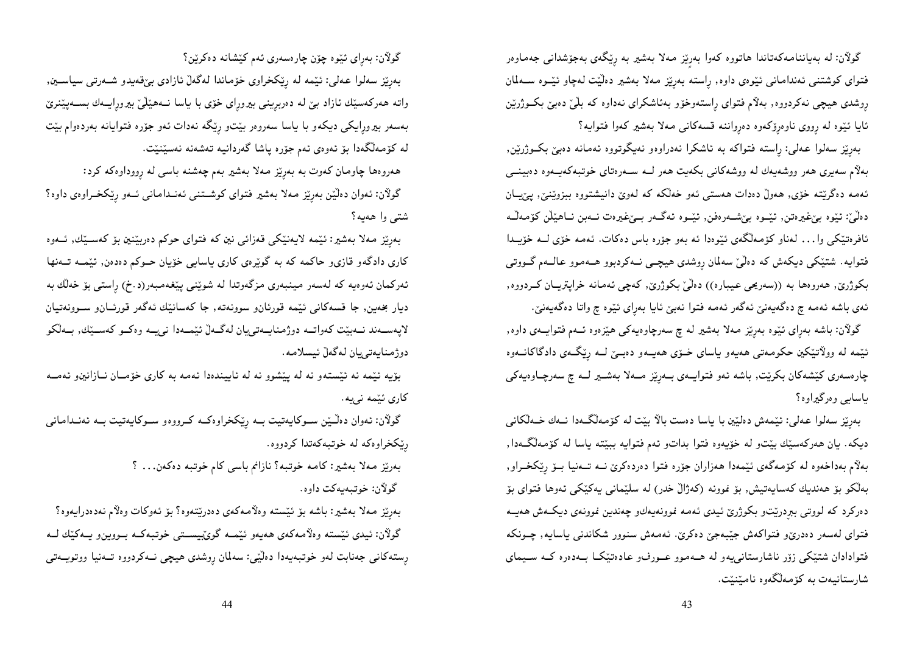گولان: لە بەیاننامەکەتاندا هاتووە کەوا بەڕێز مەلا بەشیر بە ڕێگەی بەجۆشدانی جەماوەر فتوای کوشتنی ئەندامانی ئێوەی داوە, ڕاستە بەڕێز مەلا بەشیر دەڵێت لەچاو ئێوە سەلمان ڕوشدی هیچی نەکردووە, بەڵام فتوای ڕاستەوخۆو بەئاشکرای نەداوە کە بڵێ دەبێ بکوژرێن ئایا ئێوە لە ڕووی ناوەڕۆکەوە دەڕواننە قسەکانی مەلا بەشیر کەوا فتوایە؟

بەڕێز سەلوا عەلی: ڕاستە فتواکە بە ئاشکرا نەدراوەو نەیگوتووە ئەمانە دەبێ بکوژرێن, بەڵام سەیری هەر ووشەیەك لە ووشەکانی بکەیت هەر لە سەرەتای خوتبەکەیەوە دەبینی ئەمە دەگرێتە خۆی, هەوڵ دەدات هەستی ئەو خەڵکە کە لەوێ دانیشتووە ببزوێنێ, پێیان دەڵێ: ئێوە بێغیرەتن, ئێوە بێشەرەفن, ئێوە ئەگەر بێغیرەت نەبن ناهێڵن کۆمەڵە ئافرەتێکی وا... لەناو کۆمەڵگەی ئێوەدا ئە بەو جۆرە باس دەکات. ئەمە خۆی لە خۆیدا فتوایە. شتێکی دیکەش کە دەڵێ سەلمان ڕوشدی هیچی نەکردبوو هەموو عالەم گووتی بکوژرێ, هەروەها بە ((سەریحی عیبارە)) دەڵێ بکوژرێ, کەچی ئەمانە خراپتریان کردووە, ئەی باشە ئەمە چ دەگەیەنێ ئەگەر ئەمە فتوا نەبێ ئایا بەرای ئێوە چ واتا دەگەیەنێ.

گولان: باشە بەرای ئێوە بەڕێز مەلا بەشیر لە چ سەرچاوەیەکی هێزەوە ئەم فتوایەی داوە, ئێمە لە وولاتێکین حکومەتی هەیەو یاسای خۆی هەیەو دەبێ لە ڕێگەی دادگاکانەوە چارەسەری کێشەکان بکرێت, باشە ئەو فتوایەی بەڕێز مەلا بەشیر لە چ سەرچاوەیەکی یاسایی وەرگیراوە؟

بەڕێز سەلوا عەلی: ئێمەش دەڵێین با یاسا دەست باڵا بێت لە کۆمەڵگەدا نەك خەڵکانی دیکە. یان هەرکەسێك بێتو لە خۆیەوە فتوا بداتو ئەم فتوایە ببێتە یاسا لە کۆمەڵگەدا, بەڵام بەداخەوە لە کۆمەگەی ئێمەدا هەزاران جۆرە فتوا دەردەکرێ نە تەنیا بۆ ڕێکخراو, بەڵکو بۆ هەندیك کەسایەتیش, بۆ نموونە (کەژاڵ خدر) لە سلێمانی یەکێکی ئەوها فتوای بۆ دەرکرد کە لووتی ببڕدرێتو بکوژرێ ئیدی ئەمە نموونەیەكو چەندین نموونەی دیکەش هەیە فتوای لەسەر دەدرێو فتواکەش جێبەجێ دەکرێ. ئەمەش سنوور شکاندنی یاسایە, چونکە فتوادادان شتێکی زۆر ناشارستانییەو لە هەموو عورفو عادەتێکدا بەدەرە کە سیمای شارستانیەت بە کۆمەڵگەوە نامێنێت.

گولان: بەرای ئێوە چۆن چارەسەری ئەم کێشانە دەکرێن؟

بەڕێز سەلوا عەلی: ئێمە لە ڕێکخراوی خۆماندا لەگەڵ ئازادی بێقەیدو شەرتی سیاسین, واتە هەرکەسێك ئازاد بێ لە دەربڕینی بیروڕای خۆی با یاسا نەهێڵێ بیروڕایەك بسەپێنرێ بەسەر بیروڕایکی دیکەو با یاسا سەروەر بێتو ڕێگە نەدات ئەو جۆرە فتوایانە بەردەوام بێت لە کۆمەڵگەدا بۆ ئەوەی ئەم جۆرە پاشا گەردانیە تەشەنە نەسێنێت.

هەروەها چاومان کەوت بە بەڕێز مەلا بەشیر بەم چەشنە باسی لە ڕووداوەکە کرد:

گولان: ئەوان دەڵێن بەڕێز مەلا بەشیر فتوای کوشتنی ئەندامانی ئەو ڕێکخراوەی داوە؟ شتی وا هەیە؟

بەڕێز مەلا بەشیر: ئێمە لایەنێکی قەزائی نین کە فتوای حوکم دەربێنین بۆ کەسێك, ئەوە کاری دادگەو قازیو حاکمە کە بە گوێرەی کاری یاسایی خۆیان حوکم دەدەن, ئێمە تەنها ئەرکمان ئەوەیە کە لەسەر مینبەری مزگەوتدا لە شوێنی پێغەمبەر(د.خ) ڕاستی بۆ خەڵك بە دیار بخەین, جا قسەکانی ئێمە قورئانو سوونەتە, جا کەسانێك ئەگەر قورئانو سوونەتیان لاپەسەند نەبێت کەواتە دوژمنایەتییان لەگەڵ ئێمەدا نییە وەکو کەسێك, بەڵکو دوژمنایەتییان لەگەڵ ئیسلامە.

بۆیە ئێمە نە ئێستەو نە لە پێشوو نە لە ئایندەدا ئەمە بە کاری خۆمان نازانینو ئەمە کاری ئێمە نییە.

گولان: ئەوان دەڵێن سوکایەتیت بە ڕێکخراوەکە کردووەو سوکایەتیت بە ئەندامانی ڕێکخراوەکە لە خوتبەکەتدا کردووە.

بەڕێز مەلا بەشیر: کامە خوتبە؟ نازانم باسی کام خوتبە دەکەن... ؟

گولان: خوتبەیەکت داوە.

بەڕێز مەلا بەشیر: باشە بۆ ئێستە وەڵامەکەی دەدرێتەوە؟ بۆ ئەوکات وەڵام نەدەدرایەوە؟

گولان: ئیدی ئێستە وەڵامەکەی هەیەو ئێمە گوێبیستی خوتبەکە بووینو یەکێك لە ڕستەکانی جەنابت لەو خوتبەیەدا دەڵێی: سەلمان ڕوشدی هیچی نەکردووە تەنیا ووتویەتی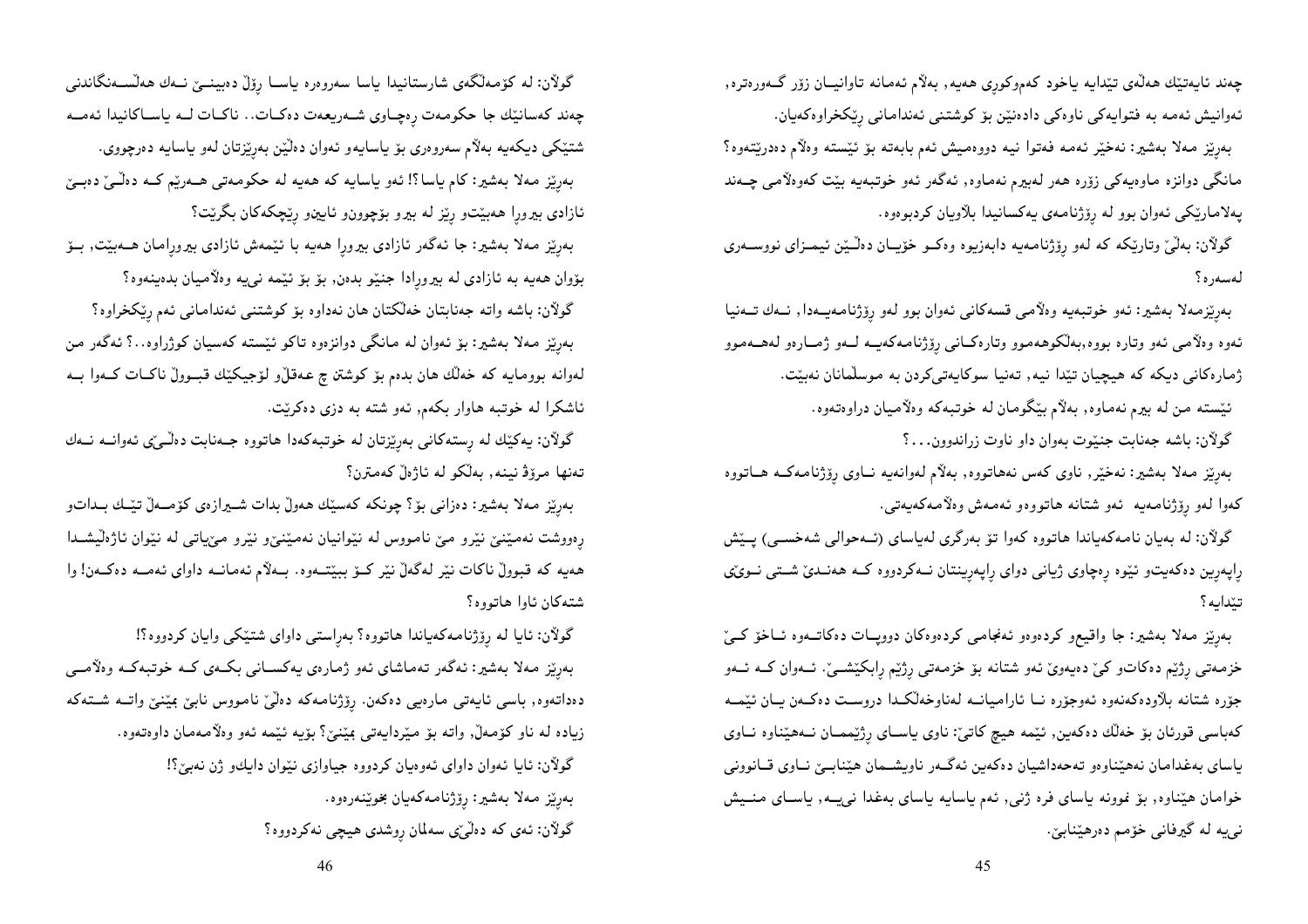چەند ئایەتێك هەڵەی تێدایە یاخود کەموکوڕی هەیە, بەڵام ئەمانە تاوانیــان زۆر گــەورەترە, ئەوانیش ئەمە بە فتوایەکی ناوەکی دادەنێن بۆ کوشتنی ئەندامانی ڕێکخراوەکەیان.

بەڕێز مەلا بەشیر: نەخێر ئەمە فەتوا نیە دووەمیش ئەم بابەتە بۆ ئێستە وەڵام دەدرێتەوە؟ مانگی دوانزە ماوەیەکی زۆرە هەر لەبیرم نەماوە, ئەگەر ئەو خوتبەیە بێت کەوەڵامی چــەند پەلامارێکی ئەوان بوو لە ڕۆژنامەی یەکسانیدا بلاویان کردبوەوە.

گولاَن: بەڵێ وتارێکە کە لەو ڕۆژنامەیە دابەزیوە وەکــو خۆیــان دەڵــێن ئیمــزای نووســەری لەسەرە؟

بەڕێزمەلا بەشیر: ئەو خوتبەیە وەڵامی قسەکانی ئەوان بوو لەو ڕۆژنامەیــەدا, نــەك تــەنیا ئەوە وەڵامی ئەو وتارە بووە,بەڵکوهەموو وتارەکــانی ڕۆژنامەکەیــە لــەو ژمــارەو لەهــەموو ژمارەکانی دیکە کە هیچیان تێدا نیە, تەنیا سوکایەتیکردن بە موسڵمانان نەبێت.

ئێستە من لە بیرم نەماوە, بەڵام بێگومان لە خوتبەکە وەڵامیان دراوەتەوە.

گولاَن: باشە جەنابت جنێوت بەوان داو ناوت زراندوون...؟

بەڕێز مەلا بەشیر: نەخێر, ناوی کەس نەهاتووە, بەڵام لەوانەیە نــاوی ڕۆژنامەکــە هــاتووە کەوا لەو ڕۆژنامەیە ئەو شتانە هاتووەو ئەمەش وەڵامەکەیەتی.

گولاَن: لە بەیان نامەکەیاندا هاتووە کەوا تۆ بەرگری لەیاسای (ئــەحوالی شەخســی) پــێش ڕاپەڕین دەکەیتو ئێوە ڕەچاوی ژیانی دوای ڕاپەڕینتان نــەکردووە کــە هەنــدێ شــتی نــوێی تێدایە؟

بەڕێز مەلا بەشیر: جا واقیعو کردەوەو ئەنجامی کردەوەکان دووپــات دەکاتــەوە ئــاخۆ کــێ خزمەتی ڕژێم دەکاتو کێ دەیەوێ ئەو شتانە بۆ خزمەتی ڕژێم ڕابکێشــێ. ئــەوان کــە ئــەو جۆرە شتانە بلاودەکەنەوە ئەوجۆرە نــا ئارامیانــە لەناوخەڵکــدا دروســت دەکــەن یــان ئێمــە کەباسی قورئان بۆ خەڵك دەکەین, ئێمە هیچ کاتێ: ناوی یاســای ڕژێمــمان نــەهێناوە نــاوی یاسای بەغدامان نەهێناوەو تەحەداشیان دەکەین ئەگــەر ناویشــمان هێنابــێ نــاوی قــانوونی خوامان هێناوە, بۆ نموونە یاسای فرە ژنی, ئەم یاسایە یاسای بەغدا نیــیە, یاســای منــیش نی‌یە لە گیرفانی خۆمم دەرهێنابێ.

گولاَن: لە کۆمەڵگەی شارستانیدا یاسا سەروەرە یاســا ڕۆڵ دەبینــێ نــەك هەڵســەنگاندنی چەند کەسانێك جا حکومەت ڕەچــاوی شــەریعەت دەکــات.. ناکــات لــە یاســاکانیدا ئەمــە شتێکی دیکەیە بەڵام سەروەری بۆ یاسایەو ئەوان دەڵێن بەڕێزتان لەو یاسایە دەرچووی.

بەڕێز مەلا بەشیر: کام یاسا؟! ئەو یاسایە کە هەیە لە حکومەتی هــەرێم کــە دەڵــێ دەبــێ ئازادی بیروڕا هەبێتو ڕێز لە بیرو بۆچوونو ئاینو ڕێچکەکان بگرێت؟

بەڕێز مەلا بەشیر: جا ئەگەر ئازادی بیروڕا هەیە با ئێمەش ئازادی بیروڕامان هــەبێت, بــۆ بۆوان هەیە بە ئازادی لە بیروڕادا جنێو بدەن, بۆ بۆ ئێمە نی‌یە وەڵامیان بدەینەوە؟

گولاَن: باشە واتە جەنابتان خەڵکتان هان نەداوە بۆ کوشتنی ئەندامانی ئەم ڕێکخراوە؟

بەڕێز مەلا بەشیر: بۆ ئەوان لە مانگی دوانزەوە تاکو ئێستە کەسیان کوژراوە..؟ ئەگەر من لەوانە بوومایە کە خەڵك هان بدەم بۆ کوشتن چ عەقڵو لۆجیکێك قبــوڵ ناکــات کــەوا بــە ئاشکرا لە خوتبە هاوار بکەم, ئەو شتە بە دزی دەکرێت.

گولاَن: یەکێك لە ڕستەکانی بەڕێزتان لە خوتبەکەدا هاتووە جــەنابت دەڵــێی ئەوانــە نــەك تەنها مرۆڤ نینە, بەڵکو لە ئاژەڵ کەمترن؟

بەڕێز مەلا بەشیر: دەزانی بۆ؟ چونکە کەسێك هەوڵ بدات شــیرازەی کۆمــەڵ تێــك بــداتو ڕەووشت نەمێنێ نێرو مێ نامووس لە نێوانیان نەمێنێو نێرو مێیاتی لە نێوان ئاژەڵیشــدا هەیە کە قبوڵ ناکات نێر لەگەڵ نێر کــۆ ببێتــەوە. بــەڵام ئەمانــە داوای ئەمــە دەکــەن! وا شتەکان ئاوا هاتووە؟

گولاَن: ئایا لە ڕۆژنامەکەیاندا هاتووە؟ بەڕاستی داوای شتێکی وایان کردووە؟!

بەڕێز مەلا بەشیر: ئەگەر تەماشای ئەو ژمارەی یەکســانی بکــەی کــە خوتبەکــە وەڵامــی دەداتەوە, باسی ئایەتی مارەیی دەکەن. ڕۆژنامەکە دەڵێ نامووس نابێ بمێنێ واتــە شــتەکە زیادە لە ناو کۆمەڵ, واتە بۆ مێردایەتی بمێنێ؟ بۆیە ئێمە ئەو وەڵامەمان داوەتەوە.

گولاَن: ئایا ئەوان داوای ئەوەیان کردووە جیاوازی نێوان دایكو ژن نەبێ؟!

بەڕێز مەلا بەشیر: ڕۆژنامەکەیان بخوێنەرەوە.

گولاَن: ئەی کە دەڵێی سەلمان ڕوشدی هیچی نەکردووە؟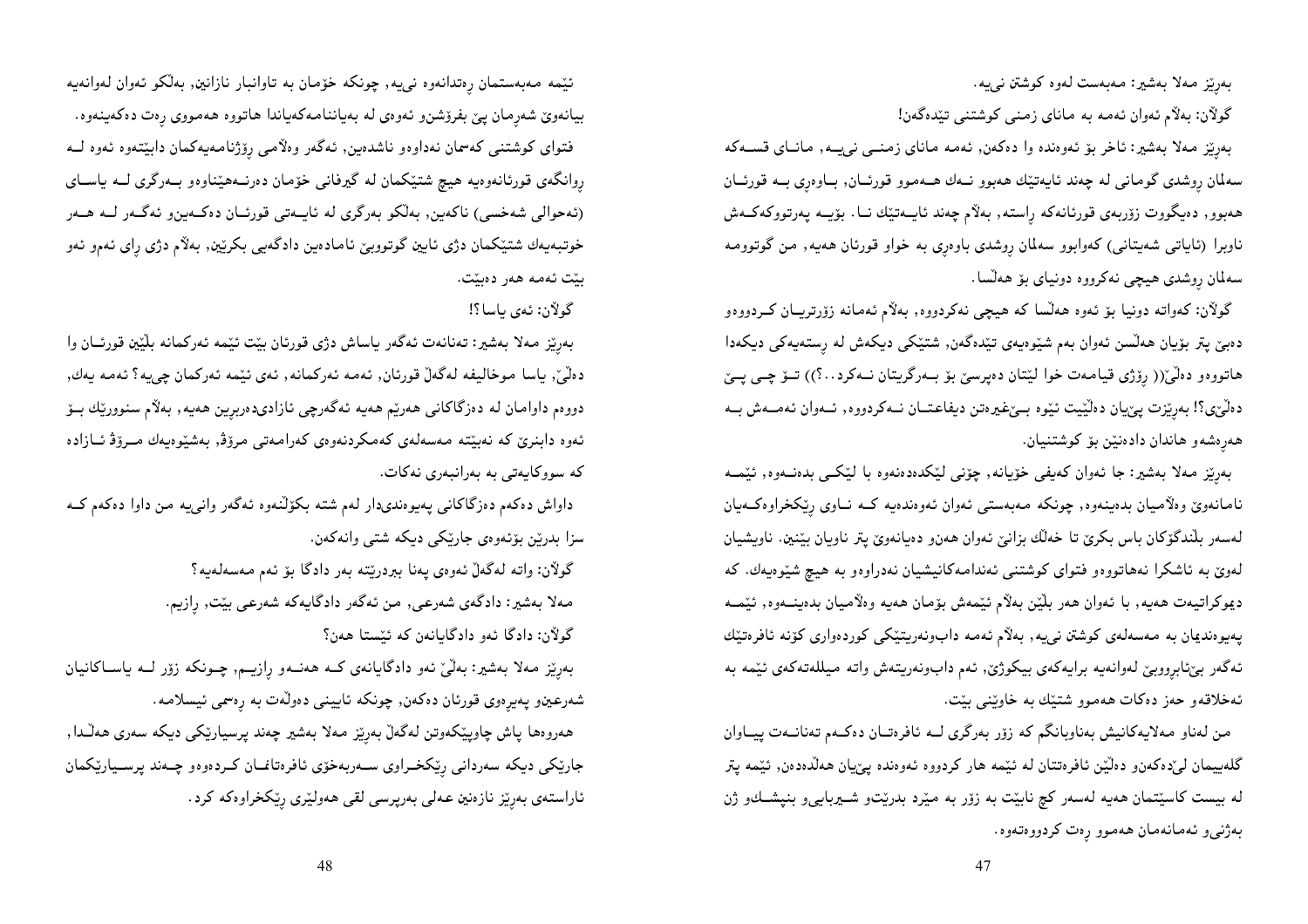بەڕێز مەلا بەشیر: مەبەست لەوە کوشتن نىیە.

گوڵان: بەڵام ئەوان ئەمە بە مانای زمنی کوشتنی تێدەگەن!

بەڕێز مەلا بەشیر: ئاخر بۆ ئەوەندە وا دەکەن, ئەمە مانای زمنــی نىیــە, مانــای قســەکە سەلمان ڕوشدی گومانی لە چەند ئایەتێك هەبوو نــەك هــەموو قورئــان, بــاوەڕی بــە قورئــان هەبوو, وەدیگووت زۆربەی قورئانەکە ڕاستە, بەڵام چەند ئایــەتێك نــا. بۆیــە پەرتووکەکــەش ناوبرا (ئایاتی شەیتانی) کەوابوو سەلمان ڕوشدی باوەڕی بە خواو قورئان هەیە, من گوتوومە سەلمان ڕوشدی هیچی نەکرووە دونیای بۆ هەڵسا.

گوڵان: کەواتە دونیا بۆ ئەوە هەڵسا کە هیچی نەکردووە, بەڵام ئەمانە زۆرتریــان کــردووەو دەبێ پتر بۆیان هەڵسن ئەوان بەم شێوەیەی تێدەگەن, شتێکی دیکەش لە ڕستەیەکی دیکەدا هاتووەو دەڵێ(( ڕۆژی قیامەت خوا لێتان دەپرسێ بۆ بــەرگریتان نــەکرد..؟)) تــۆ چــی پــێ دەڵێی؟! بەڕێزت پێیان دەڵێیت ئێوە بــێغیرەتن دیفاعتــان نــەکردووە, ئــەوان ئەمــەش بــە هەڕەشەو هاندان دادەنێن بۆ کوشتنیان.

بەڕێز مەلا بەشیر: جا ئەوان کەیفی خۆیانە, چۆنی لێکدەدەنەوە با لێکــی بدەنــەوە, ئێمــە نامانەوێ وەڵامیان بدەینەوە, چونکە مەبەستی ئەوان ئەوەندەیە کــە نــاوی ڕێکخراوەکــەیان لەسەر بڵندگۆکان باس بکرێ تا خەڵك بزانێ ئەوان هەن و دەیانەوێ پتر ناویان بێنین. ناویشیان لەوێ بە ئاشکرا نەهاتووەو فتوای کوشتنی ئەندامەکانیشیان نەدراوەو بە هیچ شێوەیەك. کە دیموکراتییەت هەیە, با ئەوان هەر بڵێن بەڵام ئێمەش بۆمان هەیە وەڵامیان بدەینــەوە, ئێمــە پەیوەندیمان بە مەسەلەی کوشتن نىیە, بەڵام ئەمە دابونەریتێکی کوردەواری کۆنە ئافرەتێك ئەگەر بێئابڕووبێ لەوانەیە برایەکەی بیکوژێ, ئەم دابونەریتەش واتە میللەتەکەی ئێمە بە ئەخلاقەو حەز دەکات هەموو شتێك بە خاوێنی بێت.

من لەناو مەلایەکانیش بەناوبانگم کە زۆر بەرگری لــە ئافرەتــان دەکــەم تەنانــەت پیــاوان گلەییمان لێدەکەن و دەڵێن ئافرەتتان لە ئێمە هار کردووە ئەوەندە پێیان هەڵدەدەن, ئێمە پتر لە بیست کاسێتمان هەیە لەسەر کچ نابێت بە زۆر بە مێرد بدرێت و شــیربایی و بنیشــك و ژن بەژنی و ئەمانەمان هەموو ڕەت کردووەتەوە.

ئێمە مەبەستمان ڕەتدانەوە نىیە, چونکە خۆمان بە تاوانبار نازانین, بەڵکو ئەوان لەوانەیە بیانەوێ شەڕمان پێ بفرۆشن و ئەوەی لە بەیاننامەکەیاندا هاتووە هەمووی ڕەت دەکەینەوە.

فتوای کوشتنی کەسمان نەداوەو ناشدەین, ئەگەر وەڵامی ڕۆژنامەیەکمان دابێتەوە ئەوە لــە ڕوانگەی قورئانەوەیە هیچ شتێکمان لە گیرفانی خۆمان دەرنــەهێناوەو بــەرگری لــە یاســای (ئەحوالی شەخسی) ناکەین, بەڵکو بەرگری لە ئایــەتی قورئــان دەکــەین و ئەگــەر لــە هــەر خوتبەیەك شتێکمان دژی ئاین گوتووبێ ئامادەین دادگەیی بکرێین, بەڵام دژی ڕای ئەم و ئەو بێت ئەمە هەر دەبێت.

گوڵان: ئەی یاسا؟!

بەڕێز مەلا بەشیر: تەنانەت ئەگەر یاساش دژی قورئان بێت ئێمە ئەرکمانە بڵێین قورئــان وا دەڵێ, یاسا موخالیفە لەگەڵ قورئان, ئەمە ئەرکمانە, ئەی ئێمە ئەرکمان چییە؟ ئەمە یەك, دووەم داوامان لە دەزگاکانی هەرێم هەیە ئەگەرچی ئازادیدەربڕین هەیە, بەڵام سنوورێك بــۆ ئەوە دابنرێ کە نەبێتە مەسەلەی کەمکردنەوەی کەرامەتی مرۆڤ, بەشێوەیەك مــرۆڤ ئــازادە کە سووکایەتی بە بەرانبەری نەکات.

داواش دەکەم دەزگاکانی پەیوەندیدار لەم شتە بکۆڵنەوە ئەگەر وانىیە من داوا دەکەم کــە سزا بدرێن بۆئەوەی جارێکی دیکە شتی وانەکەن.

گوڵان: واتە لەگەڵ ئەوەی پەنا ببردرێتە بەر دادگا بۆ ئەم مەسەلەیە؟

مەلا بەشیر: دادگەی شەرعی, من ئەگەر دادگایەکە شەرعی بێت, ڕازیم.

گوڵان: دادگا ئەو دادگایانەن کە ئێستا هەن؟

بەڕێز مەلا بەشیر: بەڵێ ئەو دادگایانەی کــە هەنــەو ڕازیــم, چــونکە زۆر لــە یاســاکانیان شەرعین و پەیڕەوی قورئان دەکەن, چونکە ئایینی دەوڵەت بە ڕەسمی ئیسلامە.

هەروەها پاش چاوپێکەوتن لەگەڵ بەڕێز مەلا بەشیر چەند پرسیارێکی دیکە سەری هەڵدا, جارێکی دیکە سەردانی ڕێکخــراوی ســەربەخۆی ئافرەتانمــان کــردەوەو چــەند پرســیارێکمان ئاراستەی بەڕێز نازەنین عەلی بەرپرسی لقی هەولێری ڕێکخراوەکە کرد.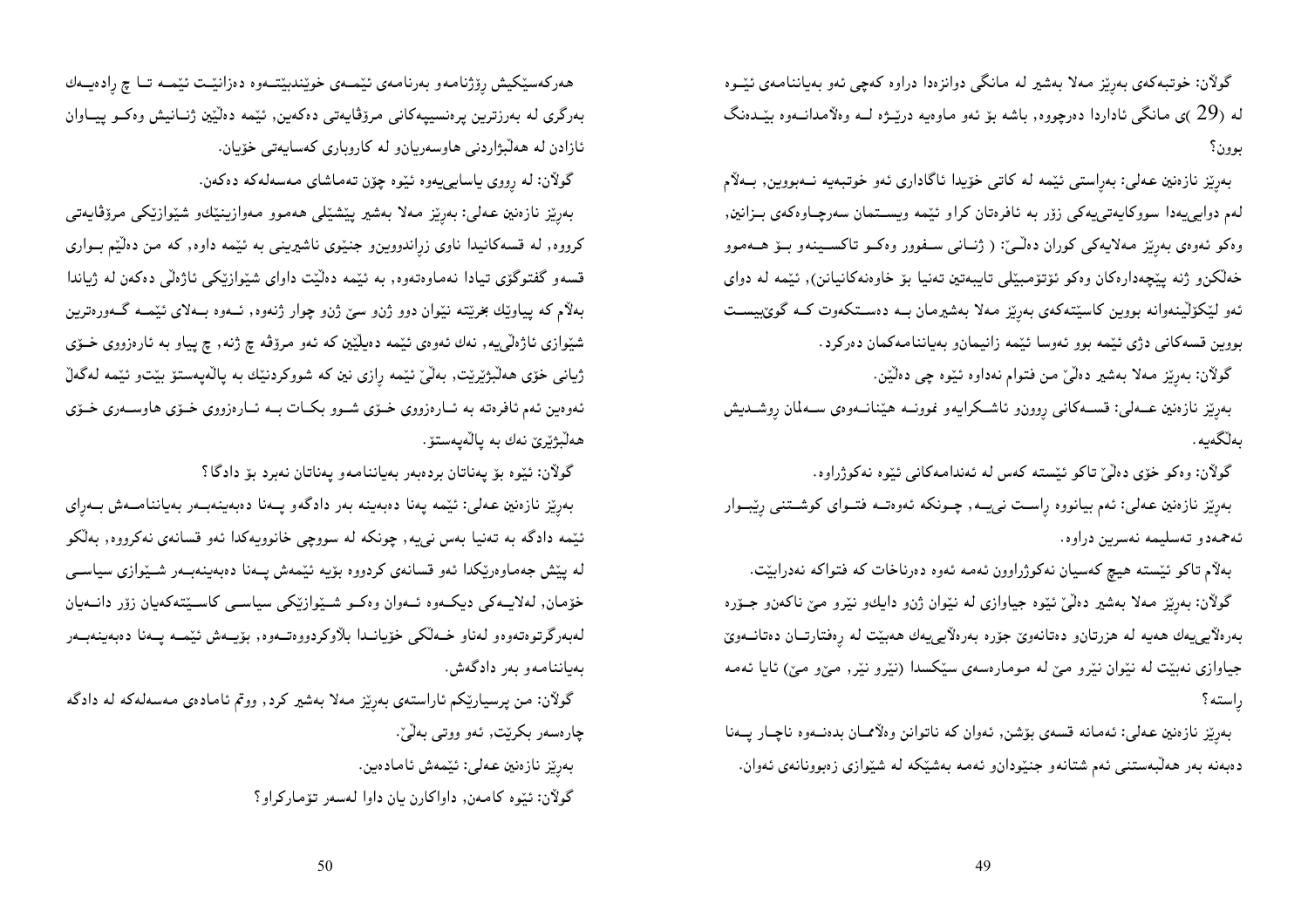گوڵان: خوتبەکەی بەڕێز مەلا بەشیر لە مانگی دوانزەدا دراوە کەچی ئەو بەیاننامەی ئێوە لە (29 )ی مانگی ئاداردا دەرچووە, باشە بۆ ئەو ماوەیە درێــژە لــە وەڵامدانــەوە بێــدەنگ بوون؟

بەڕێز نازەنین عـەلی: بەڕاستی ئێمە لە کاتی خۆیدا ئاگاداری ئەو خوتبەیە نــەبووین, بــەڵام لەم دواییەیدا سووکایەتی‌یەکی زۆر بە ئافرەتان کراو ئێمە ویســتمان سەرچــاوەکەی بــزانین, وەکو ئەوەی بەڕێز مەلایەکی کوران دەڵــێ: ( ژنــانی سـفوور وەکــو تاکســینەو بـۆ هــەموو خەڵکن‌و ژنە پێچەدارەکان وەکو ئۆتۆمبێلی تایبەتین تەنیا بۆ خاوەنەکانیانن), ئێمە لە دوای ئەو لێکۆڵینەوانە بووین کاسێتەکەی بەڕێز مەلا بەشیرمان بــە دەســتکەوت کــە گوێبیســت بووین قسەکانی دژی ئێمە بوو ئەوسا ئێمە زانیمان‌و بەیاننامەکمان دەرکرد.

گوڵان: بەڕێز مەلا بەشیر دەڵێ من فتوام نەداوە ئێوە چی دەڵێن.

بەڕێز نازەنین عــەلی: قســەکانی روونو ئاشــکرایەو نموونــە هێنانــەوەی ســەلمان ڕوشــدیش بەڵگەیە.

گوڵان: وەکو خۆی دەڵێ تاکو ئێستە کەس لە ئەندامەکانی ئێوە نەکوژراوە.

بەڕێز نازەنین عەلی: ئەم بیانووە ڕاسـت نییــە, چــونکە ئەوەتــە فتــوای کوشــتنی ڕێبــوار ئەحمەدو تەسلیمە نەسرین دراوە.

بەڵام تاکو ئێستە هیچ کەسیان نەکوژراوون ئەمە ئەوە دەرناخات کە فتواکە نەدرابێت.

گوڵان: بەڕێز مەلا بەشیر دەڵێ ئێوە جیاوازی لە نێوان ژن‌و دایک‌و نێرو مێ ناکەن‌و جـۆرە بەرەڵایی‌یەك هەیە لە هزرتان‌و دەتانەوێ جۆرە بەرەڵایی‌یەك هەبێت لە ڕەفتارتــان دەتانــەوێ جیاوازی نەبێت لە نێوان نێرو مێ لە مومارەسەی سێکسدا (نێرو نێر, مێ‌و مێ) ئایا ئەمە ڕاستە؟

بەڕێز نازەنین عەلی: ئەمانە قسەی بۆشن, ئەوان کە ناتوانن وەڵاممــان بدەنــەوە ناچــار پــەنا دەبەنە بەر هەڵبەستنی ئەم شتانەو جنێودان‌و ئەمە بەشێکە لە شێوازی زەبوونانەی ئەوان.

هەرکەسێکیش ڕۆژنامەو بەرنامەی ئێمــەی خوێندبێتــەوە دەزانێــت ئێمــە تــا چ ڕادەیــەك بەرگری لە بەرزترین پرەنسیپەکانی مرۆڤایەتی دەکەین, ئێمە دەڵێین ژنــانیش وەکــو پیــاوان ئازادن لە هەڵبژاردنی هاوسەریان‌و لە کاروباری کەسایەتی خۆیان.

گوڵان: لە رووی یاسایی‌یەوە ئێوە چۆن تەماشای مەسەلەکە دەکەن.

بەڕێز نازەنین عەلی: بەڕێز مەلا بەشیر پێشێلی هەموو مەوازینێك‌و شێوازێکی مرۆڤایەتی کرووە, لە قسەکانیدا ناوی زراندووین‌و جنێوی ناشیرینی بە ئێمە داوە, کە من دەڵێم بــواری قسەو گفتوگۆی تیادا نەماوەتەوە, بە ئێمە دەڵێت داوای شێوازێکی ئاژەڵی دەکەن لە ژیاندا بەڵام کە پیاوێك بخرێتە نێوان دوو ژن‌و سێ ژن‌و چوار ژنەوە, ئــەوە بــەلای ئێمــە گــەورەترین شێوازی ئاژەڵی‌یە, نەك ئەوەی ئێمە دەیڵێین کە ئەو مرۆڤە چ ژنە, چ پیاو بە ئارەزووی خـۆی ژیانی خۆی هەڵبژێرێت, بەڵێ ئێمە ڕازی نین کە شووکردنێك بە پاڵەپەستۆ بێت‌و ئێمە لەگەڵ ئەوەین ئەم ئافرەتە بە ئــارەزووی خـۆی شــوو بکــات بــە ئــارەزووی خـۆی هاوســەری خـۆی هەڵبژێرێ نەك بە پاڵەپەستۆ.

گوڵان: ئێوە بۆ پەناتان بردەبەر بەیاننامەو پەناتان نەبرد بۆ دادگا؟

بەڕێز نازەنین عەلی: ئێمە پەنا دەبەینە بەر دادگەو پــەنا دەبەینەبــەر بەیاننامــەش بــەڕای ئێمە دادگە بە تەنیا بەس نییە, چونکە لە سووچی خانوویەکدا ئەو قسانەی نەکرووە, بەڵکو لە پێش جەماوەرێکدا ئەو قسانەی کردووە بۆیە ئێمەش پــەنا دەبەینەبــەر شــێوازی سیاســی خۆمان, لەلایــەکی دیکــەوە ئــەوان وەکــو شــێوازێکی سیاســی کاســێتەکەیان زۆر دانــەیان لەبەرگرتوەتەوەو لەناو خــەڵکی خۆیانــدا بڵاوکردووەتــەوە, بۆیــەش ئێمــە پــەنا دەبەینەبــەر بەیاننامەو بەر دادگەش.

گوڵان: من پرسیارێکم ئاراستەی بەڕێز مەلا بەشیر کرد, ووتم ئامادەی مەسەلەکە لە دادگە چارەسەر بکرێت, ئەو ووتی بەڵێ.

بەڕێز نازەنین عەلی: ئێمەش ئامادەین.

گوڵان: ئێوە کامەن, داواکارن یان داوا لەسەر تۆمارکراو؟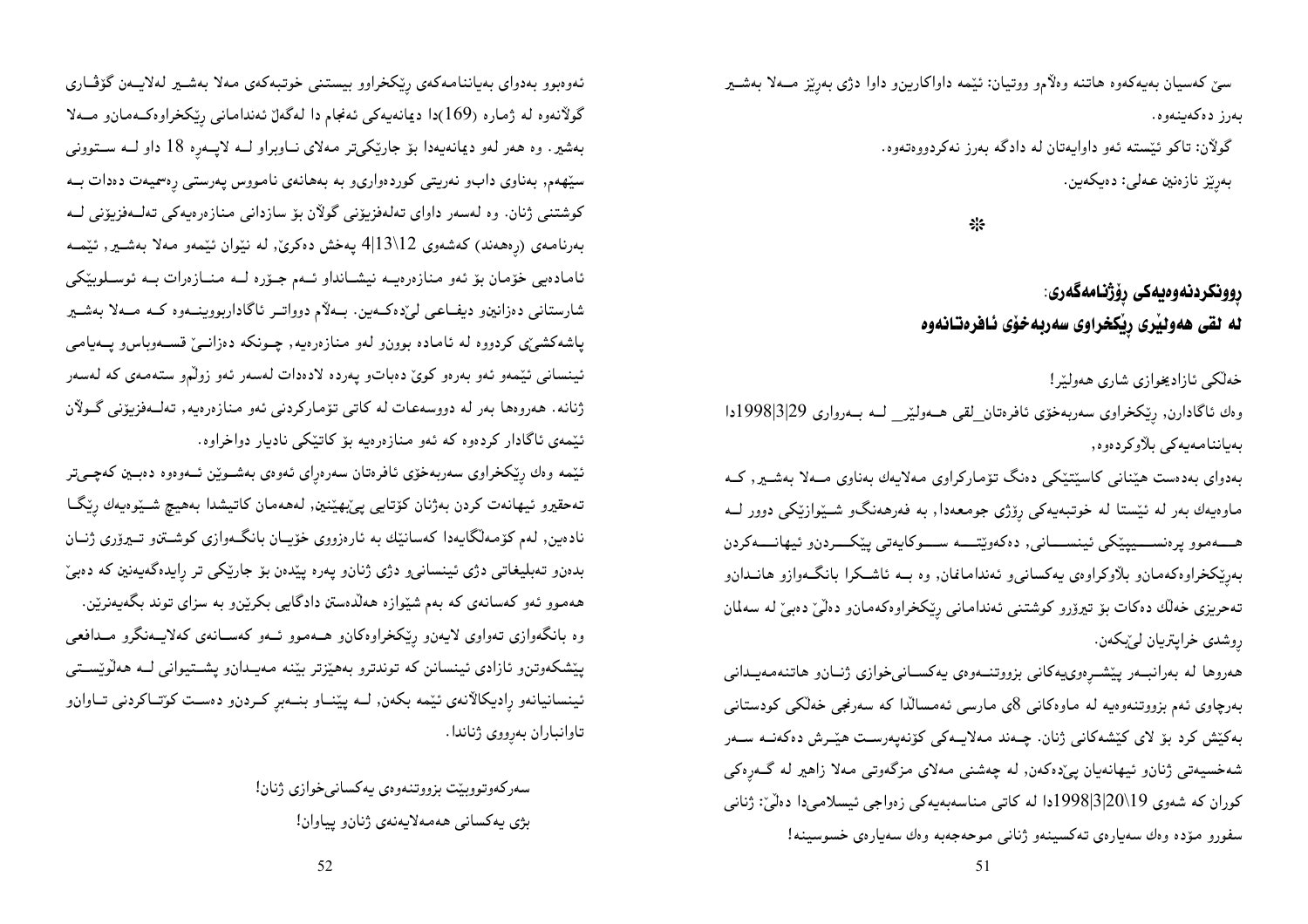سێ کەسیان بەیەکەوە هاتنە وەڵام و ووتیان: ئێمە داواکارین و داوا دژی بەرێز مـەلا بەشـیر بەرز دەکەینەوە.

گولاَن: تاکو ئێستە ئەو داوایەتان لە دادگە بەرز نەکردووەتەوە.

بەرێز نازەنین عەلی: دەیکەین.

※

## ڕوونکردنەوەیەکی ڕۆژنامەگەری:
## لە لقی هەولێری ڕێکخراوی سەربەخۆی ئافرەتانەوە

خەڵکی ئازادیخوازی شاری هەولێر!

وەك ئاگادارن, ڕێکخراوی سەربەخۆی ئافرەتان_لقی هـەولێر_ لـە بـەرواری 29|3|1998دا بەیاننامەیەکی بلاوکردەوە,

بەدوای بەدەست هێنانی کاسێتێکی دەنگ تۆمارکراوی مەلایەك بەناوی مـەلا بەشـیر, کـە ماوەیەك بەر لە ئێستا لە خوتبەیەکی ڕۆژی جومعەدا, بە فەرهەنگو شـێوازێکی دوور لـە هـــەموو پرەنســـیپێکی ئینســـانی, دەکەوێتـــە ســـوکایەتی پێکـــردنو ئیهانـــەکردن بەرێکخراوەکەمانو بلاوکراوەی یەکسانیو ئەندامانمان, وە بـە ئاشـکرا بانگـەوازو هانـدانو تەحریزی خەڵك دەکات بۆ تیرۆرو کوشتنی ئەندامانی ڕێکخراوەکەمانو دەڵێ دەبێ لە سەلمان ڕوشدی خراپتریان لێبکەن.

هەروها لە بەرانبـەر پێشـڕەوییەکانی بزووتنـەوەی یەکسـانیخوازی ژنـانو هاتنەمەیـدانی بەرچاوی ئەم بزووتنەوەیە لە ماوەکانی 8ی مارسی ئەمساڵدا کە سەرنجی خەڵکی کوردستانی بەکێش کرد بۆ لای کێشەکانی ژنان. چەند مەلایـەکی کۆنەپەرسـت هێـرش دەکەنـە سـەر شەخسیەتی ژنانو ئیهانەیان پێدەکەن, لە چەشنی مەلای مزگەوتی مەلا زاهیر لە گـەڕەکی کوران کە شەوی 19\20|3|1998دا لە کاتی مناسەبەیەکی زەواجی ئیسلامیدا دەڵێ: ژنانی سفورو مۆدە وەك سەیارەی تەکسینەو ژنانی موحەجەبە وەك سەیارەی خسوسینە!

ئەوەبوو بەدوای بەیاننامەکەی ڕێکخراوو بیستنی خوتبەکەی مەلا بەشـیر لەلایـەن گۆڤـاری گولانەوە لە ژمارە (169)دا دیمانەیەکی ئەنجام دا لەگەڵ ئەندامانی ڕێکخراوەکـەمانو مـەلا بەشیر. وە هەر لەو دیمانەیەدا بۆ جارێکیتر مەلای نـاوبراو لـە لاپـەڕە 18 داو لـە سـتوونی سێهەم, بەناوی دابو نەریتی کوردەواریو بە بەهانەی نامووس پەرستی ڕەسمیەت دەدات بـە کوشتنی ژنان. وە لەسەر داوای تەلەفزیۆنی گولان بۆ سازدانی منازەرەیەکی تەلـەفزیۆنی لـە بەرنامەی (ڕەهەند) کەشەوی 12\13|4 پەخش دەکرێ, لە نێوان ئێمەو مەلا بەشـیر, ئێمـە ئامادەیی خۆمان بۆ ئەو منازەرەیـە نیشـانداو ئـەم جـۆرە لـە منـازەرات بـە ئوسـلوبێکی شارستانی دەزانینو دیفـاعی لێدەکـەین. بـەلام دوواتـر ئاگاداربووینـەوە کـە مـەلا بەشـیر پاشەکشێی کردووە لە ئامادە بوونو لەو منازەرەیە, چـونکە دەزانـێ قسـەوباسو پـەیامی ئینسانی ئێمەو ئەو بەرەو کوێ دەباتو پەردە لادەدات لەسەر ئەو زوڵمو ستەمەی کە لەسەر ژنانە. هەروەها بەر لە دووسەعات لە کاتی تۆمارکردنی ئەو منازەرەیە, تەلـەفزیۆنی گـولان ئێمەی ئاگادار کردەوە کە ئەو منازەرەیە بۆ کاتێکی نادیار دواخراوە.

ئێمە وەك ڕێکخراوی سەربەخۆی ئافرەتان سەرەڕای ئەوەی بەشـوێن ئـەوەوە دەبـین کەچـیتر تەحقیرو ئیهانەت کردن بەژنان کۆتایی پێبهێنین, لەهەمان کاتیشدا بەهیچ شـێوەیەك ڕێگـا نادەین, لەم کۆمەڵگایەدا کەسانێك بە ئارەزووی خۆیـان بانگـەوازی کوشـتنو تـیرۆری ژنـان بدەنو تەبلیغاتی دژی ئینسانیو دژی ژنانو پەرە پێدەن بۆ جارێکی تر ڕایدەگەیەنین کە دەبێ هەموو ئەو کەسانەی کە بەم شێوازە هەڵدەستن دادگایی بکرێنو بە سزای توند بگەیەنرێن.

وە بانگەوازی تەواوی لایەنو ڕێکخراوەکانو هـەموو ئـەو کەسـانەی کەلایـەنگرو مـدافعی پێشکەوتنو ئازادی ئینسانن کە توندترو بەهێزتر بێنە مەیـدانو پشـتیوانی لـە هەڵوێسـتی ئینسانیانەو ڕادیکاڵانەی ئێمە بکەن, لـە پێنـاو بنـەبڕ کـردنو دەسـت کۆتـاکردنی تـاوانو تاوانباران بەڕووی ژناندا.

سەرکەوتوو بێت بزووتنەوەی یەکسانیخوازی ژنان!

بژی یەکسانی هەمەلایەنەی ژنانو پیاوان!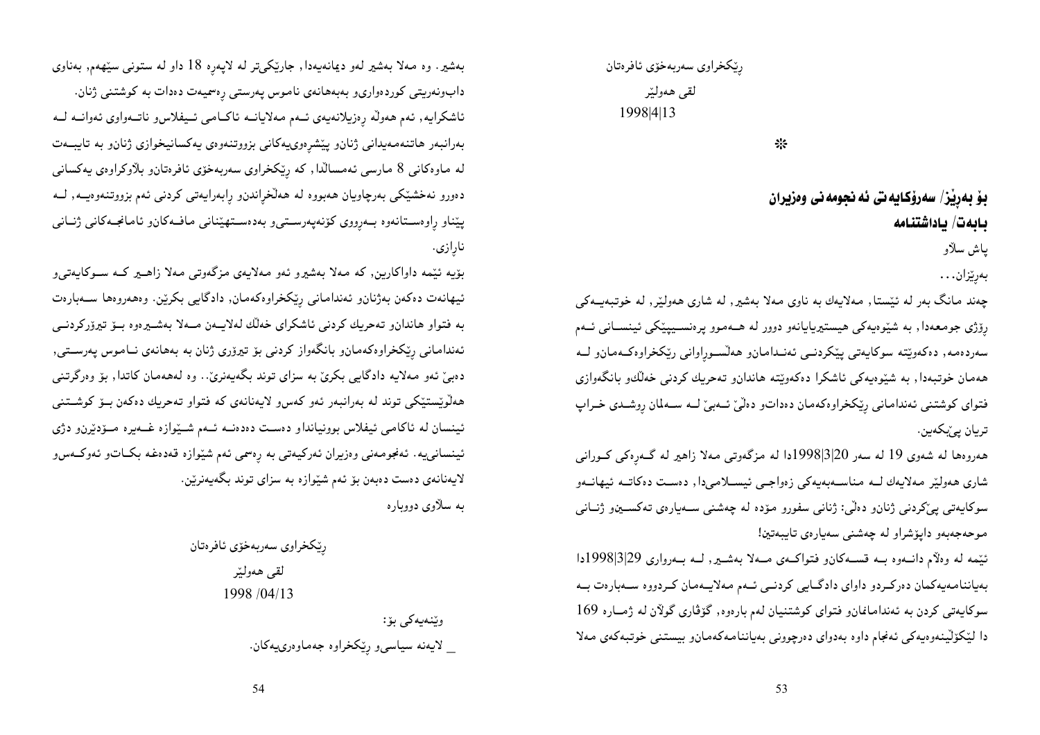ڕێکخراوی سەربەخۆی ئافرەتان

لقی هەولێر

1998|4|13

❊

## بۆ بەڕێز/ سەرۆکایەتی ئەنجومەنی وەزیران

## بابەت/ یاداشتنامە

پاش سلاو

بەڕێزان...

چەند مانگ بەر لە ئێستا, مەلایەك بە ناوی مەلا بەشیر, لە شاری هەولێر, لە خوتبەیەکی ڕۆژی جومعەدا, بە شێوەیەکی هیستیریایانەو دوور لە هەموو پرەنسیپێکی ئینسانی ئەم سەردەمە, دەکەوێتە سوکایەتی پێکردنی ئەندامانو هەلسوڕاوانی ڕێکخراوەکەمانو لە هەمان خوتبەدا, بە شێوەیەکی ئاشکرا دەکەوێتە هاندانو تەحریك کردنی خەلكو بانگەوازی فتوای کوشتنی ئەندامانی ڕێکخراوەکەمان دەداتو دەلێ ئەبێ لە سەلمان ڕوشدی خراپ تریان پێبکەین.

هەروەها لە شەوی 19 لە سەر 1998|3|20دا لە مزگەوتی مەلا زاهیر لە گەڕەکی کورانی شاری هەولێر مەلایەك لە مناسەبەیەکی زەواجی ئیسلامیدا, دەست دەکاتە ئیهانەو سوکایەتی پێکردنی ژنانو دەلێ: ژنانی سفورو مۆدە لە چەشنی سەیارەی تەکسینو ژنانی موحەجەبەو داپۆشراو لە چەشنی سەیارەی تایبەتین!

ئێمە لە وەلام دانەوە بە قسەکانو فتواکەی مەلا بەشیر, لە بەرواری 1998|3|29دا بەیاننامەیەکمان دەرکردو داوای دادگایی کردنی ئەم مەلایەمان کردووە سەبارەت بە سوکایەتی کردن بە ئەندامانمانو فتوای کوشتنیان لەم بارەوە, گۆڤاری گولان لە ژمارە 169 دا لێکۆلینەوەیەکی ئەنجام داوە بەدوای دەرچوونی بەیاننامەکەمانو بیستنی خوتبەکەی مەلا بەشیر. وە مەلا بەشیر لەو دیمانەیەدا, جارێکیتر لە لاپەڕە 18 داو لە ستونی سێهەم, بەناوی دابونەریتی کوردەواریو بەبەهانەی ناموس پەرستی ڕەسمیەت دەدات بە کوشتنی ژنان.

ئاشکرایە, ئەم هەولە ڕەزیلانەیەی ئەم مەلایانە ئاکامی ئیفلاسو ناتەواوی ئەوانە لە بەرانبەر هاتنەمەیدانی ژنانو پێشڕەوییەکانی بزووتنەوەی یەکسانیخوازی ژنانو بە تایبەت لە ماوەکانی 8 مارسی ئەمسالدا, کە ڕێکخراوی سەربەخۆی ئافرەتانو بلاوکراوەی یەکسانی دەورو نەخشێکی بەرچاویان هەبووە لە هەلخڕاندنو ڕابەرایەتی کردنی ئەم بزووتنەوەیە, لە پێناو ڕاوەستانەوە بەڕووی کۆنەپەرستیو بەدەستهێنانی مافەکانو ئامانجەکانی ژنانی نارازی.

بۆیە ئێمە داواکارین, کە مەلا بەشیرو ئەو مەلایەی مزگەوتی مەلا زاهیر کە سوکایەتیو ئیهانەت دەکەن بەژنانو ئەندامانی ڕێکخراوەکەمان, دادگایی بکرێن. وەهەروەها سەبارەت بە فتواو هاندانو تەحریك کردنی ئاشکرای خەلك لەلایەن مەلا بەشیرەوە بۆ تیرۆرکردنی ئەندامانی ڕێکخراوەکەمانو بانگەواز کردنی بۆ تیرۆری ژنان بە بەهانەی ناموس پەرستی, دەبێ ئەو مەلایە دادگایی بکرێ بە سزای توند بگەیەنرێ.. وە لەهەمان کاتدا, بۆ وەرگرتنی هەلوێستێکی توند لە بەرانبەر ئەو کەسو لایەنانەی کە فتواو تەحریك دەکەن بۆ کوشتنی ئینسان لە ئاکامی ئیفلاس بوونیانداو دەست دەدەنە ئەم شێوازە غەیرە مۆدێرنو دژی ئینسانییە. ئەنجومەنی وەزیران ئەرکیەتی بە ڕەسمی ئەم شێوازە قەدەغە بکاتو ئەوکەسو لایەنانەی دەست دەبەن بۆ ئەم شێوازە بە سزای توند بگەیەنرێن.

بە سلاوی دووبارە

ڕێکخراوی سەربەخۆی ئافرەتان

لقی هەولێر

1998 /04/13

وێنەیەکی بۆ:

_ لایەنە سیاسیو ڕێکخراوە جەماوەرییەکان.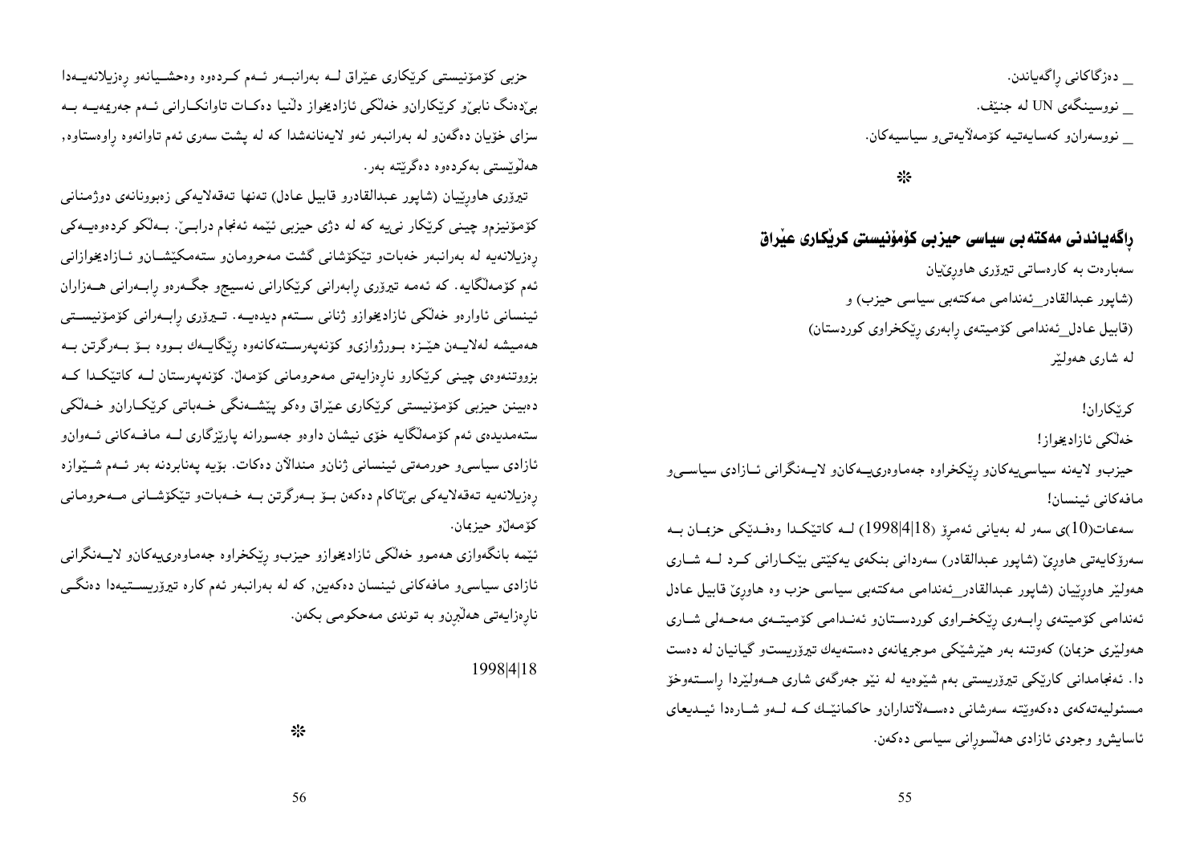_ دەزگاکانی ڕاگەیاندن.

_ نووسینگەی UN لە جنێڤ.

_ نووسەرانو کەسایەتیە کۆمەڵایەتیو سیاسیەکان.

*

## ڕاگەیاندنی مەکتەبی سیاسی حیزبی کۆمۆنیستی کرێکاری عێراق

سەبارەت بە کارەساتی تیرۆری هاوڕێیان

(شاپور عبدالقادر_ئەندامی مەکتەبی سیاسی حیزب) و

(قابیل عادل_ئەندامی کۆمیتەی ڕابەری ڕێکخراوی کوردستان)

لە شاری هەولێر

کرێکاران!

خەڵکی ئازادیخواز!

حیزبو لایەنە سیاسییەکانو ڕێکخراوە جەماوەرییەکانو لایەنگرانی ئازادی سیاسیو مافەکانی ئینسان!

سەعات(10)ی سەر لە بەیانی ئەمڕۆ (18|4|1998) لە کاتێکدا وەفدێکی حزبمان بە سەرۆکایەتی هاوڕێ (شاپور عبدالقادر) سەردانی بنکەی یەکێتی بێکارانی کرد لە شاری هەولێر هاوڕێیان (شاپور عبدالقادر_ئەندامی مەکتەبی سیاسی حزب وە هاوڕێ قابیل عادل ئەندامی کۆمیتەی ڕابەری ڕێکخراوی کوردستانو ئەندامی کۆمیتەی مەحەلی شاری هەولێری حزبمان) کەوتنە بەر هێرشێکی موجرمانەی دەستەیەك تیرۆریستو گیانیان لە دەست دا. ئەنجامدانی کارێکی تیرۆریستی بەم شێوەیە لە نێو جەرگەی شاری هەولێردا ڕاستەوخۆ مسئولیەتەکەی دەکەوێتە سەرشانی دەسەڵاتدارانو حاکمانێك کە لەو شارەدا ئیدیعای ئاسایشو وجودی ئازادی هەڵسوڕانی سیاسی دەکەن.

حزبی کۆمۆنیستی کرێکاری عێراق لە بەرانبەر ئەم کردەوە وەحشیانەو ڕەزیلانەیەدا بێدەنگ نابێو کرێکارانو خەڵکی ئازادیخواز دڵنیا دەکات تاوانکارانی ئەم جەریمەیە بە سزای خۆیان دەگەنو لە بەرانبەر ئەو لایەنانەشدا کە لە پشت سەری ئەم تاوانەوە ڕاوەستاوە, هەڵوێستی بەکردەوە دەگرێتە بەر.

تیرۆری هاوڕێیان (شاپور عبدالقادرو قابیل عادل) تەنها تەقەلایەکی زەبوونانەی دوژمنانی کۆمۆنیزمو چینی کرێکار نیيە کە لە دژی حیزبی ئێمە ئەنجام درابێ. بەڵکو کردەوەیەکی ڕەزیلانەیە لە بەرانبەر خەباتو تێکۆشانی گشت مەحرومانو ستەمکێشانو ئازادیخوازانی ئەم کۆمەڵگایە. کە ئەمە تیرۆری ڕابەرانی کرێکارانی نەسیجو جگەرەو ڕابەرانی هەزاران ئینسانی ئاوارەو خەڵکی ئازادیخوازو ژنانی ستەم دیدەیە. تیرۆری ڕابەرانی کۆمۆنیستی هەمیشە لەلایەن هێزە بورژوازیو کۆنەپەرستەکانەوە ڕێگایەك بووە بۆ بەرگرتن بە بزووتنەوەی چینی کرێکارو ناڕەزایەتی مەحرومانی کۆمەڵ. کۆنەپەرستان لە کاتێکدا کە دەبینن حیزبی کۆمۆنیستی کرێکاری عێراق وەکو پێشەنگی خەباتی کرێکارانو خەڵکی ستەمدیدەی ئەم کۆمەڵگایە خۆی نیشان داوەو جەسورانە پارێزگاری لە مافەکانی ئەوانو ئازادی سیاسیو حورمەتی ئینسانی ژنانو منداڵان دەکات. بۆیە پەنابردنە بەر ئەم شێوازە ڕەزیلانەیە تەقەلایەکی بێئاکام دەکەن بۆ بەرگرتن بە خەباتو تێکۆشانی مەحرومانی کۆمەڵو حیزبمان.

ئێمە بانگەوازی هەموو خەڵکی ئازادیخوازو حیزبو ڕێکخراوە جەماوەرییەکانو لایەنگرانی ئازادی سیاسیو مافەکانی ئینسان دەکەین, کە لە بەرانبەر ئەم کارە تیرۆریستیەدا دەنگی ناڕەزایەتی هەڵبڕنو بە توندی مەحکومی بکەن.

1998|4|18

*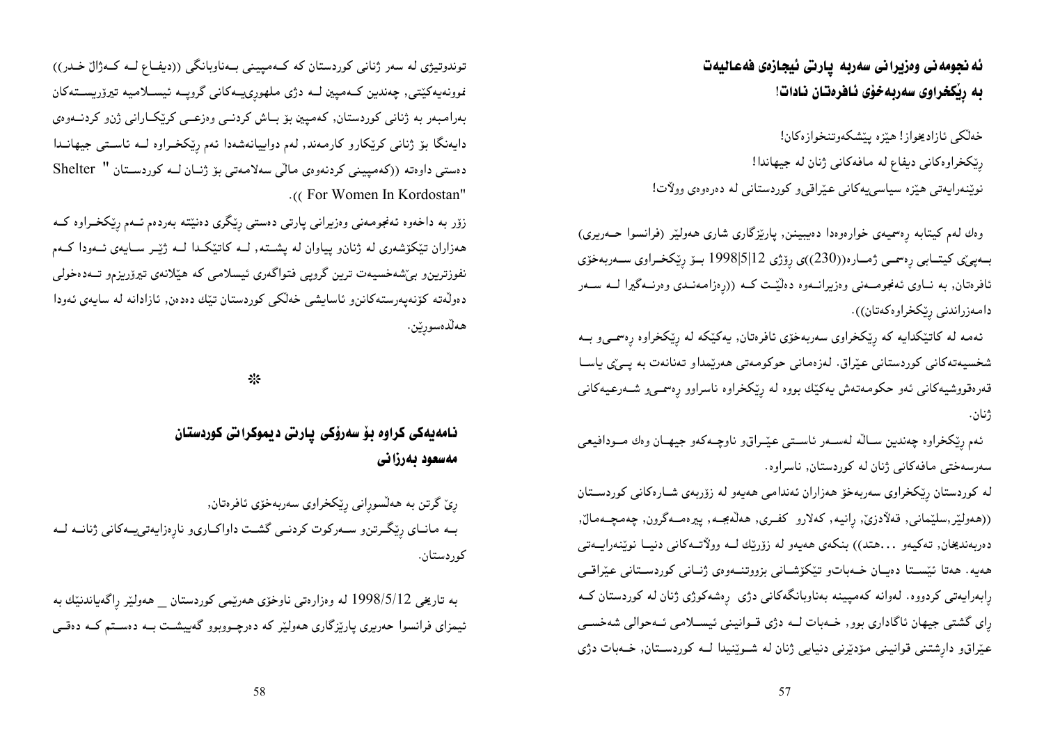## ئه نجومه نی وەزیرانی سەربە پارتی ئیجازەی فەعالیەت به رێکخراوی سەربەخۆی ئافرەتان نادات!

خەڵکی ئازادیخواز! هێزە پێشکەوتنخوازەکان!
رێکخراوەکانی دیفاع لە مافەکانی ژنان لە جیهاندا!
نوێنەرایەتی هێزە سیاسییەکانی عێراقیو کوردستانی لە دەرەوەی وڵات!

وەك لەم کیتابە رەسمیەی خوارەوەدا دەبیینن, پارێزگاری شاری هەولێر (فرانسوا حەریری) بەپێی کیتابی رەسمی ژمارە((230))ی رۆژی 12|5|1998 بۆ رێکخراوی سەربەخۆی ئافرەتان, بە ناوی ئەنجومەنی وەزیرانەوە دەڵێت کە ((رەزامەندی وەرنەگیرا لە سەر دامەزراندنی رێکخراوەکەتان)).

ئەمە لە کاتێکدایە کە رێکخراوی سەربەخۆی ئافرەتان, یەکێکە لە رێکخراوە رەسمیو بە شخسیەتەکانی کوردستانی عێراق. لەزەمانی حوکومەتی هەرێمداو تەنانەت بە پێی یاسا قەرەقوشیەکانی ئەو حکومەتەش یەکێك بووە لە رێکخراوە ناسراوو رەسمیو شەرعیەکانی ژنان.

ئەم رێکخراوە چەندین ساڵە لەسەر ئاستی عێراقو ناوچەکەو جیهان وەك مودافیعی سەرسەختی مافەکانی ژنان لە کوردستان, ناسراوە.

لە کوردستان رێکخراوی سەربەخۆ هەزاران ئەندامی هەیەو لە زۆربەی شارەکانی کوردستان ((هەولێر,سلێمانی, قەڵادزێ, رانیە, کەلارو کفری, هەڵەبجە, پیرەمەگرون, چەمچەماڵ, دەربەندیخان, تەکیەو ...هتد)) بنکەی هەیەو لە زۆرێك لە وڵاتەکانی دنیا نوێنەرایەتی هەیە. هەتا ئێستا دەیان خەباتو تێکۆشانی بزووتنەوەی ژنانی کوردستانی عێراقی رابەرایەتی کردووە. لەوانە کەمپینە بەناوبانگەکانی دژی رەشەکوژی ژنان لە کوردستان کە رای گشتی جیهان ئاگاداری بوو, خەبات لە دژی قوانینی ئیسلامی ئەحوالی شەخسی عێراقو دارشتنی قوانینی مۆدێرنی دنیایی ژنان لە شوێنیدا لە کوردستان, خەبات دژی توندوتیژی لە سەر ژنانی کوردستان کە کەمپینی بەناوبانگی ((دیفاع لە کەژاڵ خدر)) نموونەیەکێتی, چەندین کەمپین لە دژی ملهوڕییەکانی گروپە ئیسلامیە تیرۆریستەکان بەرامبەر بە ژنانی کوردستان, کەمپین بۆ باش کردنی وەزعی کرێکارانی ژنو کردنەوەی دایەنگا بۆ ژنانی کرێکارو کارمەند, لەم دواییانەشەدا ئەم رێکخراوە لە ئاستی جیهاندا دەستی داوەتە ((کەمپینی کردنەوەی ماڵی سەلامەتی بۆ ژنان لە کوردستان " Shelter For Women In Kordostan" )).

زۆر بە داخەوە ئەنجومەنی وەزیرانی پارتی دەستی رێگری دەنێتە بەردەم ئەم رێکخراوە کە هەزاران تێکۆشەری لە ژنانو پیاوان لە پشتە, لە کاتێکدا لە ژێر سایەی ئەودا کەم نفوزترینو بێشەخسیەت ترین گروپی فتواگەری ئیسلامی کە هێلانەی تیرۆریزمو تەدەخولی دەوڵەتە کۆنەپەرستەکانو ئاسایشی خەڵکی کوردستان تێك دەدەن, ئازادانە لە سایەی ئەودا هەڵدەسوڕێن.

※

## نامەیەکی کراوە بۆ سەرۆکی پارتی دیموکراتی کوردستان مەسعود بەرزانی

رێ گرتن بە هەڵسورانی رێکخراوی سەربەخۆی ئافرەتان,
بە مانای رێگرتنو سەرکوت کردنی گشت داواکاریو نارەزایەتییەکانی ژنانە لە کوردستان.

بە تاریخی 1998/5/12 لە وەزارەتی ناوخۆی هەرێمی کوردستان _ هەولێر راگەیاندنێك بە ئیمزای فرانسوا حەریری پارێزگاری هەولێر کە دەرچووبوو گەییشت بە دەستم کە دەقی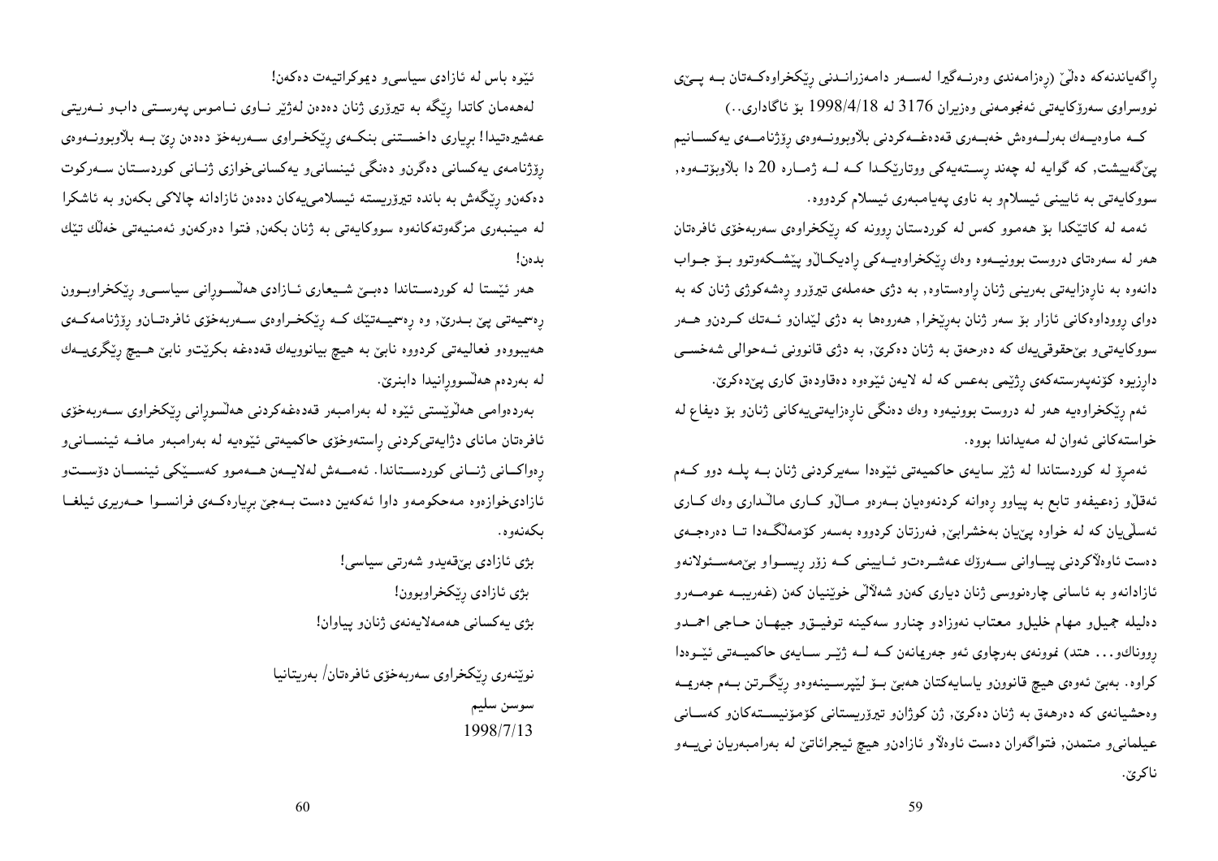ڕاگەیاندنەکە دەڵێ (ڕەزامەندی وەرنــەگیرا لەســەر دامەزرانــدنی ڕێکخراوەکــەتان بــە پــێی نووسراوی سەرۆکایەتی ئەنجومەنی وەزیران 3176 لە 1998/4/18 بۆ ئاگاداری..)

کــە ماوەیــەك بەرلــەوەش خەبــەری قەدەغــەکردنی بڵاوبوونــەوەی ڕۆژنامــەی یەکســانیم پێگەییشت, کە گوایە لە چەند ڕستەیەکی ووتارێکدا کــە لــە ژمــارە 20 دا بڵاوبۆتــەوە, سووکایەتی بە ئایینی ئیسلام‌و بە ناوی پەیامبەری ئیسلام کردووە.

ئەمە لە کاتێکدا بۆ هەموو کەس لە کوردستان ڕوونە کە ڕێکخراوەی سەربەخۆی ئافرەتان هەر لە سەرەتای دروست بوونیــەوە وەك ڕێکخراوەیــەکی ڕادیکــاڵ‌و پێشــکەوتوو بــۆ جــواب دانەوە بە نارەزایەتی بەرینی ژنان ڕاوەستاوە, بە دژی حەملەی تیرۆرو ڕەشەکوژی ژنان کە بە دوای ڕووداوەکانی ئازار بۆ سەر ژنان بەرپێخرا, هەروەها بە دژی لێدان‌و ئــەتك کــردن‌و هــەر سووکایەتی‌و بێحقوقی‌یەك کە دەرحەق بە ژنان دەکرێ, بە دژی قانوونی ئــەحوالی شەخســی دارزیوە کۆنەپەرستەکەی ڕژێمی بەعس کە لە لایەن ئێوەوە دەقاودەق کاری پێدەکرێ.

ئەم ڕێکخراوەیە هەر لە دروست بوونیەوە وەك دەنگی نارەزایەتی‌یەکانی ژنان‌و بۆ دیفاع لە خواستەکانی ئەوان لە مەیداندا بووە.

ئەمڕۆ لە کوردستاندا لە ژێر سایەی حاکمیەتی ئێوەدا سەیرکردنی ژنان بــە پلــە دوو کــەم ئەقڵ‌و زەعیفەو تابع بە پیاوو ڕەوانە کردنەوەیان بــەرەو مــاڵ‌و کــاری ماڵــداری وەك کــاری ئەسڵی‌یان کە لە خواوە پێیان بەخشرابێ, فەرزتان کردووە بەسەر کۆمەڵگــەدا تــا دەرەجــەی دەست ئاوەڵاکردنی پیــاوانی ســەرۆك عەشــرەت‌و ئــاییینی کــە زۆر ڕیســواو بێمەســئولانەو ئازادانەو بە ئاسانی چارەنووسی ژنان دیاری کەن‌و شەڵاڵی خوێنیان کەن (غەریبــە عومــەرو دەلیلە جمیل‌و مهام خلیل‌و معتاب نەوزادو چنارو سەکینە توفیــق‌و جیهــان حــاجی احمــدو ڕووناك‌و... هتد) نموونەی بەرچاوی ئەو جەریمانەن کــە لــە ژێــر ســایەی حاکمیــەتی ئێــوەدا کراوە. بەبێ ئەوەی هیچ قانوون‌و یاسایەکتان هەبێ بــۆ لێپرســینەوەو ڕێگــرتن بــەم جەریمــە وەحشیانەی کە دەرهەق بە ژنان دەکرێ, ژن کوژان‌و تیرۆریستانی کۆمۆنیســتەکان‌و کەســانی عیلمانی‌و متمدن, فتواگەران دەست ئاوەڵا و ئازادن‌و هیچ ئیجرائاتێ لە بەرامبەریان نیــیە‌و ناکرێ.

ئێوە باس لە ئازادی سیاسی‌و دیموکراتیەت دەکەن!

لەهەمان کاتدا ڕێگە بە تیرۆری ژنان دەدەن لەژێر نــاوی نــاموس پەرســتی دابــو نــەریتی عەشیرەتیدا! بریاری داخســتنی بنکــەی ڕێکخــراوی ســەربەخۆ دەدەن ڕێ بــە بڵاوبوونــەوەی ڕۆژنامەی یەکسانی دەگرن‌و دەنگی ئینسانی‌و یەکسانی‌خوازی ژنــانی کوردســتان ســەرکوت دەکەن‌و ڕێگەش بە باندە تیرۆریستە ئیسلامی‌یەکان دەدەن ئازادانە چالاکی بکەن‌و بە ئاشکرا لە مینبەری مزگەوتەکانەوە سووکایەتی بە ژنان بکەن, فتوا دەرکەن‌و ئەمنیەتی خەڵك تێك بدەن!

هەر ئێستا لە کوردســتاندا دەبــێ شــیعاری ئــازادی هەڵســوڕانی سیاســی‌و ڕێکخراوبــوون ڕەسمیەتی پێ بــدرێ, وە ڕەسمیــەتێك کــە ڕێکخــراوەی ســەربەخۆی ئافرەتــان‌و ڕۆژنامەکــەی هەیبووەو فعالیەتی کردووە نابێ بە هیچ بیانوویەك قەدەغە بکرێت‌و نابێ هــیچ ڕێگریــەك لە بەردەم هەڵسووڕانیدا دابنرێ.

بەردەوامی هەڵوێستی ئێوە لە بەرامبەر قەدەغەکردنی هەڵسوڕانی ڕێکخراوی ســەربەخۆی ئافرەتان مانای دژایەتی‌کردنی ڕاستەوخۆی حاکمیەتی ئێوەیە لە بەرامبەر مافــە ئینســانی‌و ڕەواکــانی ژنــانی کوردســتاندا. ئەمــەش لەلایــەن هــەموو کەســێکی ئینســان دۆســت‌و ئازادیخوازەوە مەحکومەو داوا ئەکەین دەست بــەجێ بریارەکــەی فرانســوا حــەریری ئیلغــا بکەنەوە.

بژی ئازادی بێ‌قەیدو شەرتی سیاسی!

بژی ئازادی ڕێکخراوبوون!

بژی یەکسانی هەمەلایەنەی ژنان‌و پیاوان!

نوێنەری ڕێکخراوی سەربەخۆی ئافرەتان/ بەریتانیا

سوسن سلیم

1998/7/13